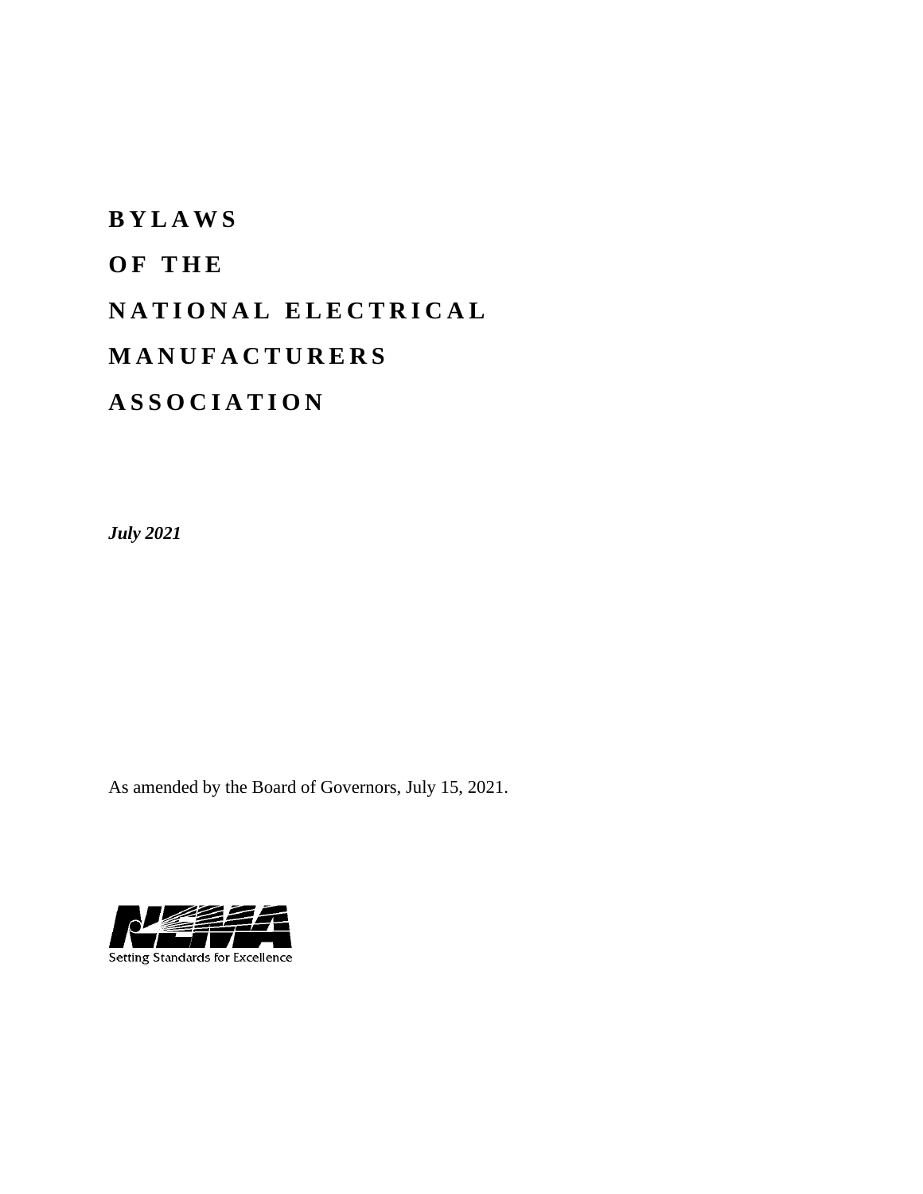# BYLAWS OF THE NATIONAL ELECTRICAL MANUFACTURERS ASSOCIATION

***July 2021***

As amended by the Board of Governors, July 15, 2021.

Setting Standards for Excellence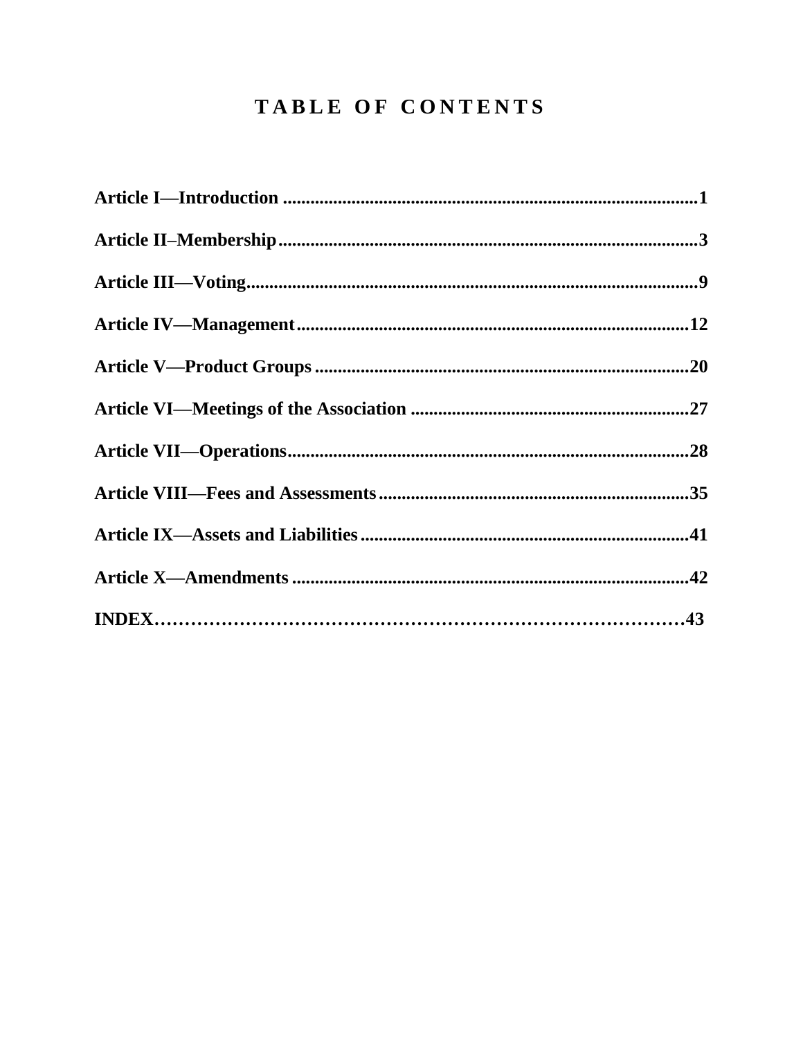# TABLE OF CONTENTS

**Article I—Introduction ........................................................................................1**

**Article II–Membership.........................................................................................3**

**Article III—Voting................................................................................................9**

**Article IV—Management....................................................................................12**

**Article V—Product Groups ................................................................................20**

**Article VI—Meetings of the Association ...........................................................27**

**Article VII—Operations......................................................................................28**

**Article VIII—Fees and Assessments..................................................................35**

**Article IX—Assets and Liabilities.....................................................................41**

**Article X—Amendments ....................................................................................42**

**INDEX……………………………………………………………………………43**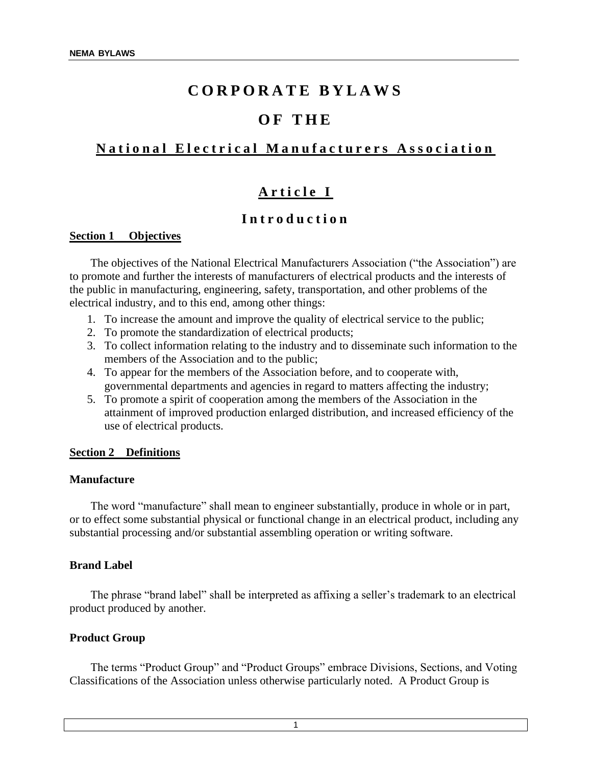# CORPORATE BYLAWS

# OF THE

# National Electrical Manufacturers Association

## Article I

## Introduction

**Section 1 Objectives**

The objectives of the National Electrical Manufacturers Association ("the Association") are to promote and further the interests of manufacturers of electrical products and the interests of the public in manufacturing, engineering, safety, transportation, and other problems of the electrical industry, and to this end, among other things:

1. To increase the amount and improve the quality of electrical service to the public;
2. To promote the standardization of electrical products;
3. To collect information relating to the industry and to disseminate such information to the members of the Association and to the public;
4. To appear for the members of the Association before, and to cooperate with, governmental departments and agencies in regard to matters affecting the industry;
5. To promote a spirit of cooperation among the members of the Association in the attainment of improved production enlarged distribution, and increased efficiency of the use of electrical products.

**Section 2 Definitions**

**Manufacture**

The word "manufacture" shall mean to engineer substantially, produce in whole or in part, or to effect some substantial physical or functional change in an electrical product, including any substantial processing and/or substantial assembling operation or writing software.

**Brand Label**

The phrase "brand label" shall be interpreted as affixing a seller's trademark to an electrical product produced by another.

**Product Group**

The terms "Product Group" and "Product Groups" embrace Divisions, Sections, and Voting Classifications of the Association unless otherwise particularly noted. A Product Group is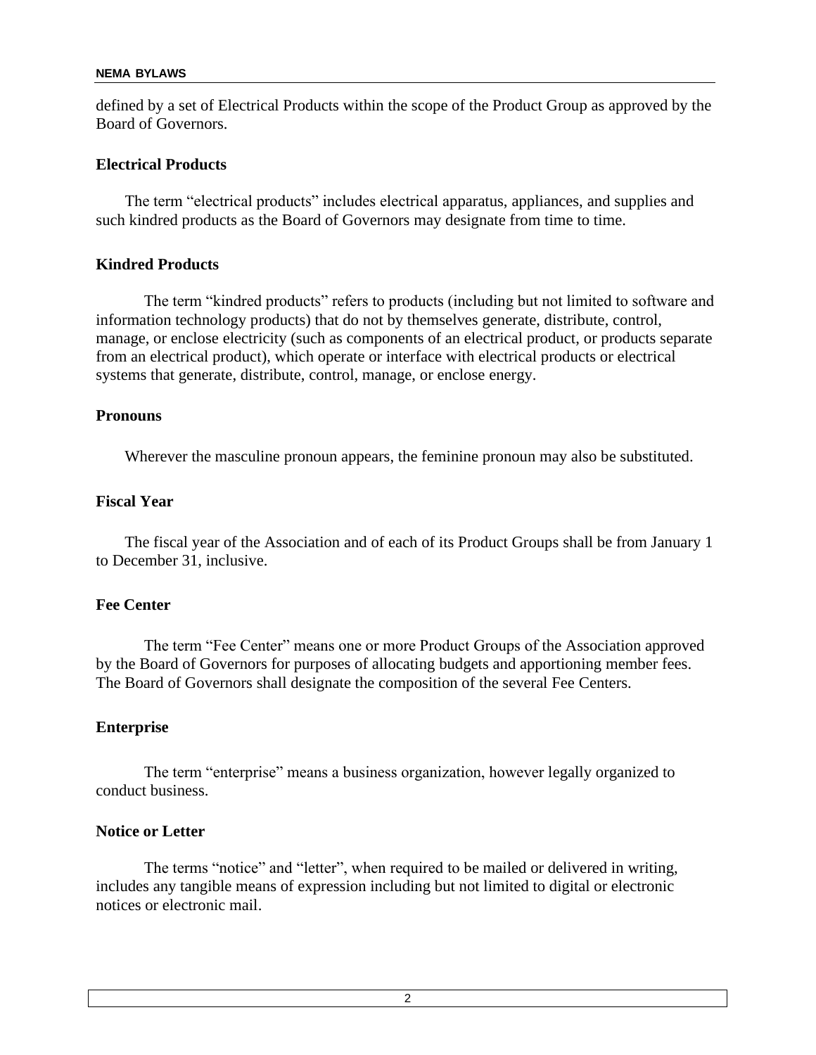defined by a set of Electrical Products within the scope of the Product Group as approved by the Board of Governors.

**Electrical Products**

The term “electrical products” includes electrical apparatus, appliances, and supplies and such kindred products as the Board of Governors may designate from time to time.

**Kindred Products**

The term “kindred products” refers to products (including but not limited to software and information technology products) that do not by themselves generate, distribute, control, manage, or enclose electricity (such as components of an electrical product, or products separate from an electrical product), which operate or interface with electrical products or electrical systems that generate, distribute, control, manage, or enclose energy.

**Pronouns**

Wherever the masculine pronoun appears, the feminine pronoun may also be substituted.

**Fiscal Year**

The fiscal year of the Association and of each of its Product Groups shall be from January 1 to December 31, inclusive.

**Fee Center**

The term “Fee Center” means one or more Product Groups of the Association approved by the Board of Governors for purposes of allocating budgets and apportioning member fees. The Board of Governors shall designate the composition of the several Fee Centers.

**Enterprise**

The term “enterprise” means a business organization, however legally organized to conduct business.

**Notice or Letter**

The terms “notice” and “letter”, when required to be mailed or delivered in writing, includes any tangible means of expression including but not limited to digital or electronic notices or electronic mail.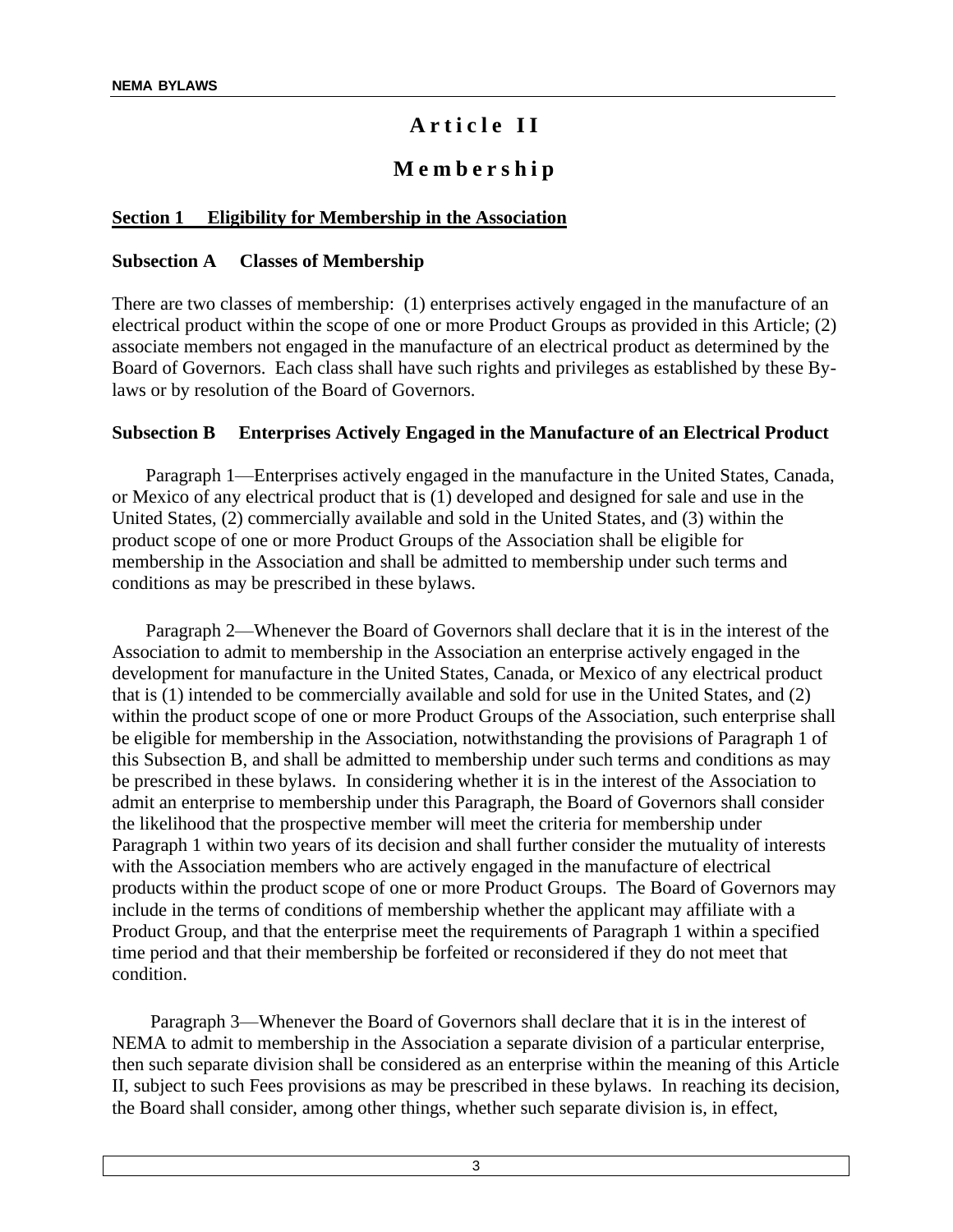# Article II

# Membership

## Section 1 Eligibility for Membership in the Association

### Subsection A Classes of Membership

There are two classes of membership: (1) enterprises actively engaged in the manufacture of an electrical product within the scope of one or more Product Groups as provided in this Article; (2) associate members not engaged in the manufacture of an electrical product as determined by the Board of Governors. Each class shall have such rights and privileges as established by these By-laws or by resolution of the Board of Governors.

### Subsection B Enterprises Actively Engaged in the Manufacture of an Electrical Product

Paragraph 1—Enterprises actively engaged in the manufacture in the United States, Canada, or Mexico of any electrical product that is (1) developed and designed for sale and use in the United States, (2) commercially available and sold in the United States, and (3) within the product scope of one or more Product Groups of the Association shall be eligible for membership in the Association and shall be admitted to membership under such terms and conditions as may be prescribed in these bylaws.

Paragraph 2—Whenever the Board of Governors shall declare that it is in the interest of the Association to admit to membership in the Association an enterprise actively engaged in the development for manufacture in the United States, Canada, or Mexico of any electrical product that is (1) intended to be commercially available and sold for use in the United States, and (2) within the product scope of one or more Product Groups of the Association, such enterprise shall be eligible for membership in the Association, notwithstanding the provisions of Paragraph 1 of this Subsection B, and shall be admitted to membership under such terms and conditions as may be prescribed in these bylaws. In considering whether it is in the interest of the Association to admit an enterprise to membership under this Paragraph, the Board of Governors shall consider the likelihood that the prospective member will meet the criteria for membership under Paragraph 1 within two years of its decision and shall further consider the mutuality of interests with the Association members who are actively engaged in the manufacture of electrical products within the product scope of one or more Product Groups. The Board of Governors may include in the terms of conditions of membership whether the applicant may affiliate with a Product Group, and that the enterprise meet the requirements of Paragraph 1 within a specified time period and that their membership be forfeited or reconsidered if they do not meet that condition.

Paragraph 3—Whenever the Board of Governors shall declare that it is in the interest of NEMA to admit to membership in the Association a separate division of a particular enterprise, then such separate division shall be considered as an enterprise within the meaning of this Article II, subject to such Fees provisions as may be prescribed in these bylaws. In reaching its decision, the Board shall consider, among other things, whether such separate division is, in effect,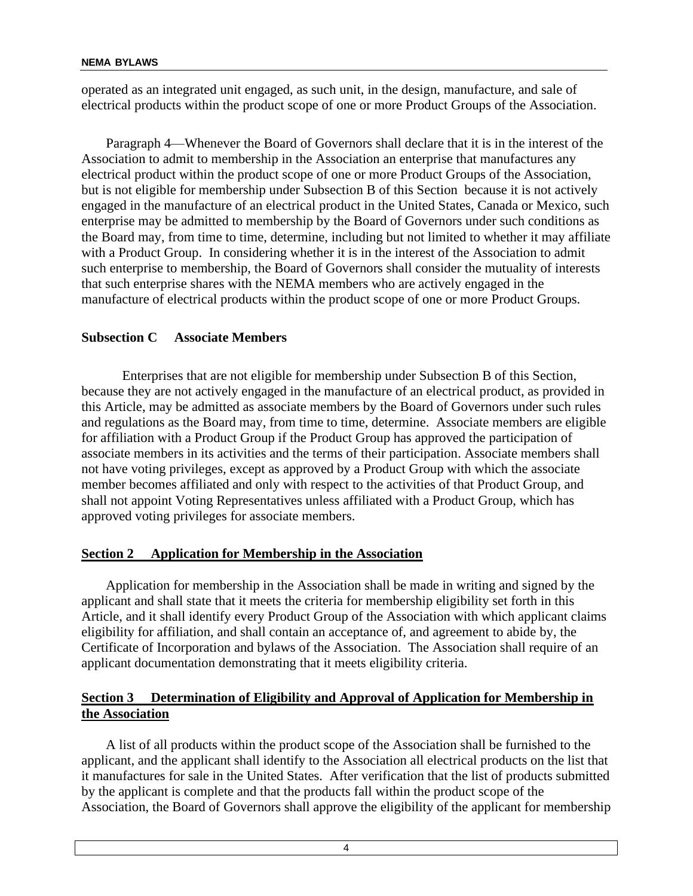operated as an integrated unit engaged, as such unit, in the design, manufacture, and sale of electrical products within the product scope of one or more Product Groups of the Association.

Paragraph 4—Whenever the Board of Governors shall declare that it is in the interest of the Association to admit to membership in the Association an enterprise that manufactures any electrical product within the product scope of one or more Product Groups of the Association, but is not eligible for membership under Subsection B of this Section because it is not actively engaged in the manufacture of an electrical product in the United States, Canada or Mexico, such enterprise may be admitted to membership by the Board of Governors under such conditions as the Board may, from time to time, determine, including but not limited to whether it may affiliate with a Product Group. In considering whether it is in the interest of the Association to admit such enterprise to membership, the Board of Governors shall consider the mutuality of interests that such enterprise shares with the NEMA members who are actively engaged in the manufacture of electrical products within the product scope of one or more Product Groups.

**Subsection C Associate Members**

Enterprises that are not eligible for membership under Subsection B of this Section, because they are not actively engaged in the manufacture of an electrical product, as provided in this Article, may be admitted as associate members by the Board of Governors under such rules and regulations as the Board may, from time to time, determine. Associate members are eligible for affiliation with a Product Group if the Product Group has approved the participation of associate members in its activities and the terms of their participation. Associate members shall not have voting privileges, except as approved by a Product Group with which the associate member becomes affiliated and only with respect to the activities of that Product Group, and shall not appoint Voting Representatives unless affiliated with a Product Group, which has approved voting privileges for associate members.

## Section 2 Application for Membership in the Association

Application for membership in the Association shall be made in writing and signed by the applicant and shall state that it meets the criteria for membership eligibility set forth in this Article, and it shall identify every Product Group of the Association with which applicant claims eligibility for affiliation, and shall contain an acceptance of, and agreement to abide by, the Certificate of Incorporation and bylaws of the Association. The Association shall require of an applicant documentation demonstrating that it meets eligibility criteria.

## Section 3 Determination of Eligibility and Approval of Application for Membership in the Association

A list of all products within the product scope of the Association shall be furnished to the applicant, and the applicant shall identify to the Association all electrical products on the list that it manufactures for sale in the United States. After verification that the list of products submitted by the applicant is complete and that the products fall within the product scope of the Association, the Board of Governors shall approve the eligibility of the applicant for membership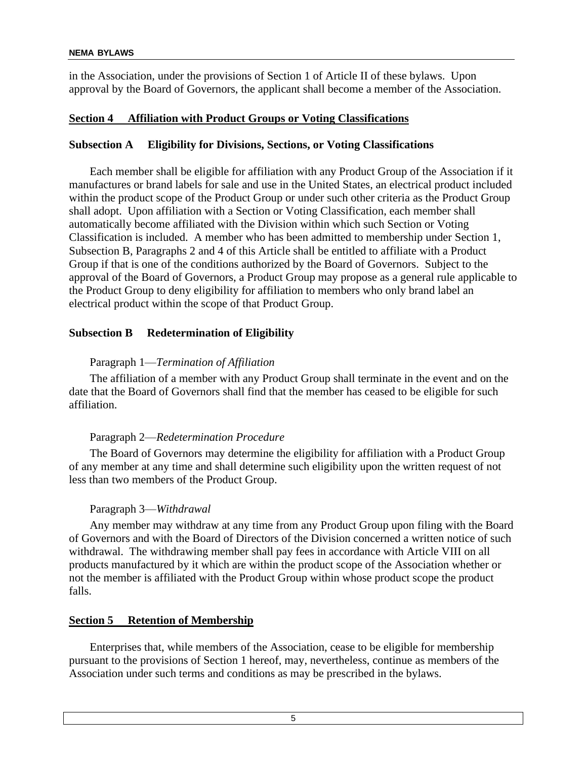in the Association, under the provisions of Section 1 of Article II of these bylaws. Upon approval by the Board of Governors, the applicant shall become a member of the Association.

## Section 4 Affiliation with Product Groups or Voting Classifications

### Subsection A Eligibility for Divisions, Sections, or Voting Classifications

Each member shall be eligible for affiliation with any Product Group of the Association if it manufactures or brand labels for sale and use in the United States, an electrical product included within the product scope of the Product Group or under such other criteria as the Product Group shall adopt. Upon affiliation with a Section or Voting Classification, each member shall automatically become affiliated with the Division within which such Section or Voting Classification is included. A member who has been admitted to membership under Section 1, Subsection B, Paragraphs 2 and 4 of this Article shall be entitled to affiliate with a Product Group if that is one of the conditions authorized by the Board of Governors. Subject to the approval of the Board of Governors, a Product Group may propose as a general rule applicable to the Product Group to deny eligibility for affiliation to members who only brand label an electrical product within the scope of that Product Group.

### Subsection B Redetermination of Eligibility

Paragraph 1—*Termination of Affiliation*

The affiliation of a member with any Product Group shall terminate in the event and on the date that the Board of Governors shall find that the member has ceased to be eligible for such affiliation.

Paragraph 2—*Redetermination Procedure*

The Board of Governors may determine the eligibility for affiliation with a Product Group of any member at any time and shall determine such eligibility upon the written request of not less than two members of the Product Group.

Paragraph 3—*Withdrawal*

Any member may withdraw at any time from any Product Group upon filing with the Board of Governors and with the Board of Directors of the Division concerned a written notice of such withdrawal. The withdrawing member shall pay fees in accordance with Article VIII on all products manufactured by it which are within the product scope of the Association whether or not the member is affiliated with the Product Group within whose product scope the product falls.

## Section 5 Retention of Membership

Enterprises that, while members of the Association, cease to be eligible for membership pursuant to the provisions of Section 1 hereof, may, nevertheless, continue as members of the Association under such terms and conditions as may be prescribed in the bylaws.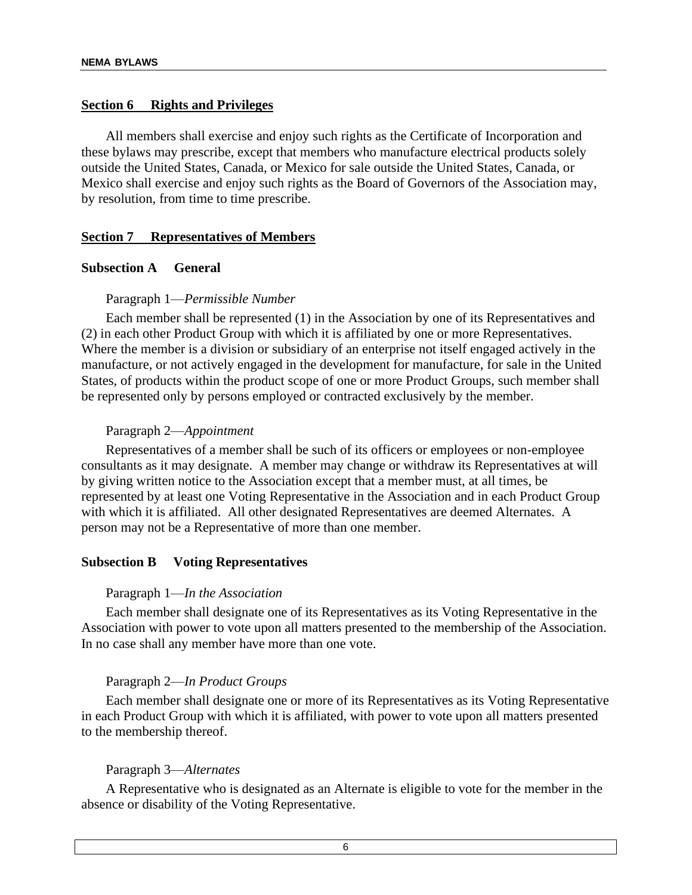## Section 6 Rights and Privileges

All members shall exercise and enjoy such rights as the Certificate of Incorporation and these bylaws may prescribe, except that members who manufacture electrical products solely outside the United States, Canada, or Mexico for sale outside the United States, Canada, or Mexico shall exercise and enjoy such rights as the Board of Governors of the Association may, by resolution, from time to time prescribe.

## Section 7 Representatives of Members

### Subsection A General

Paragraph 1—*Permissible Number*

Each member shall be represented (1) in the Association by one of its Representatives and (2) in each other Product Group with which it is affiliated by one or more Representatives. Where the member is a division or subsidiary of an enterprise not itself engaged actively in the manufacture, or not actively engaged in the development for manufacture, for sale in the United States, of products within the product scope of one or more Product Groups, such member shall be represented only by persons employed or contracted exclusively by the member.

Paragraph 2—*Appointment*

Representatives of a member shall be such of its officers or employees or non-employee consultants as it may designate. A member may change or withdraw its Representatives at will by giving written notice to the Association except that a member must, at all times, be represented by at least one Voting Representative in the Association and in each Product Group with which it is affiliated. All other designated Representatives are deemed Alternates. A person may not be a Representative of more than one member.

### Subsection B Voting Representatives

Paragraph 1—*In the Association*

Each member shall designate one of its Representatives as its Voting Representative in the Association with power to vote upon all matters presented to the membership of the Association. In no case shall any member have more than one vote.

Paragraph 2—*In Product Groups*

Each member shall designate one or more of its Representatives as its Voting Representative in each Product Group with which it is affiliated, with power to vote upon all matters presented to the membership thereof.

Paragraph 3—*Alternates*

A Representative who is designated as an Alternate is eligible to vote for the member in the absence or disability of the Voting Representative.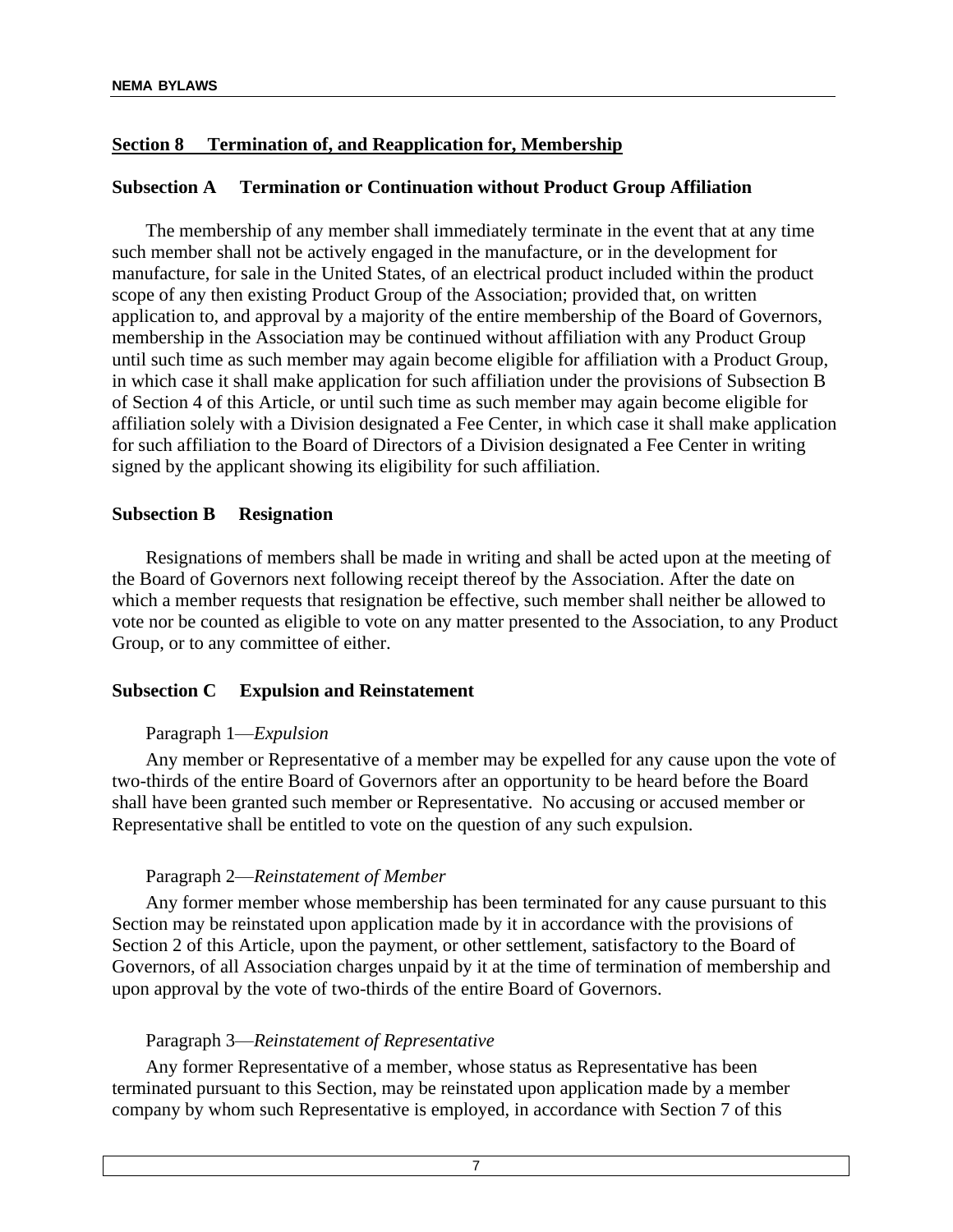## Section 8 Termination of, and Reapplication for, Membership

### Subsection A Termination or Continuation without Product Group Affiliation

The membership of any member shall immediately terminate in the event that at any time such member shall not be actively engaged in the manufacture, or in the development for manufacture, for sale in the United States, of an electrical product included within the product scope of any then existing Product Group of the Association; provided that, on written application to, and approval by a majority of the entire membership of the Board of Governors, membership in the Association may be continued without affiliation with any Product Group until such time as such member may again become eligible for affiliation with a Product Group, in which case it shall make application for such affiliation under the provisions of Subsection B of Section 4 of this Article, or until such time as such member may again become eligible for affiliation solely with a Division designated a Fee Center, in which case it shall make application for such affiliation to the Board of Directors of a Division designated a Fee Center in writing signed by the applicant showing its eligibility for such affiliation.

### Subsection B Resignation

Resignations of members shall be made in writing and shall be acted upon at the meeting of the Board of Governors next following receipt thereof by the Association. After the date on which a member requests that resignation be effective, such member shall neither be allowed to vote nor be counted as eligible to vote on any matter presented to the Association, to any Product Group, or to any committee of either.

### Subsection C Expulsion and Reinstatement

Paragraph 1—*Expulsion*

Any member or Representative of a member may be expelled for any cause upon the vote of two-thirds of the entire Board of Governors after an opportunity to be heard before the Board shall have been granted such member or Representative. No accusing or accused member or Representative shall be entitled to vote on the question of any such expulsion.

Paragraph 2—*Reinstatement of Member*

Any former member whose membership has been terminated for any cause pursuant to this Section may be reinstated upon application made by it in accordance with the provisions of Section 2 of this Article, upon the payment, or other settlement, satisfactory to the Board of Governors, of all Association charges unpaid by it at the time of termination of membership and upon approval by the vote of two-thirds of the entire Board of Governors.

Paragraph 3—*Reinstatement of Representative*

Any former Representative of a member, whose status as Representative has been terminated pursuant to this Section, may be reinstated upon application made by a member company by whom such Representative is employed, in accordance with Section 7 of this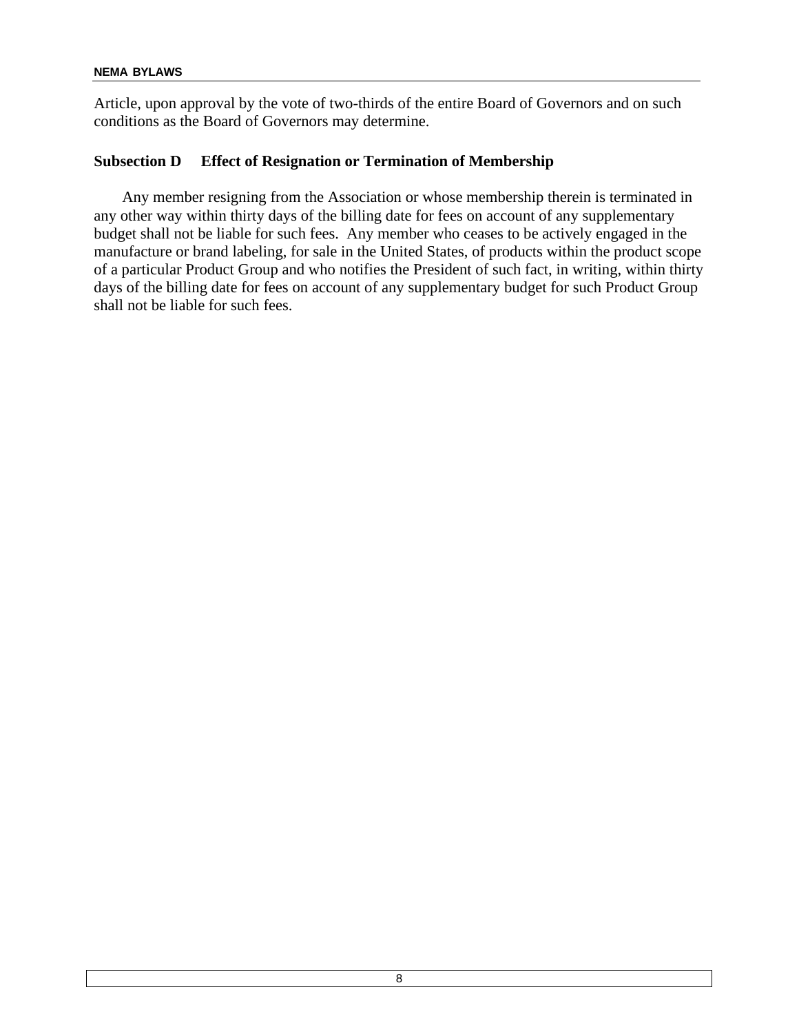Article, upon approval by the vote of two-thirds of the entire Board of Governors and on such conditions as the Board of Governors may determine.

### Subsection D     Effect of Resignation or Termination of Membership

Any member resigning from the Association or whose membership therein is terminated in any other way within thirty days of the billing date for fees on account of any supplementary budget shall not be liable for such fees.  Any member who ceases to be actively engaged in the manufacture or brand labeling, for sale in the United States, of products within the product scope of a particular Product Group and who notifies the President of such fact, in writing, within thirty days of the billing date for fees on account of any supplementary budget for such Product Group shall not be liable for such fees.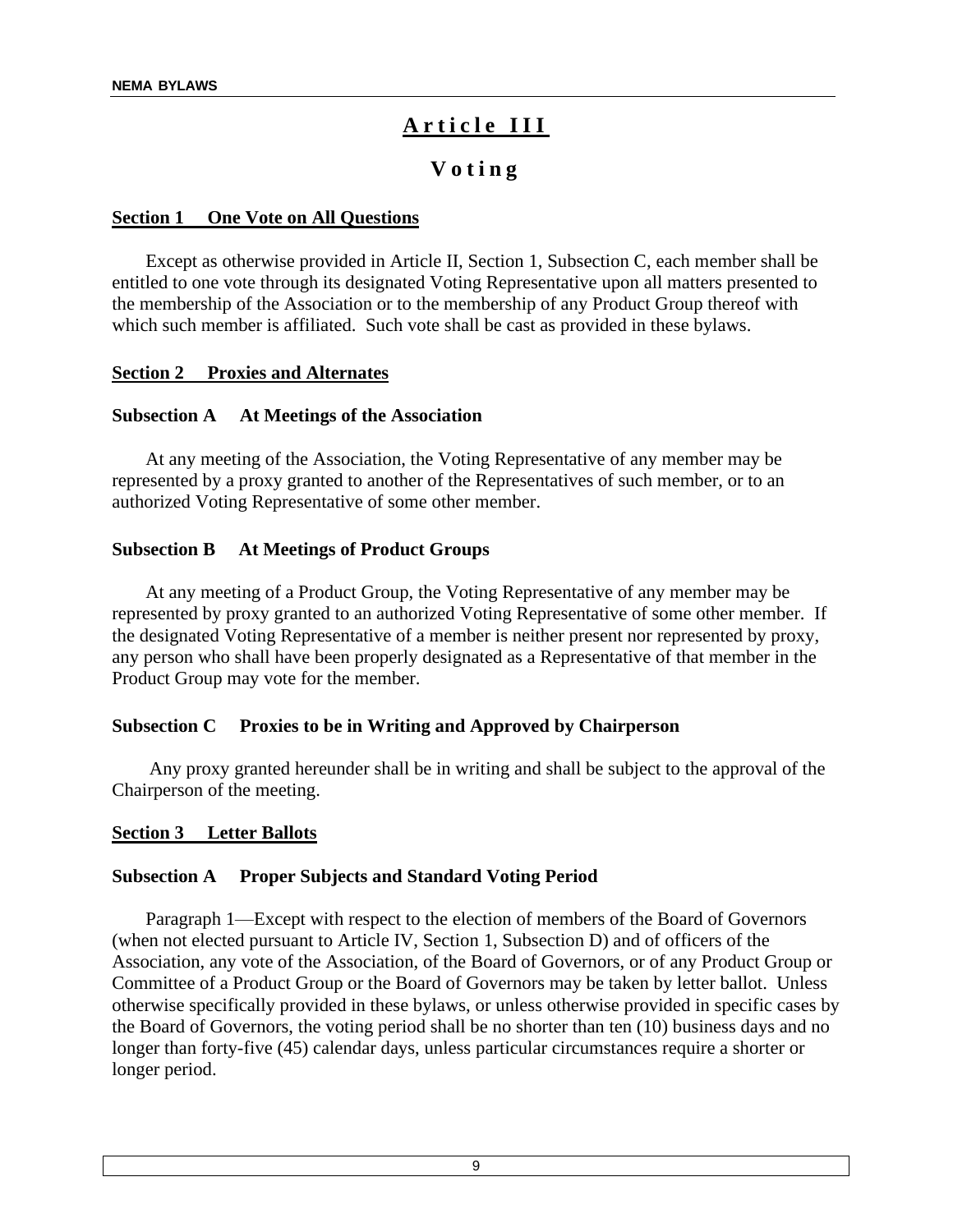# Article III

## Voting

### Section 1 One Vote on All Questions

Except as otherwise provided in Article II, Section 1, Subsection C, each member shall be entitled to one vote through its designated Voting Representative upon all matters presented to the membership of the Association or to the membership of any Product Group thereof with which such member is affiliated. Such vote shall be cast as provided in these bylaws.

### Section 2 Proxies and Alternates

#### Subsection A At Meetings of the Association

At any meeting of the Association, the Voting Representative of any member may be represented by a proxy granted to another of the Representatives of such member, or to an authorized Voting Representative of some other member.

#### Subsection B At Meetings of Product Groups

At any meeting of a Product Group, the Voting Representative of any member may be represented by proxy granted to an authorized Voting Representative of some other member. If the designated Voting Representative of a member is neither present nor represented by proxy, any person who shall have been properly designated as a Representative of that member in the Product Group may vote for the member.

#### Subsection C Proxies to be in Writing and Approved by Chairperson

Any proxy granted hereunder shall be in writing and shall be subject to the approval of the Chairperson of the meeting.

### Section 3 Letter Ballots

#### Subsection A Proper Subjects and Standard Voting Period

Paragraph 1—Except with respect to the election of members of the Board of Governors (when not elected pursuant to Article IV, Section 1, Subsection D) and of officers of the Association, any vote of the Association, of the Board of Governors, or of any Product Group or Committee of a Product Group or the Board of Governors may be taken by letter ballot. Unless otherwise specifically provided in these bylaws, or unless otherwise provided in specific cases by the Board of Governors, the voting period shall be no shorter than ten (10) business days and no longer than forty-five (45) calendar days, unless particular circumstances require a shorter or longer period.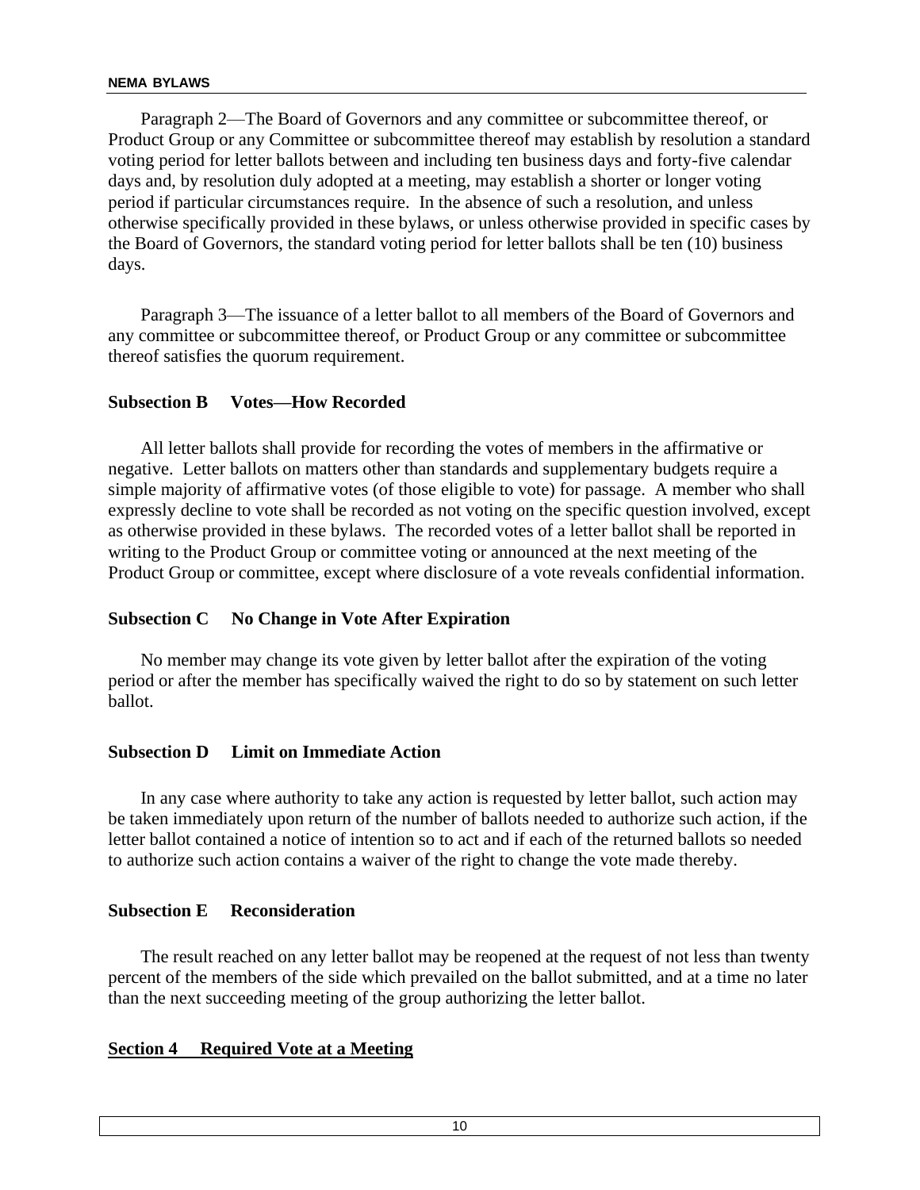Paragraph 2—The Board of Governors and any committee or subcommittee thereof, or Product Group or any Committee or subcommittee thereof may establish by resolution a standard voting period for letter ballots between and including ten business days and forty-five calendar days and, by resolution duly adopted at a meeting, may establish a shorter or longer voting period if particular circumstances require. In the absence of such a resolution, and unless otherwise specifically provided in these bylaws, or unless otherwise provided in specific cases by the Board of Governors, the standard voting period for letter ballots shall be ten (10) business days.

Paragraph 3—The issuance of a letter ballot to all members of the Board of Governors and any committee or subcommittee thereof, or Product Group or any committee or subcommittee thereof satisfies the quorum requirement.

**Subsection B Votes—How Recorded**

All letter ballots shall provide for recording the votes of members in the affirmative or negative. Letter ballots on matters other than standards and supplementary budgets require a simple majority of affirmative votes (of those eligible to vote) for passage. A member who shall expressly decline to vote shall be recorded as not voting on the specific question involved, except as otherwise provided in these bylaws. The recorded votes of a letter ballot shall be reported in writing to the Product Group or committee voting or announced at the next meeting of the Product Group or committee, except where disclosure of a vote reveals confidential information.

**Subsection C No Change in Vote After Expiration**

No member may change its vote given by letter ballot after the expiration of the voting period or after the member has specifically waived the right to do so by statement on such letter ballot.

**Subsection D Limit on Immediate Action**

In any case where authority to take any action is requested by letter ballot, such action may be taken immediately upon return of the number of ballots needed to authorize such action, if the letter ballot contained a notice of intention so to act and if each of the returned ballots so needed to authorize such action contains a waiver of the right to change the vote made thereby.

**Subsection E Reconsideration**

The result reached on any letter ballot may be reopened at the request of not less than twenty percent of the members of the side which prevailed on the ballot submitted, and at a time no later than the next succeeding meeting of the group authorizing the letter ballot.

**Section 4 Required Vote at a Meeting**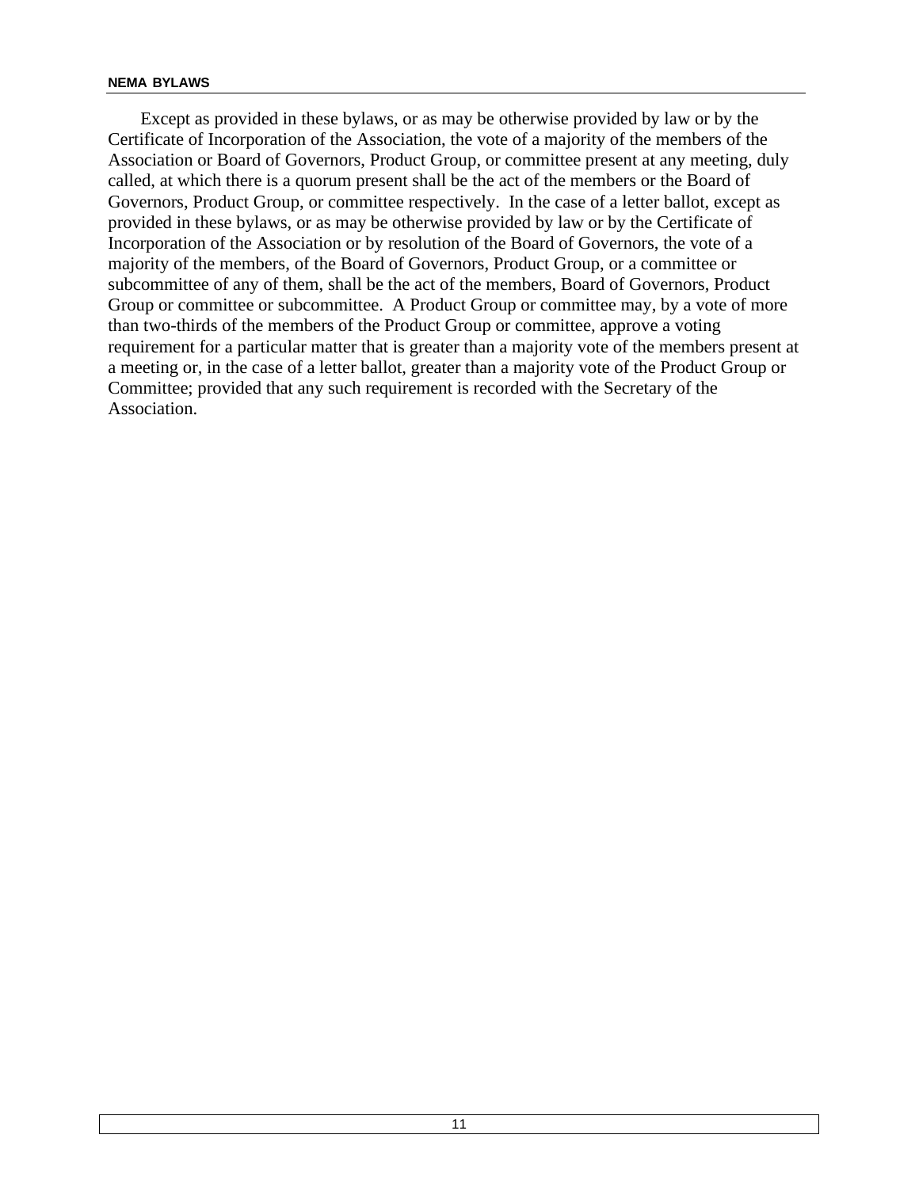Except as provided in these bylaws, or as may be otherwise provided by law or by the Certificate of Incorporation of the Association, the vote of a majority of the members of the Association or Board of Governors, Product Group, or committee present at any meeting, duly called, at which there is a quorum present shall be the act of the members or the Board of Governors, Product Group, or committee respectively. In the case of a letter ballot, except as provided in these bylaws, or as may be otherwise provided by law or by the Certificate of Incorporation of the Association or by resolution of the Board of Governors, the vote of a majority of the members, of the Board of Governors, Product Group, or a committee or subcommittee of any of them, shall be the act of the members, Board of Governors, Product Group or committee or subcommittee. A Product Group or committee may, by a vote of more than two-thirds of the members of the Product Group or committee, approve a voting requirement for a particular matter that is greater than a majority vote of the members present at a meeting or, in the case of a letter ballot, greater than a majority vote of the Product Group or Committee; provided that any such requirement is recorded with the Secretary of the Association.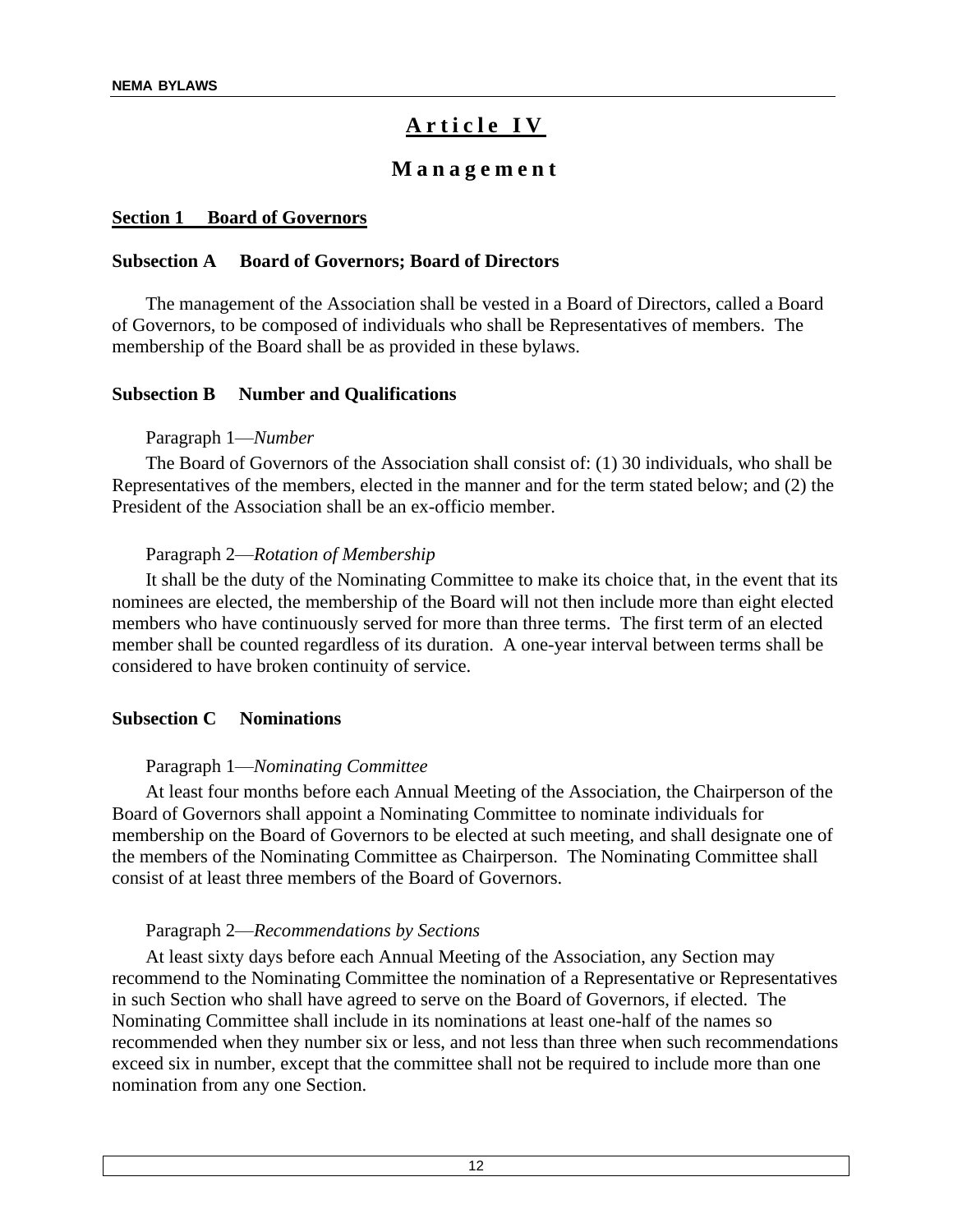# Article IV

## Management

### Section 1 Board of Governors

#### Subsection A Board of Governors; Board of Directors

The management of the Association shall be vested in a Board of Directors, called a Board of Governors, to be composed of individuals who shall be Representatives of members. The membership of the Board shall be as provided in these bylaws.

#### Subsection B Number and Qualifications

Paragraph 1—*Number*

The Board of Governors of the Association shall consist of: (1) 30 individuals, who shall be Representatives of the members, elected in the manner and for the term stated below; and (2) the President of the Association shall be an ex-officio member.

Paragraph 2—*Rotation of Membership*

It shall be the duty of the Nominating Committee to make its choice that, in the event that its nominees are elected, the membership of the Board will not then include more than eight elected members who have continuously served for more than three terms. The first term of an elected member shall be counted regardless of its duration. A one-year interval between terms shall be considered to have broken continuity of service.

#### Subsection C Nominations

Paragraph 1—*Nominating Committee*

At least four months before each Annual Meeting of the Association, the Chairperson of the Board of Governors shall appoint a Nominating Committee to nominate individuals for membership on the Board of Governors to be elected at such meeting, and shall designate one of the members of the Nominating Committee as Chairperson. The Nominating Committee shall consist of at least three members of the Board of Governors.

Paragraph 2—*Recommendations by Sections*

At least sixty days before each Annual Meeting of the Association, any Section may recommend to the Nominating Committee the nomination of a Representative or Representatives in such Section who shall have agreed to serve on the Board of Governors, if elected. The Nominating Committee shall include in its nominations at least one-half of the names so recommended when they number six or less, and not less than three when such recommendations exceed six in number, except that the committee shall not be required to include more than one nomination from any one Section.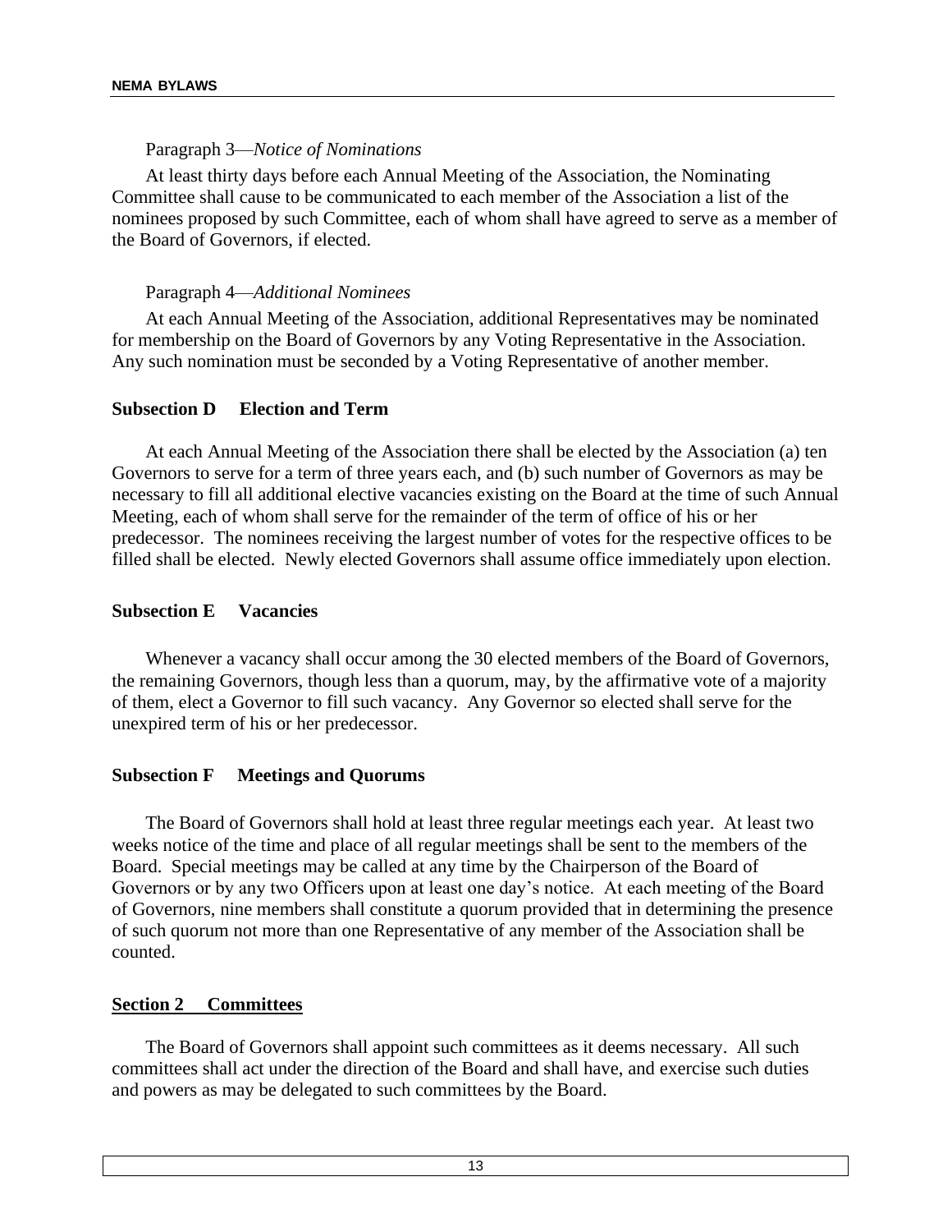Paragraph 3—*Notice of Nominations*

At least thirty days before each Annual Meeting of the Association, the Nominating Committee shall cause to be communicated to each member of the Association a list of the nominees proposed by such Committee, each of whom shall have agreed to serve as a member of the Board of Governors, if elected.

Paragraph 4—*Additional Nominees*

At each Annual Meeting of the Association, additional Representatives may be nominated for membership on the Board of Governors by any Voting Representative in the Association. Any such nomination must be seconded by a Voting Representative of another member.

**Subsection D Election and Term**

At each Annual Meeting of the Association there shall be elected by the Association (a) ten Governors to serve for a term of three years each, and (b) such number of Governors as may be necessary to fill all additional elective vacancies existing on the Board at the time of such Annual Meeting, each of whom shall serve for the remainder of the term of office of his or her predecessor. The nominees receiving the largest number of votes for the respective offices to be filled shall be elected. Newly elected Governors shall assume office immediately upon election.

**Subsection E Vacancies**

Whenever a vacancy shall occur among the 30 elected members of the Board of Governors, the remaining Governors, though less than a quorum, may, by the affirmative vote of a majority of them, elect a Governor to fill such vacancy. Any Governor so elected shall serve for the unexpired term of his or her predecessor.

**Subsection F Meetings and Quorums**

The Board of Governors shall hold at least three regular meetings each year. At least two weeks notice of the time and place of all regular meetings shall be sent to the members of the Board. Special meetings may be called at any time by the Chairperson of the Board of Governors or by any two Officers upon at least one day's notice. At each meeting of the Board of Governors, nine members shall constitute a quorum provided that in determining the presence of such quorum not more than one Representative of any member of the Association shall be counted.

## Section 2 Committees

The Board of Governors shall appoint such committees as it deems necessary. All such committees shall act under the direction of the Board and shall have, and exercise such duties and powers as may be delegated to such committees by the Board.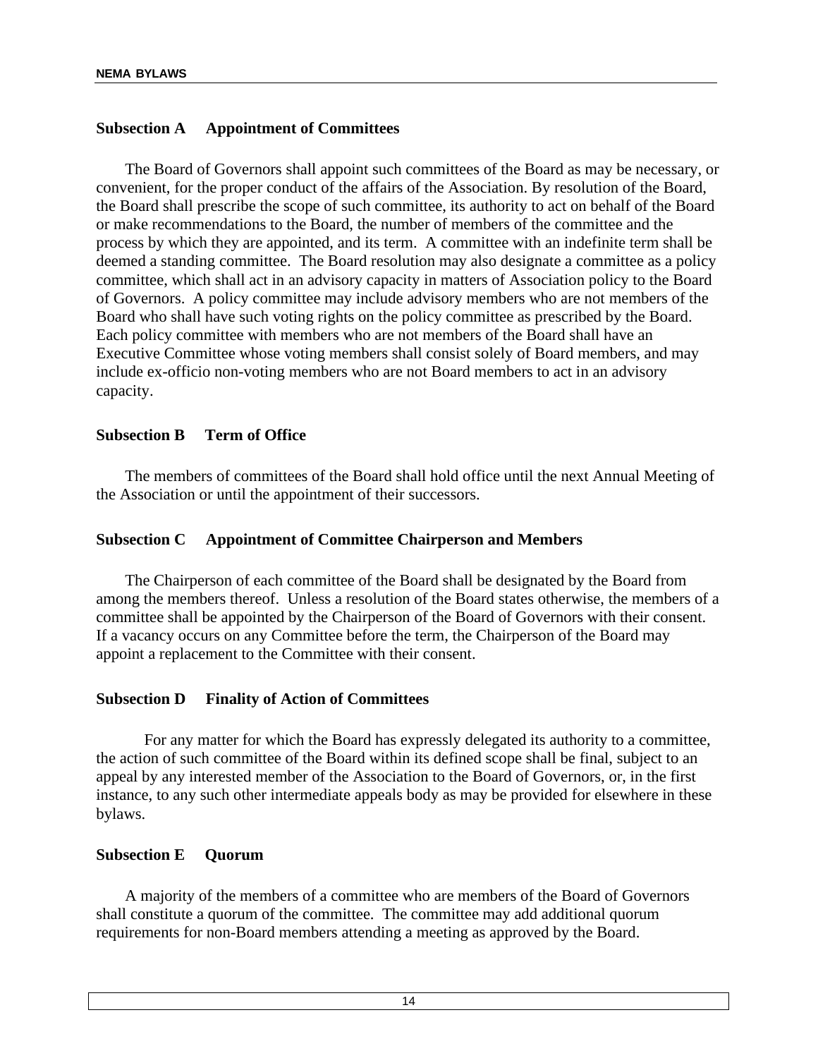### Subsection A Appointment of Committees

The Board of Governors shall appoint such committees of the Board as may be necessary, or convenient, for the proper conduct of the affairs of the Association. By resolution of the Board, the Board shall prescribe the scope of such committee, its authority to act on behalf of the Board or make recommendations to the Board, the number of members of the committee and the process by which they are appointed, and its term. A committee with an indefinite term shall be deemed a standing committee. The Board resolution may also designate a committee as a policy committee, which shall act in an advisory capacity in matters of Association policy to the Board of Governors. A policy committee may include advisory members who are not members of the Board who shall have such voting rights on the policy committee as prescribed by the Board. Each policy committee with members who are not members of the Board shall have an Executive Committee whose voting members shall consist solely of Board members, and may include ex-officio non-voting members who are not Board members to act in an advisory capacity.

### Subsection B Term of Office

The members of committees of the Board shall hold office until the next Annual Meeting of the Association or until the appointment of their successors.

### Subsection C Appointment of Committee Chairperson and Members

The Chairperson of each committee of the Board shall be designated by the Board from among the members thereof. Unless a resolution of the Board states otherwise, the members of a committee shall be appointed by the Chairperson of the Board of Governors with their consent. If a vacancy occurs on any Committee before the term, the Chairperson of the Board may appoint a replacement to the Committee with their consent.

### Subsection D Finality of Action of Committees

For any matter for which the Board has expressly delegated its authority to a committee, the action of such committee of the Board within its defined scope shall be final, subject to an appeal by any interested member of the Association to the Board of Governors, or, in the first instance, to any such other intermediate appeals body as may be provided for elsewhere in these bylaws.

### Subsection E Quorum

A majority of the members of a committee who are members of the Board of Governors shall constitute a quorum of the committee. The committee may add additional quorum requirements for non-Board members attending a meeting as approved by the Board.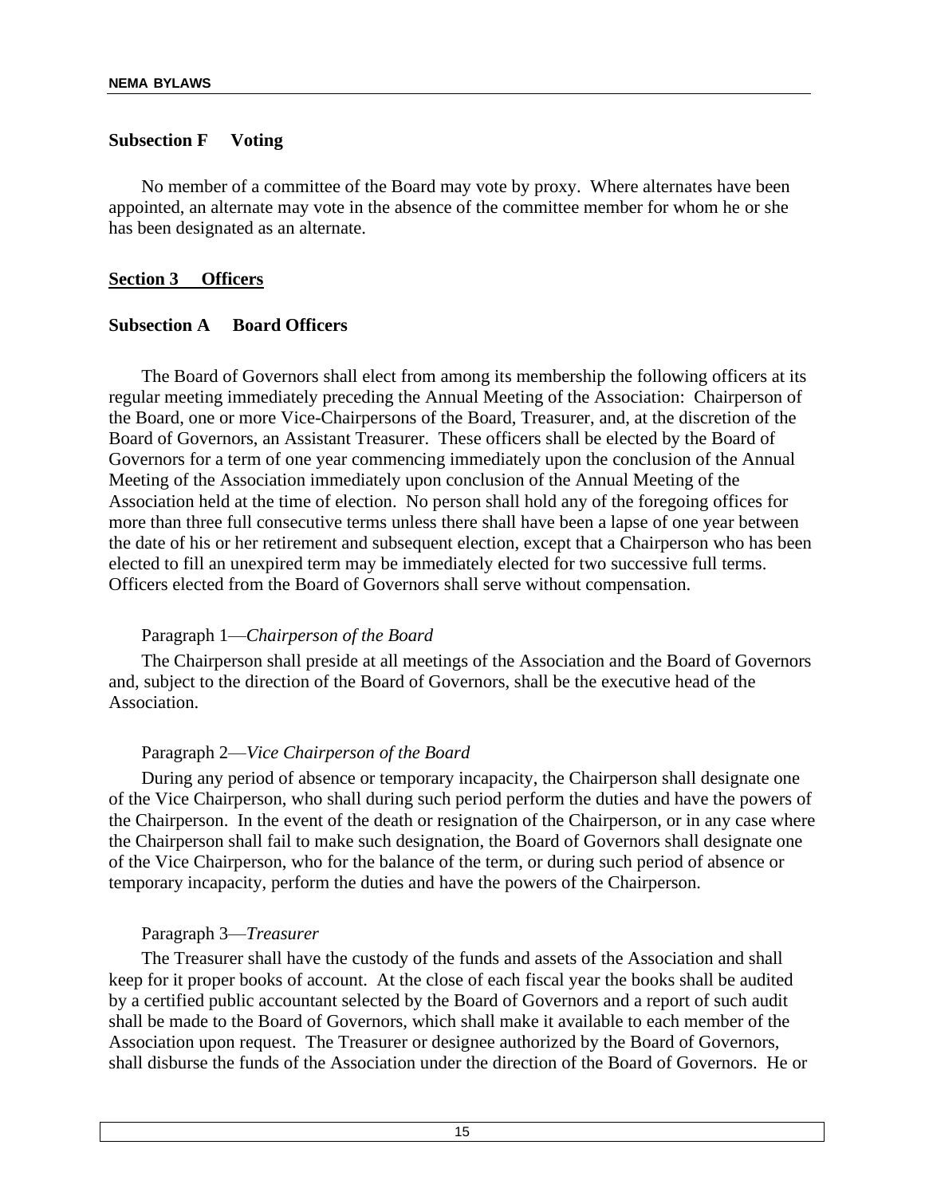### Subsection F Voting

No member of a committee of the Board may vote by proxy. Where alternates have been appointed, an alternate may vote in the absence of the committee member for whom he or she has been designated as an alternate.

## Section 3 Officers

### Subsection A Board Officers

The Board of Governors shall elect from among its membership the following officers at its regular meeting immediately preceding the Annual Meeting of the Association: Chairperson of the Board, one or more Vice-Chairpersons of the Board, Treasurer, and, at the discretion of the Board of Governors, an Assistant Treasurer. These officers shall be elected by the Board of Governors for a term of one year commencing immediately upon the conclusion of the Annual Meeting of the Association immediately upon conclusion of the Annual Meeting of the Association held at the time of election. No person shall hold any of the foregoing offices for more than three full consecutive terms unless there shall have been a lapse of one year between the date of his or her retirement and subsequent election, except that a Chairperson who has been elected to fill an unexpired term may be immediately elected for two successive full terms. Officers elected from the Board of Governors shall serve without compensation.

Paragraph 1—*Chairperson of the Board*

The Chairperson shall preside at all meetings of the Association and the Board of Governors and, subject to the direction of the Board of Governors, shall be the executive head of the Association.

Paragraph 2—*Vice Chairperson of the Board*

During any period of absence or temporary incapacity, the Chairperson shall designate one of the Vice Chairperson, who shall during such period perform the duties and have the powers of the Chairperson. In the event of the death or resignation of the Chairperson, or in any case where the Chairperson shall fail to make such designation, the Board of Governors shall designate one of the Vice Chairperson, who for the balance of the term, or during such period of absence or temporary incapacity, perform the duties and have the powers of the Chairperson.

Paragraph 3—*Treasurer*

The Treasurer shall have the custody of the funds and assets of the Association and shall keep for it proper books of account. At the close of each fiscal year the books shall be audited by a certified public accountant selected by the Board of Governors and a report of such audit shall be made to the Board of Governors, which shall make it available to each member of the Association upon request. The Treasurer or designee authorized by the Board of Governors, shall disburse the funds of the Association under the direction of the Board of Governors. He or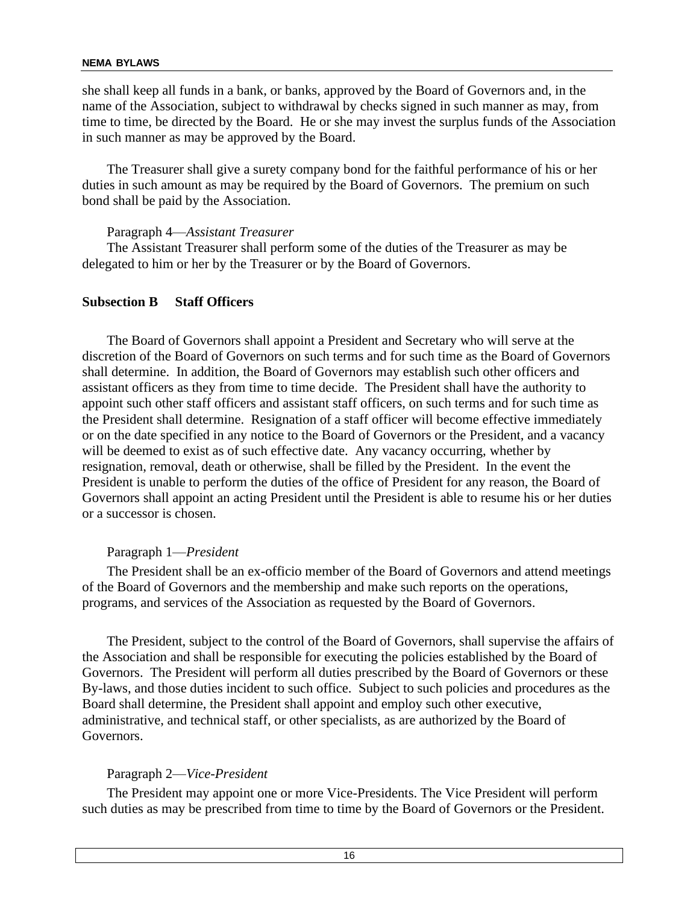she shall keep all funds in a bank, or banks, approved by the Board of Governors and, in the name of the Association, subject to withdrawal by checks signed in such manner as may, from time to time, be directed by the Board. He or she may invest the surplus funds of the Association in such manner as may be approved by the Board.

The Treasurer shall give a surety company bond for the faithful performance of his or her duties in such amount as may be required by the Board of Governors. The premium on such bond shall be paid by the Association.

Paragraph 4—*Assistant Treasurer*

The Assistant Treasurer shall perform some of the duties of the Treasurer as may be delegated to him or her by the Treasurer or by the Board of Governors.

**Subsection B Staff Officers**

The Board of Governors shall appoint a President and Secretary who will serve at the discretion of the Board of Governors on such terms and for such time as the Board of Governors shall determine. In addition, the Board of Governors may establish such other officers and assistant officers as they from time to time decide. The President shall have the authority to appoint such other staff officers and assistant staff officers, on such terms and for such time as the President shall determine. Resignation of a staff officer will become effective immediately or on the date specified in any notice to the Board of Governors or the President, and a vacancy will be deemed to exist as of such effective date. Any vacancy occurring, whether by resignation, removal, death or otherwise, shall be filled by the President. In the event the President is unable to perform the duties of the office of President for any reason, the Board of Governors shall appoint an acting President until the President is able to resume his or her duties or a successor is chosen.

Paragraph 1—*President*

The President shall be an ex-officio member of the Board of Governors and attend meetings of the Board of Governors and the membership and make such reports on the operations, programs, and services of the Association as requested by the Board of Governors.

The President, subject to the control of the Board of Governors, shall supervise the affairs of the Association and shall be responsible for executing the policies established by the Board of Governors. The President will perform all duties prescribed by the Board of Governors or these By-laws, and those duties incident to such office. Subject to such policies and procedures as the Board shall determine, the President shall appoint and employ such other executive, administrative, and technical staff, or other specialists, as are authorized by the Board of Governors.

Paragraph 2—*Vice-President*

The President may appoint one or more Vice-Presidents. The Vice President will perform such duties as may be prescribed from time to time by the Board of Governors or the President.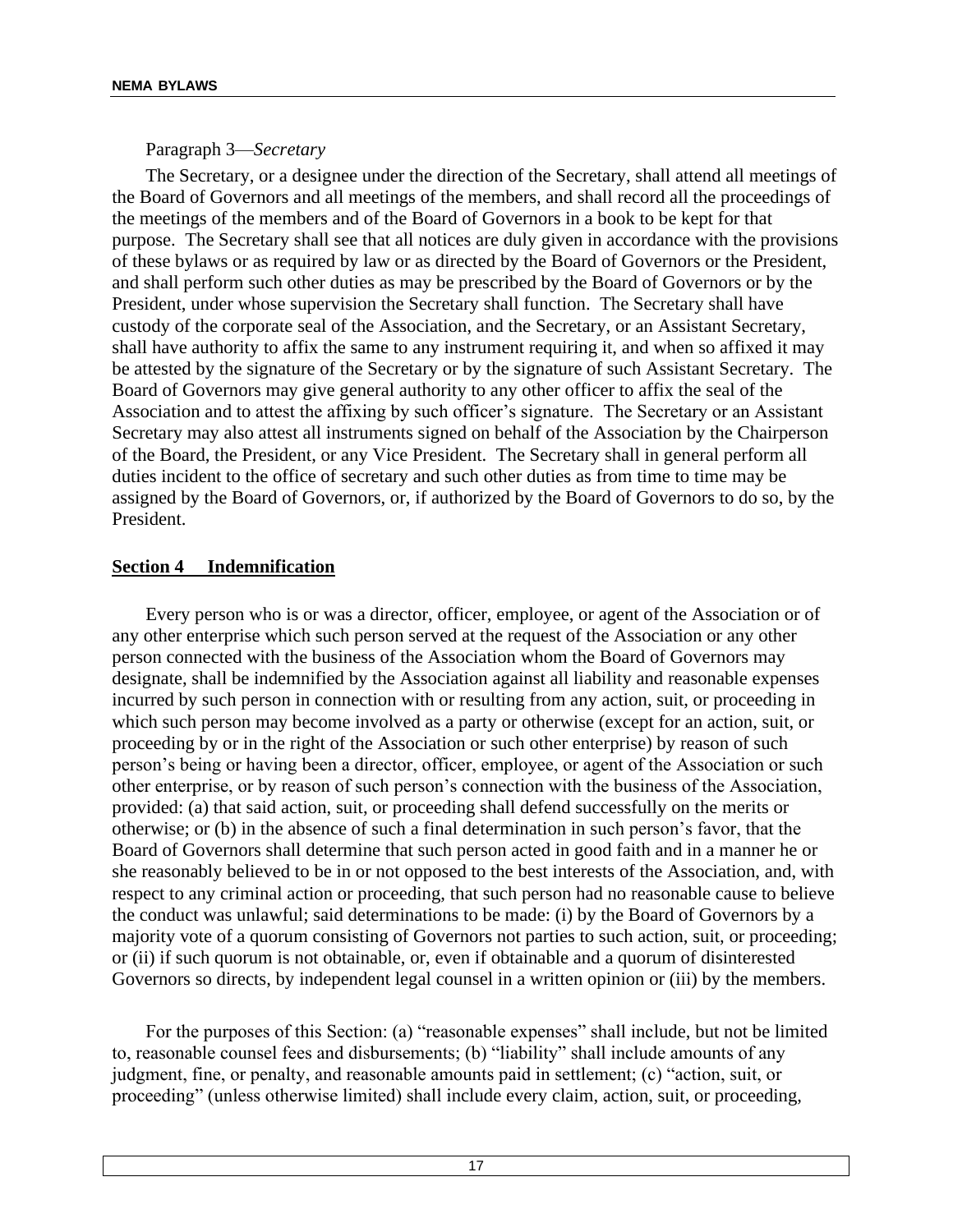Paragraph 3—*Secretary*

The Secretary, or a designee under the direction of the Secretary, shall attend all meetings of the Board of Governors and all meetings of the members, and shall record all the proceedings of the meetings of the members and of the Board of Governors in a book to be kept for that purpose. The Secretary shall see that all notices are duly given in accordance with the provisions of these bylaws or as required by law or as directed by the Board of Governors or the President, and shall perform such other duties as may be prescribed by the Board of Governors or by the President, under whose supervision the Secretary shall function. The Secretary shall have custody of the corporate seal of the Association, and the Secretary, or an Assistant Secretary, shall have authority to affix the same to any instrument requiring it, and when so affixed it may be attested by the signature of the Secretary or by the signature of such Assistant Secretary. The Board of Governors may give general authority to any other officer to affix the seal of the Association and to attest the affixing by such officer's signature. The Secretary or an Assistant Secretary may also attest all instruments signed on behalf of the Association by the Chairperson of the Board, the President, or any Vice President. The Secretary shall in general perform all duties incident to the office of secretary and such other duties as from time to time may be assigned by the Board of Governors, or, if authorized by the Board of Governors to do so, by the President.

## **Section 4 Indemnification**

Every person who is or was a director, officer, employee, or agent of the Association or of any other enterprise which such person served at the request of the Association or any other person connected with the business of the Association whom the Board of Governors may designate, shall be indemnified by the Association against all liability and reasonable expenses incurred by such person in connection with or resulting from any action, suit, or proceeding in which such person may become involved as a party or otherwise (except for an action, suit, or proceeding by or in the right of the Association or such other enterprise) by reason of such person's being or having been a director, officer, employee, or agent of the Association or such other enterprise, or by reason of such person's connection with the business of the Association, provided: (a) that said action, suit, or proceeding shall defend successfully on the merits or otherwise; or (b) in the absence of such a final determination in such person's favor, that the Board of Governors shall determine that such person acted in good faith and in a manner he or she reasonably believed to be in or not opposed to the best interests of the Association, and, with respect to any criminal action or proceeding, that such person had no reasonable cause to believe the conduct was unlawful; said determinations to be made: (i) by the Board of Governors by a majority vote of a quorum consisting of Governors not parties to such action, suit, or proceeding; or (ii) if such quorum is not obtainable, or, even if obtainable and a quorum of disinterested Governors so directs, by independent legal counsel in a written opinion or (iii) by the members.

For the purposes of this Section: (a) "reasonable expenses" shall include, but not be limited to, reasonable counsel fees and disbursements; (b) "liability" shall include amounts of any judgment, fine, or penalty, and reasonable amounts paid in settlement; (c) "action, suit, or proceeding" (unless otherwise limited) shall include every claim, action, suit, or proceeding,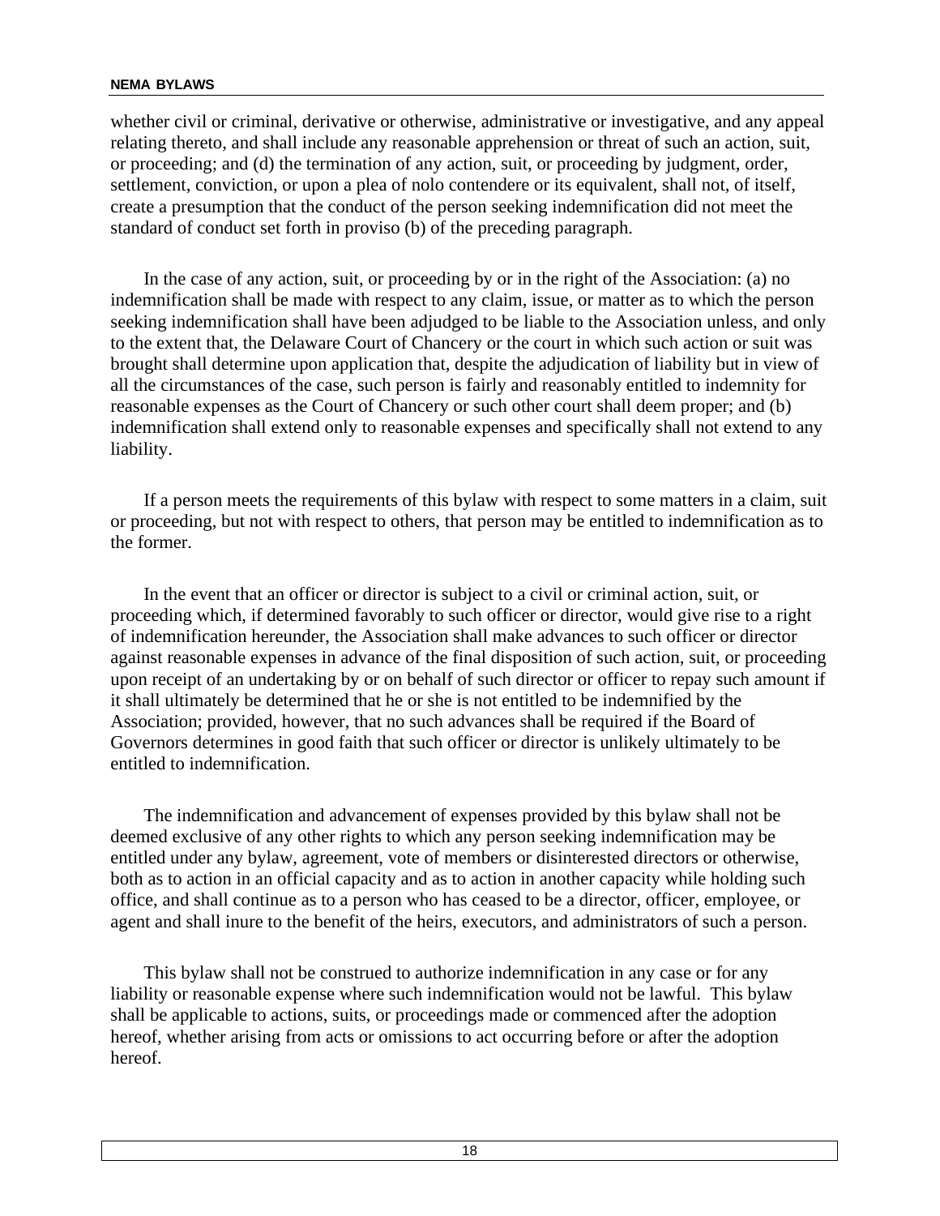whether civil or criminal, derivative or otherwise, administrative or investigative, and any appeal relating thereto, and shall include any reasonable apprehension or threat of such an action, suit, or proceeding; and (d) the termination of any action, suit, or proceeding by judgment, order, settlement, conviction, or upon a plea of nolo contendere or its equivalent, shall not, of itself, create a presumption that the conduct of the person seeking indemnification did not meet the standard of conduct set forth in proviso (b) of the preceding paragraph.

In the case of any action, suit, or proceeding by or in the right of the Association: (a) no indemnification shall be made with respect to any claim, issue, or matter as to which the person seeking indemnification shall have been adjudged to be liable to the Association unless, and only to the extent that, the Delaware Court of Chancery or the court in which such action or suit was brought shall determine upon application that, despite the adjudication of liability but in view of all the circumstances of the case, such person is fairly and reasonably entitled to indemnity for reasonable expenses as the Court of Chancery or such other court shall deem proper; and (b) indemnification shall extend only to reasonable expenses and specifically shall not extend to any liability.

If a person meets the requirements of this bylaw with respect to some matters in a claim, suit or proceeding, but not with respect to others, that person may be entitled to indemnification as to the former.

In the event that an officer or director is subject to a civil or criminal action, suit, or proceeding which, if determined favorably to such officer or director, would give rise to a right of indemnification hereunder, the Association shall make advances to such officer or director against reasonable expenses in advance of the final disposition of such action, suit, or proceeding upon receipt of an undertaking by or on behalf of such director or officer to repay such amount if it shall ultimately be determined that he or she is not entitled to be indemnified by the Association; provided, however, that no such advances shall be required if the Board of Governors determines in good faith that such officer or director is unlikely ultimately to be entitled to indemnification.

The indemnification and advancement of expenses provided by this bylaw shall not be deemed exclusive of any other rights to which any person seeking indemnification may be entitled under any bylaw, agreement, vote of members or disinterested directors or otherwise, both as to action in an official capacity and as to action in another capacity while holding such office, and shall continue as to a person who has ceased to be a director, officer, employee, or agent and shall inure to the benefit of the heirs, executors, and administrators of such a person.

This bylaw shall not be construed to authorize indemnification in any case or for any liability or reasonable expense where such indemnification would not be lawful. This bylaw shall be applicable to actions, suits, or proceedings made or commenced after the adoption hereof, whether arising from acts or omissions to act occurring before or after the adoption hereof.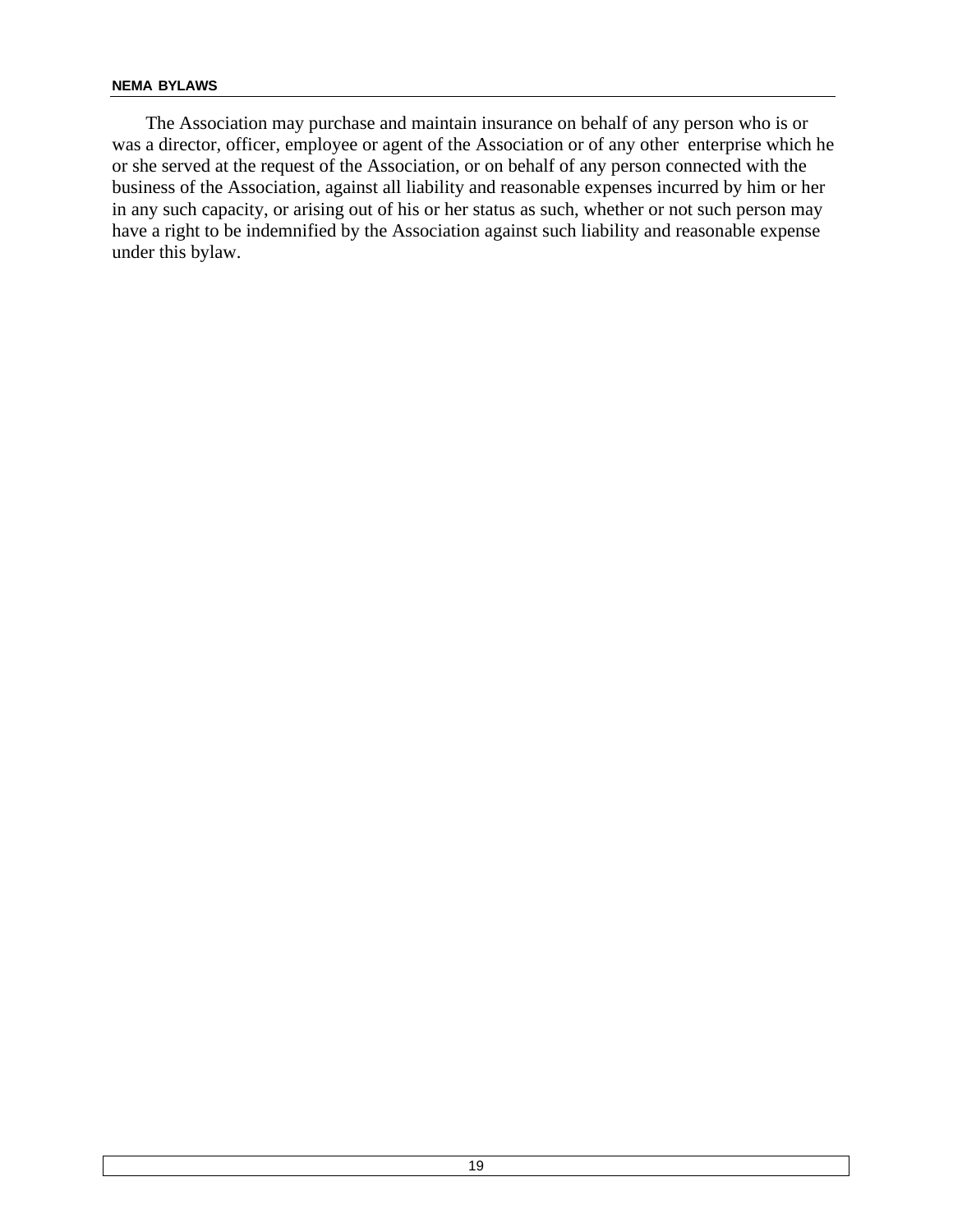The Association may purchase and maintain insurance on behalf of any person who is or was a director, officer, employee or agent of the Association or of any other enterprise which he or she served at the request of the Association, or on behalf of any person connected with the business of the Association, against all liability and reasonable expenses incurred by him or her in any such capacity, or arising out of his or her status as such, whether or not such person may have a right to be indemnified by the Association against such liability and reasonable expense under this bylaw.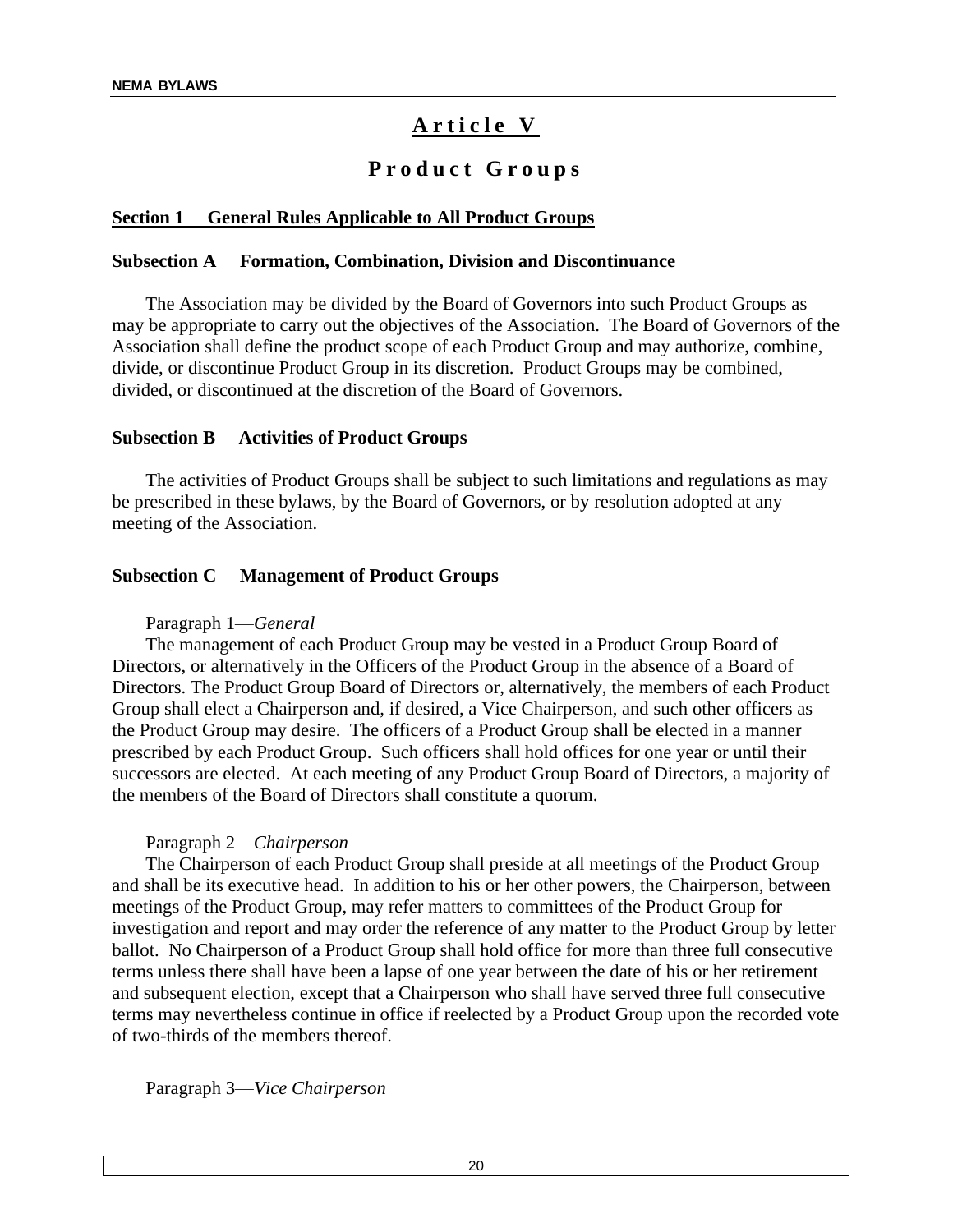# Article V

## Product Groups

**Section 1 General Rules Applicable to All Product Groups**

**Subsection A Formation, Combination, Division and Discontinuance**

The Association may be divided by the Board of Governors into such Product Groups as may be appropriate to carry out the objectives of the Association. The Board of Governors of the Association shall define the product scope of each Product Group and may authorize, combine, divide, or discontinue Product Group in its discretion. Product Groups may be combined, divided, or discontinued at the discretion of the Board of Governors.

**Subsection B Activities of Product Groups**

The activities of Product Groups shall be subject to such limitations and regulations as may be prescribed in these bylaws, by the Board of Governors, or by resolution adopted at any meeting of the Association.

**Subsection C Management of Product Groups**

Paragraph 1—*General*

The management of each Product Group may be vested in a Product Group Board of Directors, or alternatively in the Officers of the Product Group in the absence of a Board of Directors. The Product Group Board of Directors or, alternatively, the members of each Product Group shall elect a Chairperson and, if desired, a Vice Chairperson, and such other officers as the Product Group may desire. The officers of a Product Group shall be elected in a manner prescribed by each Product Group. Such officers shall hold offices for one year or until their successors are elected. At each meeting of any Product Group Board of Directors, a majority of the members of the Board of Directors shall constitute a quorum.

Paragraph 2—*Chairperson*

The Chairperson of each Product Group shall preside at all meetings of the Product Group and shall be its executive head. In addition to his or her other powers, the Chairperson, between meetings of the Product Group, may refer matters to committees of the Product Group for investigation and report and may order the reference of any matter to the Product Group by letter ballot. No Chairperson of a Product Group shall hold office for more than three full consecutive terms unless there shall have been a lapse of one year between the date of his or her retirement and subsequent election, except that a Chairperson who shall have served three full consecutive terms may nevertheless continue in office if reelected by a Product Group upon the recorded vote of two-thirds of the members thereof.

Paragraph 3—*Vice Chairperson*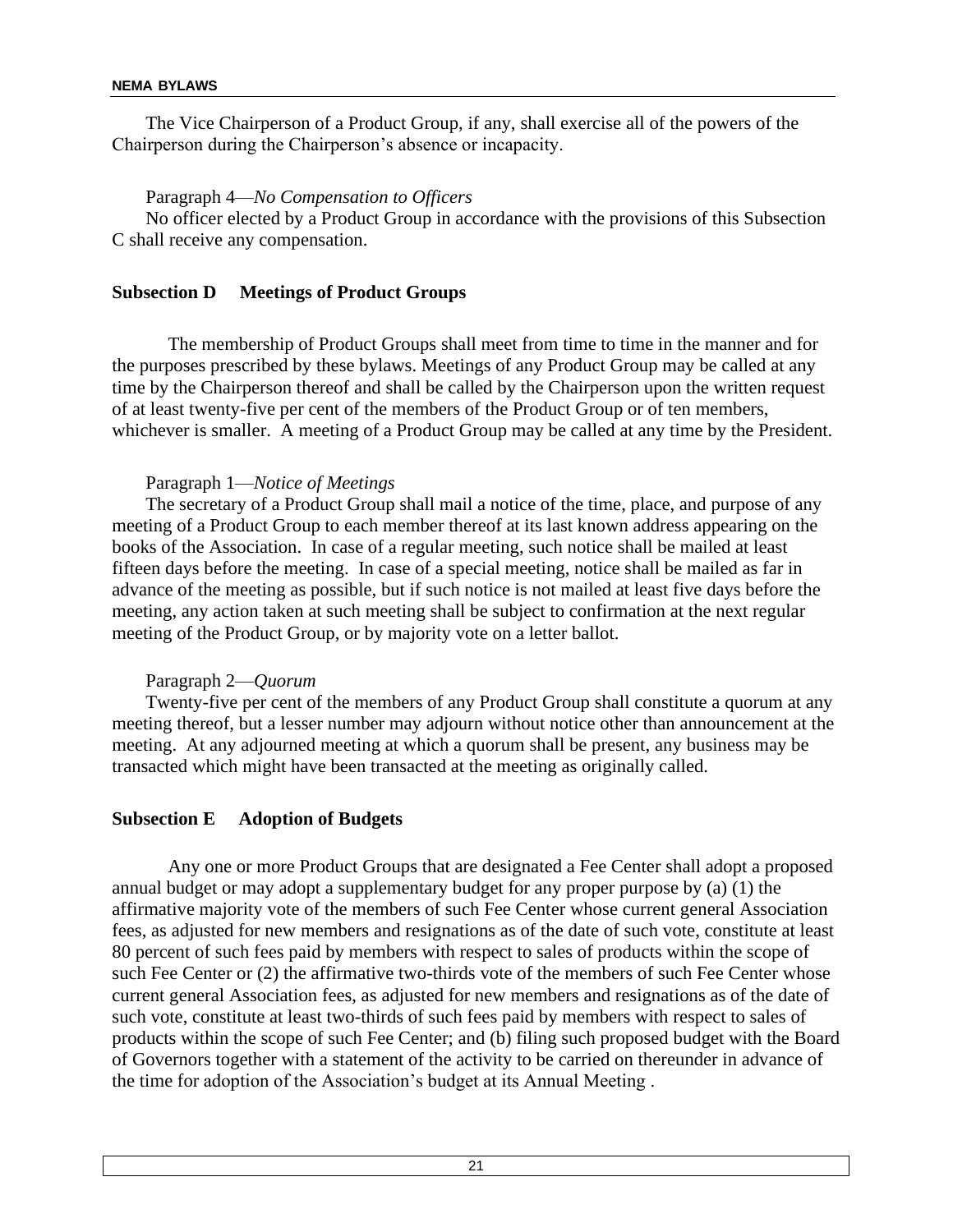The Vice Chairperson of a Product Group, if any, shall exercise all of the powers of the Chairperson during the Chairperson's absence or incapacity.

Paragraph 4—*No Compensation to Officers*

No officer elected by a Product Group in accordance with the provisions of this Subsection C shall receive any compensation.

### Subsection D Meetings of Product Groups

The membership of Product Groups shall meet from time to time in the manner and for the purposes prescribed by these bylaws. Meetings of any Product Group may be called at any time by the Chairperson thereof and shall be called by the Chairperson upon the written request of at least twenty-five per cent of the members of the Product Group or of ten members, whichever is smaller. A meeting of a Product Group may be called at any time by the President.

Paragraph 1—*Notice of Meetings*

The secretary of a Product Group shall mail a notice of the time, place, and purpose of any meeting of a Product Group to each member thereof at its last known address appearing on the books of the Association. In case of a regular meeting, such notice shall be mailed at least fifteen days before the meeting. In case of a special meeting, notice shall be mailed as far in advance of the meeting as possible, but if such notice is not mailed at least five days before the meeting, any action taken at such meeting shall be subject to confirmation at the next regular meeting of the Product Group, or by majority vote on a letter ballot.

Paragraph 2—*Quorum*

Twenty-five per cent of the members of any Product Group shall constitute a quorum at any meeting thereof, but a lesser number may adjourn without notice other than announcement at the meeting. At any adjourned meeting at which a quorum shall be present, any business may be transacted which might have been transacted at the meeting as originally called.

### Subsection E Adoption of Budgets

Any one or more Product Groups that are designated a Fee Center shall adopt a proposed annual budget or may adopt a supplementary budget for any proper purpose by (a) (1) the affirmative majority vote of the members of such Fee Center whose current general Association fees, as adjusted for new members and resignations as of the date of such vote, constitute at least 80 percent of such fees paid by members with respect to sales of products within the scope of such Fee Center or (2) the affirmative two-thirds vote of the members of such Fee Center whose current general Association fees, as adjusted for new members and resignations as of the date of such vote, constitute at least two-thirds of such fees paid by members with respect to sales of products within the scope of such Fee Center; and (b) filing such proposed budget with the Board of Governors together with a statement of the activity to be carried on thereunder in advance of the time for adoption of the Association's budget at its Annual Meeting .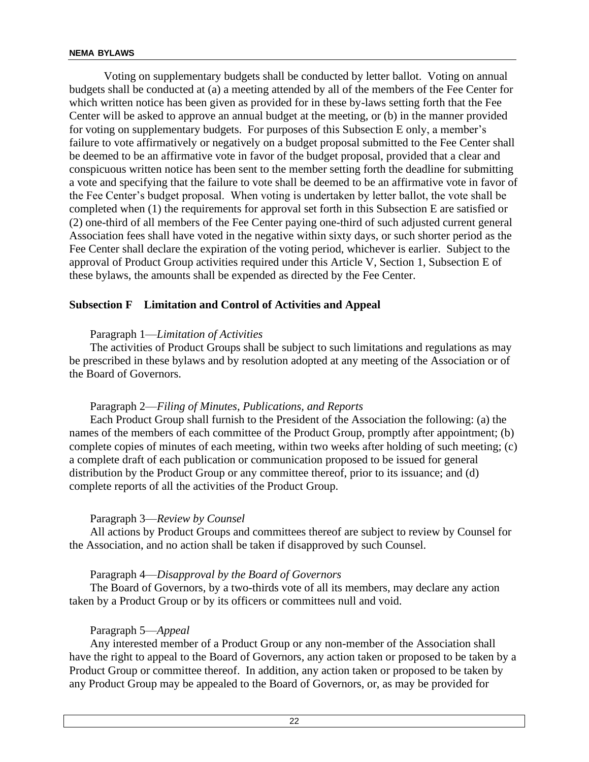Voting on supplementary budgets shall be conducted by letter ballot. Voting on annual budgets shall be conducted at (a) a meeting attended by all of the members of the Fee Center for which written notice has been given as provided for in these by-laws setting forth that the Fee Center will be asked to approve an annual budget at the meeting, or (b) in the manner provided for voting on supplementary budgets. For purposes of this Subsection E only, a member's failure to vote affirmatively or negatively on a budget proposal submitted to the Fee Center shall be deemed to be an affirmative vote in favor of the budget proposal, provided that a clear and conspicuous written notice has been sent to the member setting forth the deadline for submitting a vote and specifying that the failure to vote shall be deemed to be an affirmative vote in favor of the Fee Center's budget proposal. When voting is undertaken by letter ballot, the vote shall be completed when (1) the requirements for approval set forth in this Subsection E are satisfied or (2) one-third of all members of the Fee Center paying one-third of such adjusted current general Association fees shall have voted in the negative within sixty days, or such shorter period as the Fee Center shall declare the expiration of the voting period, whichever is earlier. Subject to the approval of Product Group activities required under this Article V, Section 1, Subsection E of these bylaws, the amounts shall be expended as directed by the Fee Center.

### Subsection F Limitation and Control of Activities and Appeal

Paragraph 1—*Limitation of Activities*

The activities of Product Groups shall be subject to such limitations and regulations as may be prescribed in these bylaws and by resolution adopted at any meeting of the Association or of the Board of Governors.

Paragraph 2—*Filing of Minutes, Publications, and Reports*

Each Product Group shall furnish to the President of the Association the following: (a) the names of the members of each committee of the Product Group, promptly after appointment; (b) complete copies of minutes of each meeting, within two weeks after holding of such meeting; (c) a complete draft of each publication or communication proposed to be issued for general distribution by the Product Group or any committee thereof, prior to its issuance; and (d) complete reports of all the activities of the Product Group.

Paragraph 3—*Review by Counsel*

All actions by Product Groups and committees thereof are subject to review by Counsel for the Association, and no action shall be taken if disapproved by such Counsel.

Paragraph 4—*Disapproval by the Board of Governors*

The Board of Governors, by a two-thirds vote of all its members, may declare any action taken by a Product Group or by its officers or committees null and void.

Paragraph 5—*Appeal*

Any interested member of a Product Group or any non-member of the Association shall have the right to appeal to the Board of Governors, any action taken or proposed to be taken by a Product Group or committee thereof. In addition, any action taken or proposed to be taken by any Product Group may be appealed to the Board of Governors, or, as may be provided for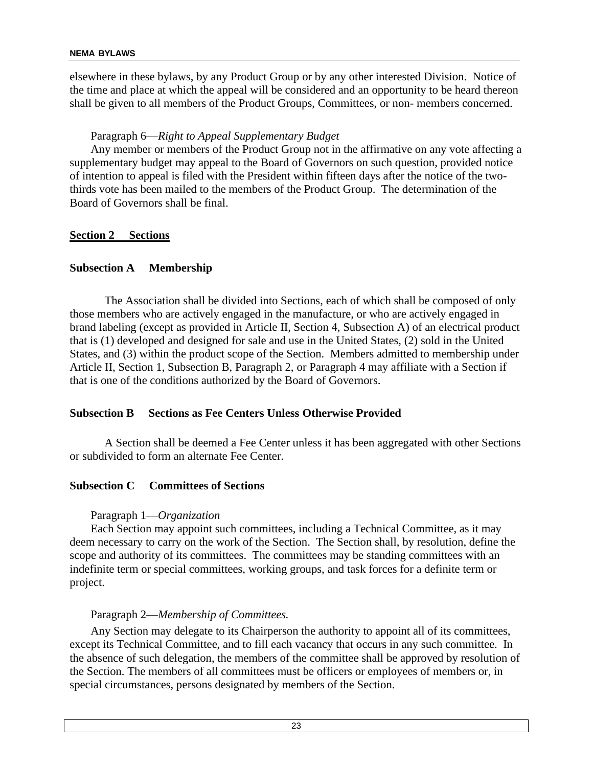elsewhere in these bylaws, by any Product Group or by any other interested Division. Notice of the time and place at which the appeal will be considered and an opportunity to be heard thereon shall be given to all members of the Product Groups, Committees, or non- members concerned.

Paragraph 6—*Right to Appeal Supplementary Budget*

Any member or members of the Product Group not in the affirmative on any vote affecting a supplementary budget may appeal to the Board of Governors on such question, provided notice of intention to appeal is filed with the President within fifteen days after the notice of the two-thirds vote has been mailed to the members of the Product Group. The determination of the Board of Governors shall be final.

## Section 2 Sections

### Subsection A Membership

The Association shall be divided into Sections, each of which shall be composed of only those members who are actively engaged in the manufacture, or who are actively engaged in brand labeling (except as provided in Article II, Section 4, Subsection A) of an electrical product that is (1) developed and designed for sale and use in the United States, (2) sold in the United States, and (3) within the product scope of the Section. Members admitted to membership under Article II, Section 1, Subsection B, Paragraph 2, or Paragraph 4 may affiliate with a Section if that is one of the conditions authorized by the Board of Governors.

### Subsection B Sections as Fee Centers Unless Otherwise Provided

A Section shall be deemed a Fee Center unless it has been aggregated with other Sections or subdivided to form an alternate Fee Center.

### Subsection C Committees of Sections

Paragraph 1—*Organization*

Each Section may appoint such committees, including a Technical Committee, as it may deem necessary to carry on the work of the Section. The Section shall, by resolution, define the scope and authority of its committees. The committees may be standing committees with an indefinite term or special committees, working groups, and task forces for a definite term or project.

Paragraph 2—*Membership of Committees.*

Any Section may delegate to its Chairperson the authority to appoint all of its committees, except its Technical Committee, and to fill each vacancy that occurs in any such committee. In the absence of such delegation, the members of the committee shall be approved by resolution of the Section. The members of all committees must be officers or employees of members or, in special circumstances, persons designated by members of the Section.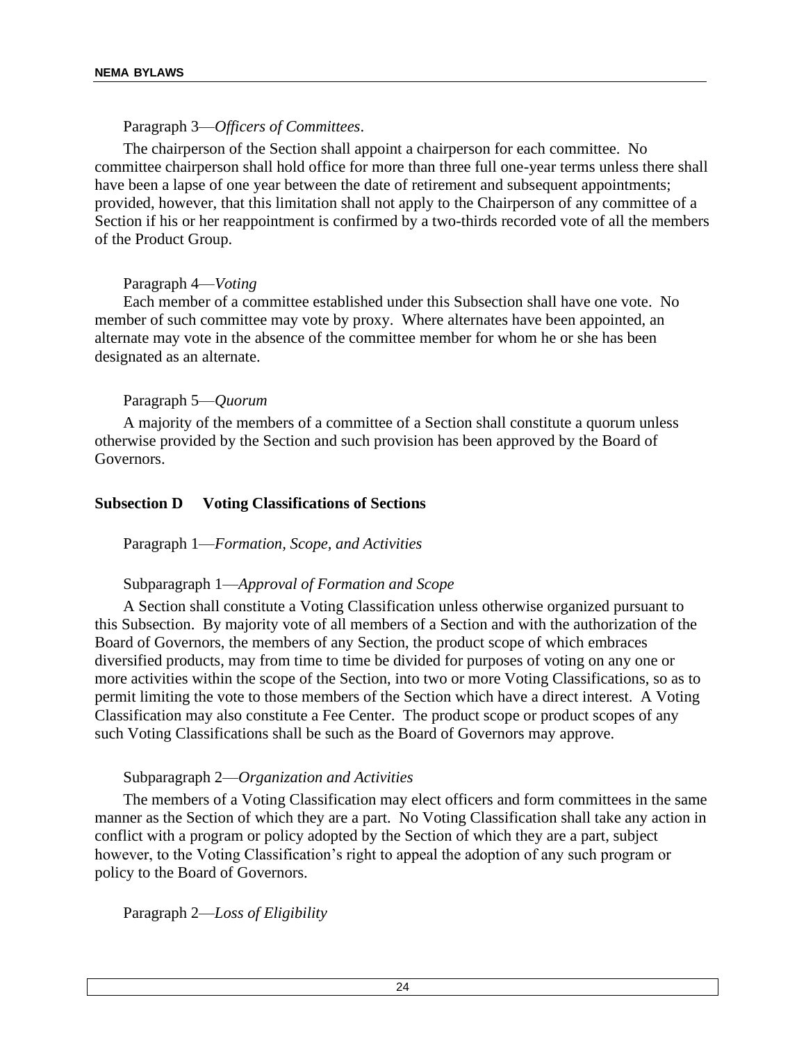Paragraph 3—*Officers of Committees*.

The chairperson of the Section shall appoint a chairperson for each committee. No committee chairperson shall hold office for more than three full one-year terms unless there shall have been a lapse of one year between the date of retirement and subsequent appointments; provided, however, that this limitation shall not apply to the Chairperson of any committee of a Section if his or her reappointment is confirmed by a two-thirds recorded vote of all the members of the Product Group.

Paragraph 4—*Voting*

Each member of a committee established under this Subsection shall have one vote. No member of such committee may vote by proxy. Where alternates have been appointed, an alternate may vote in the absence of the committee member for whom he or she has been designated as an alternate.

Paragraph 5—*Quorum*

A majority of the members of a committee of a Section shall constitute a quorum unless otherwise provided by the Section and such provision has been approved by the Board of Governors.

**Subsection D Voting Classifications of Sections**

Paragraph 1—*Formation, Scope, and Activities*

Subparagraph 1—*Approval of Formation and Scope*

A Section shall constitute a Voting Classification unless otherwise organized pursuant to this Subsection. By majority vote of all members of a Section and with the authorization of the Board of Governors, the members of any Section, the product scope of which embraces diversified products, may from time to time be divided for purposes of voting on any one or more activities within the scope of the Section, into two or more Voting Classifications, so as to permit limiting the vote to those members of the Section which have a direct interest. A Voting Classification may also constitute a Fee Center. The product scope or product scopes of any such Voting Classifications shall be such as the Board of Governors may approve.

Subparagraph 2—*Organization and Activities*

The members of a Voting Classification may elect officers and form committees in the same manner as the Section of which they are a part. No Voting Classification shall take any action in conflict with a program or policy adopted by the Section of which they are a part, subject however, to the Voting Classification's right to appeal the adoption of any such program or policy to the Board of Governors.

Paragraph 2—*Loss of Eligibility*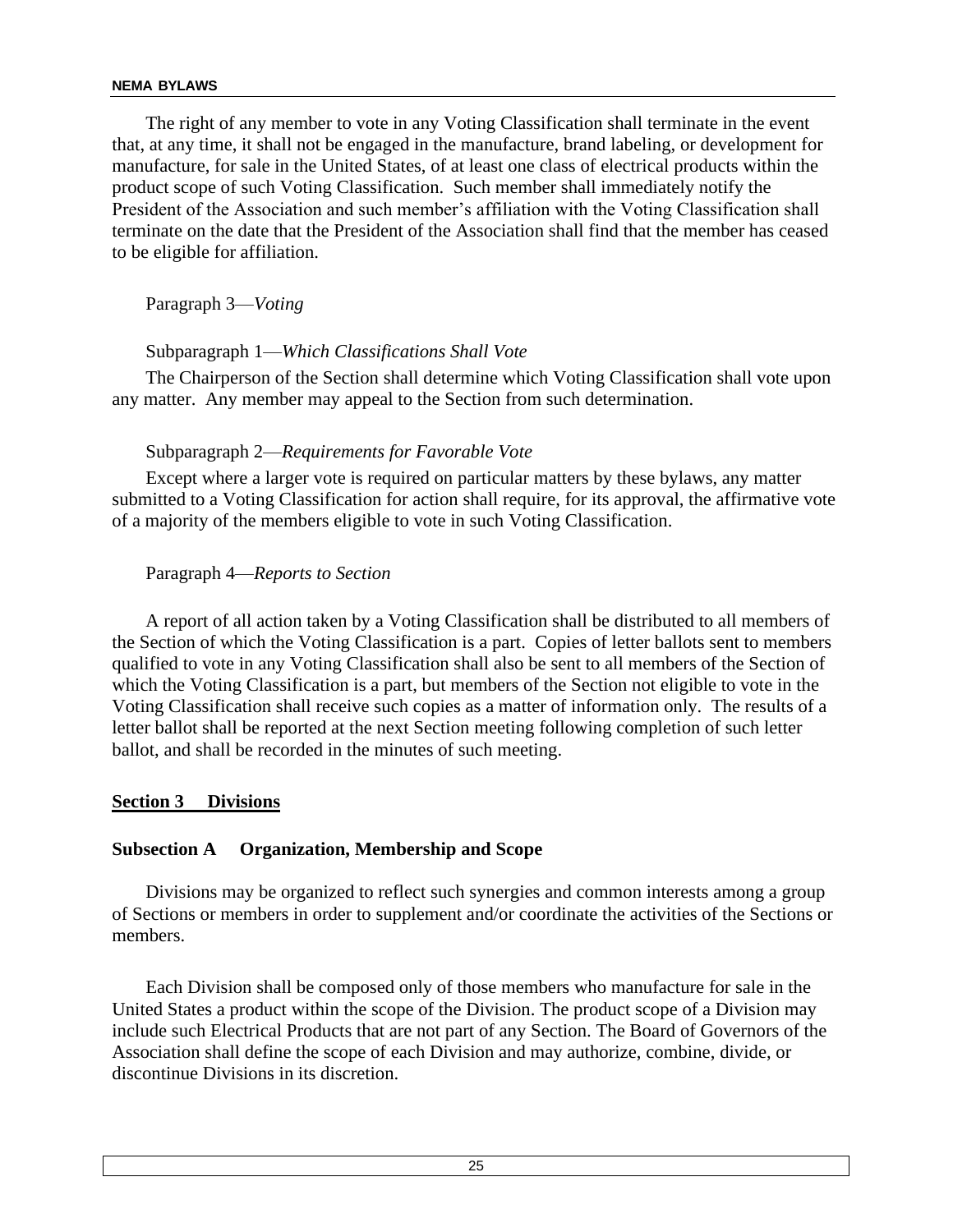The right of any member to vote in any Voting Classification shall terminate in the event that, at any time, it shall not be engaged in the manufacture, brand labeling, or development for manufacture, for sale in the United States, of at least one class of electrical products within the product scope of such Voting Classification. Such member shall immediately notify the President of the Association and such member's affiliation with the Voting Classification shall terminate on the date that the President of the Association shall find that the member has ceased to be eligible for affiliation.

Paragraph 3—*Voting*

Subparagraph 1—*Which Classifications Shall Vote*

The Chairperson of the Section shall determine which Voting Classification shall vote upon any matter. Any member may appeal to the Section from such determination.

Subparagraph 2—*Requirements for Favorable Vote*

Except where a larger vote is required on particular matters by these bylaws, any matter submitted to a Voting Classification for action shall require, for its approval, the affirmative vote of a majority of the members eligible to vote in such Voting Classification.

Paragraph 4—*Reports to Section*

A report of all action taken by a Voting Classification shall be distributed to all members of the Section of which the Voting Classification is a part. Copies of letter ballots sent to members qualified to vote in any Voting Classification shall also be sent to all members of the Section of which the Voting Classification is a part, but members of the Section not eligible to vote in the Voting Classification shall receive such copies as a matter of information only. The results of a letter ballot shall be reported at the next Section meeting following completion of such letter ballot, and shall be recorded in the minutes of such meeting.

## Section 3 Divisions

### Subsection A Organization, Membership and Scope

Divisions may be organized to reflect such synergies and common interests among a group of Sections or members in order to supplement and/or coordinate the activities of the Sections or members.

Each Division shall be composed only of those members who manufacture for sale in the United States a product within the scope of the Division. The product scope of a Division may include such Electrical Products that are not part of any Section. The Board of Governors of the Association shall define the scope of each Division and may authorize, combine, divide, or discontinue Divisions in its discretion.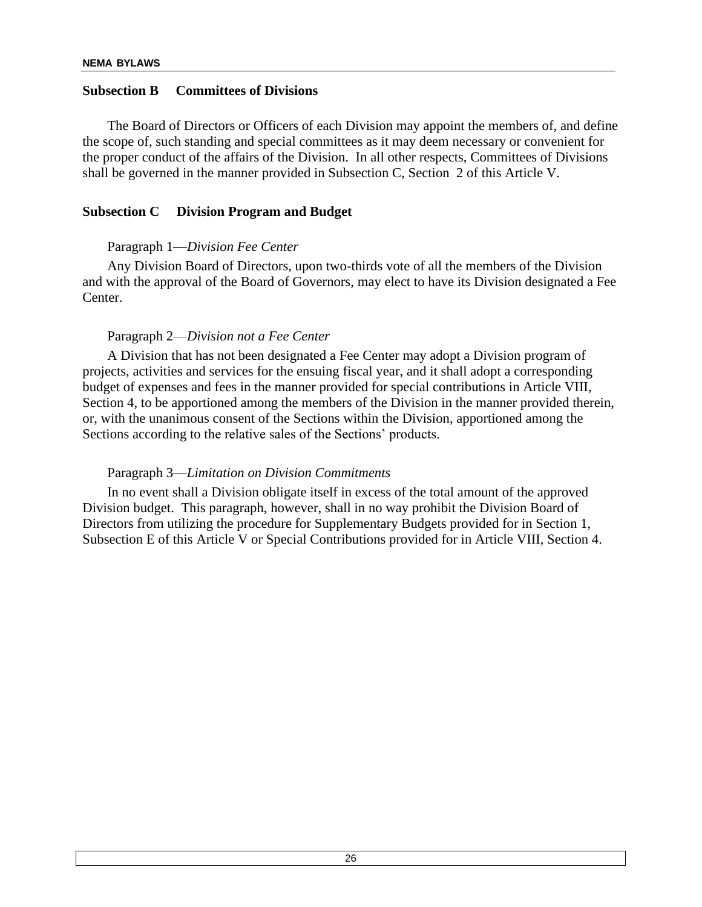### Subsection B Committees of Divisions

The Board of Directors or Officers of each Division may appoint the members of, and define the scope of, such standing and special committees as it may deem necessary or convenient for the proper conduct of the affairs of the Division. In all other respects, Committees of Divisions shall be governed in the manner provided in Subsection C, Section 2 of this Article V.

### Subsection C Division Program and Budget

Paragraph 1—*Division Fee Center*

Any Division Board of Directors, upon two-thirds vote of all the members of the Division and with the approval of the Board of Governors, may elect to have its Division designated a Fee Center.

Paragraph 2—*Division not a Fee Center*

A Division that has not been designated a Fee Center may adopt a Division program of projects, activities and services for the ensuing fiscal year, and it shall adopt a corresponding budget of expenses and fees in the manner provided for special contributions in Article VIII, Section 4, to be apportioned among the members of the Division in the manner provided therein, or, with the unanimous consent of the Sections within the Division, apportioned among the Sections according to the relative sales of the Sections' products.

Paragraph 3—*Limitation on Division Commitments*

In no event shall a Division obligate itself in excess of the total amount of the approved Division budget. This paragraph, however, shall in no way prohibit the Division Board of Directors from utilizing the procedure for Supplementary Budgets provided for in Section 1, Subsection E of this Article V or Special Contributions provided for in Article VIII, Section 4.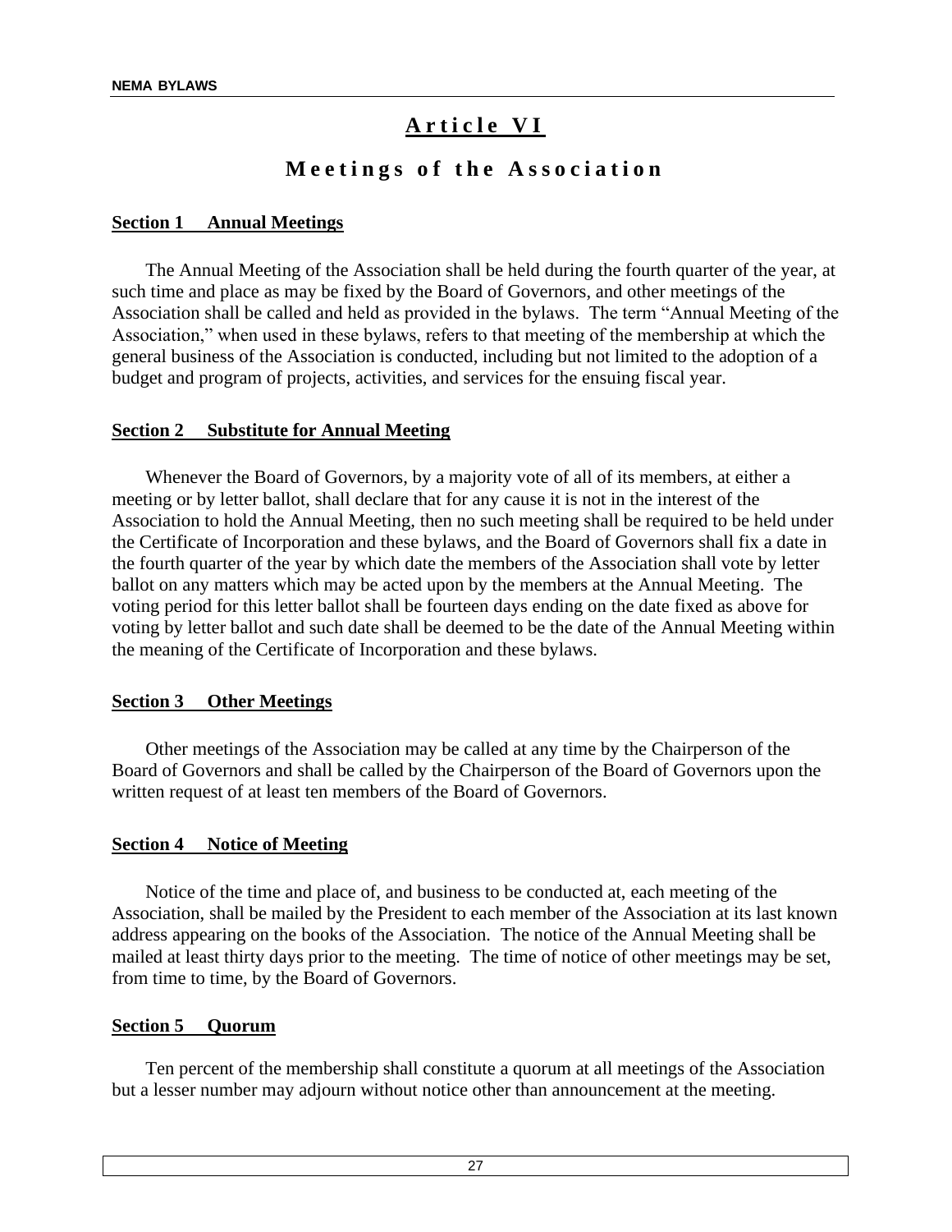# Article VI

## Meetings of the Association

### Section 1 Annual Meetings

The Annual Meeting of the Association shall be held during the fourth quarter of the year, at such time and place as may be fixed by the Board of Governors, and other meetings of the Association shall be called and held as provided in the bylaws. The term "Annual Meeting of the Association," when used in these bylaws, refers to that meeting of the membership at which the general business of the Association is conducted, including but not limited to the adoption of a budget and program of projects, activities, and services for the ensuing fiscal year.

### Section 2 Substitute for Annual Meeting

Whenever the Board of Governors, by a majority vote of all of its members, at either a meeting or by letter ballot, shall declare that for any cause it is not in the interest of the Association to hold the Annual Meeting, then no such meeting shall be required to be held under the Certificate of Incorporation and these bylaws, and the Board of Governors shall fix a date in the fourth quarter of the year by which date the members of the Association shall vote by letter ballot on any matters which may be acted upon by the members at the Annual Meeting. The voting period for this letter ballot shall be fourteen days ending on the date fixed as above for voting by letter ballot and such date shall be deemed to be the date of the Annual Meeting within the meaning of the Certificate of Incorporation and these bylaws.

### Section 3 Other Meetings

Other meetings of the Association may be called at any time by the Chairperson of the Board of Governors and shall be called by the Chairperson of the Board of Governors upon the written request of at least ten members of the Board of Governors.

### Section 4 Notice of Meeting

Notice of the time and place of, and business to be conducted at, each meeting of the Association, shall be mailed by the President to each member of the Association at its last known address appearing on the books of the Association. The notice of the Annual Meeting shall be mailed at least thirty days prior to the meeting. The time of notice of other meetings may be set, from time to time, by the Board of Governors.

### Section 5 Quorum

Ten percent of the membership shall constitute a quorum at all meetings of the Association but a lesser number may adjourn without notice other than announcement at the meeting.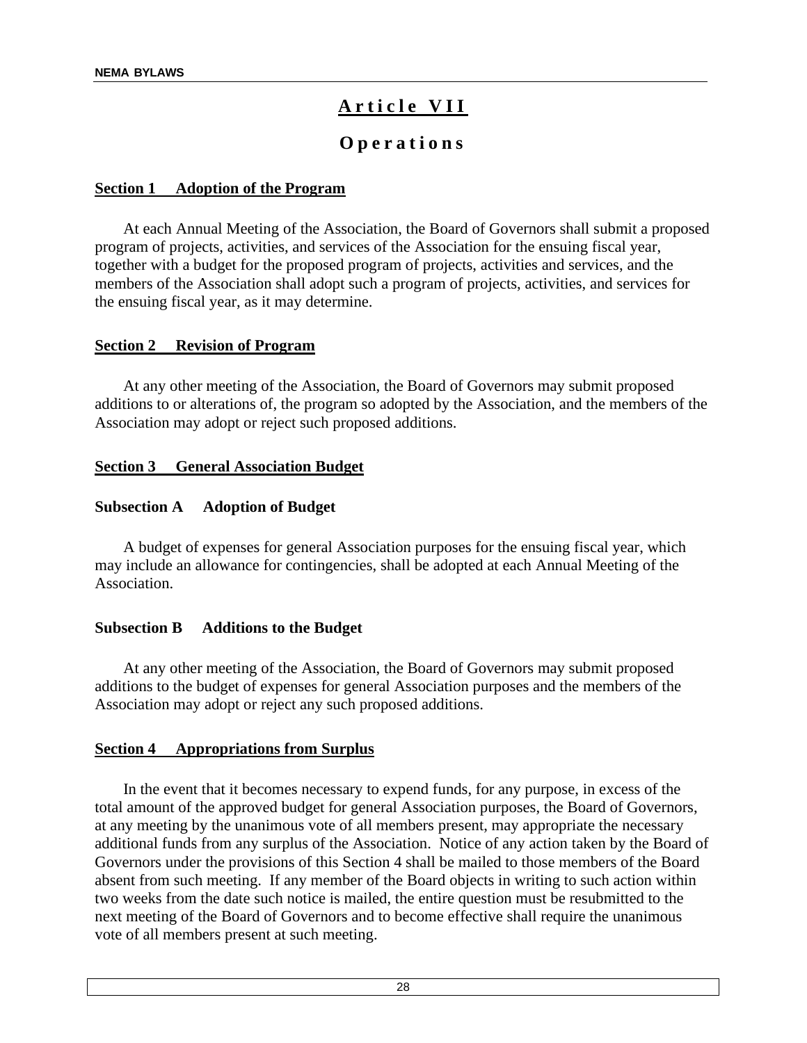# Article VII

## Operations

**Section 1 Adoption of the Program**

At each Annual Meeting of the Association, the Board of Governors shall submit a proposed program of projects, activities, and services of the Association for the ensuing fiscal year, together with a budget for the proposed program of projects, activities and services, and the members of the Association shall adopt such a program of projects, activities, and services for the ensuing fiscal year, as it may determine.

**Section 2 Revision of Program**

At any other meeting of the Association, the Board of Governors may submit proposed additions to or alterations of, the program so adopted by the Association, and the members of the Association may adopt or reject such proposed additions.

**Section 3 General Association Budget**

**Subsection A Adoption of Budget**

A budget of expenses for general Association purposes for the ensuing fiscal year, which may include an allowance for contingencies, shall be adopted at each Annual Meeting of the Association.

**Subsection B Additions to the Budget**

At any other meeting of the Association, the Board of Governors may submit proposed additions to the budget of expenses for general Association purposes and the members of the Association may adopt or reject any such proposed additions.

**Section 4 Appropriations from Surplus**

In the event that it becomes necessary to expend funds, for any purpose, in excess of the total amount of the approved budget for general Association purposes, the Board of Governors, at any meeting by the unanimous vote of all members present, may appropriate the necessary additional funds from any surplus of the Association. Notice of any action taken by the Board of Governors under the provisions of this Section 4 shall be mailed to those members of the Board absent from such meeting. If any member of the Board objects in writing to such action within two weeks from the date such notice is mailed, the entire question must be resubmitted to the next meeting of the Board of Governors and to become effective shall require the unanimous vote of all members present at such meeting.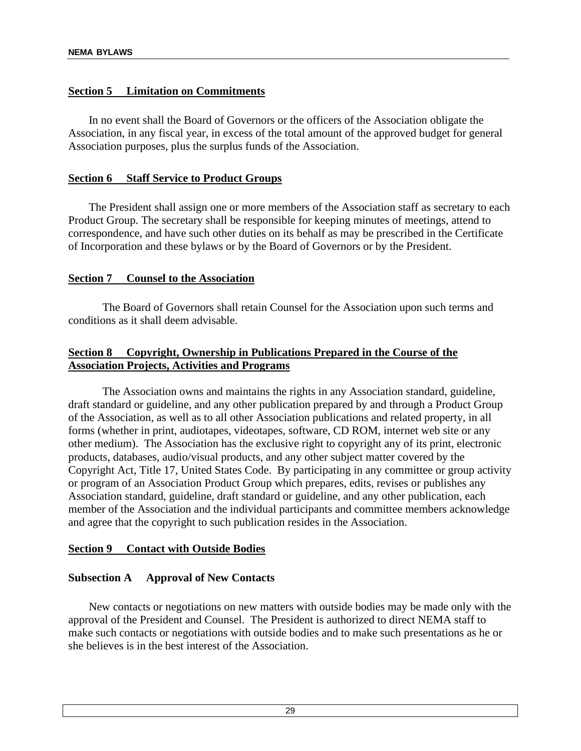## Section 5 Limitation on Commitments

In no event shall the Board of Governors or the officers of the Association obligate the Association, in any fiscal year, in excess of the total amount of the approved budget for general Association purposes, plus the surplus funds of the Association.

## Section 6 Staff Service to Product Groups

The President shall assign one or more members of the Association staff as secretary to each Product Group. The secretary shall be responsible for keeping minutes of meetings, attend to correspondence, and have such other duties on its behalf as may be prescribed in the Certificate of Incorporation and these bylaws or by the Board of Governors or by the President.

## Section 7 Counsel to the Association

The Board of Governors shall retain Counsel for the Association upon such terms and conditions as it shall deem advisable.

## Section 8 Copyright, Ownership in Publications Prepared in the Course of the Association Projects, Activities and Programs

The Association owns and maintains the rights in any Association standard, guideline, draft standard or guideline, and any other publication prepared by and through a Product Group of the Association, as well as to all other Association publications and related property, in all forms (whether in print, audiotapes, videotapes, software, CD ROM, internet web site or any other medium). The Association has the exclusive right to copyright any of its print, electronic products, databases, audio/visual products, and any other subject matter covered by the Copyright Act, Title 17, United States Code. By participating in any committee or group activity or program of an Association Product Group which prepares, edits, revises or publishes any Association standard, guideline, draft standard or guideline, and any other publication, each member of the Association and the individual participants and committee members acknowledge and agree that the copyright to such publication resides in the Association.

## Section 9 Contact with Outside Bodies

### Subsection A Approval of New Contacts

New contacts or negotiations on new matters with outside bodies may be made only with the approval of the President and Counsel. The President is authorized to direct NEMA staff to make such contacts or negotiations with outside bodies and to make such presentations as he or she believes is in the best interest of the Association.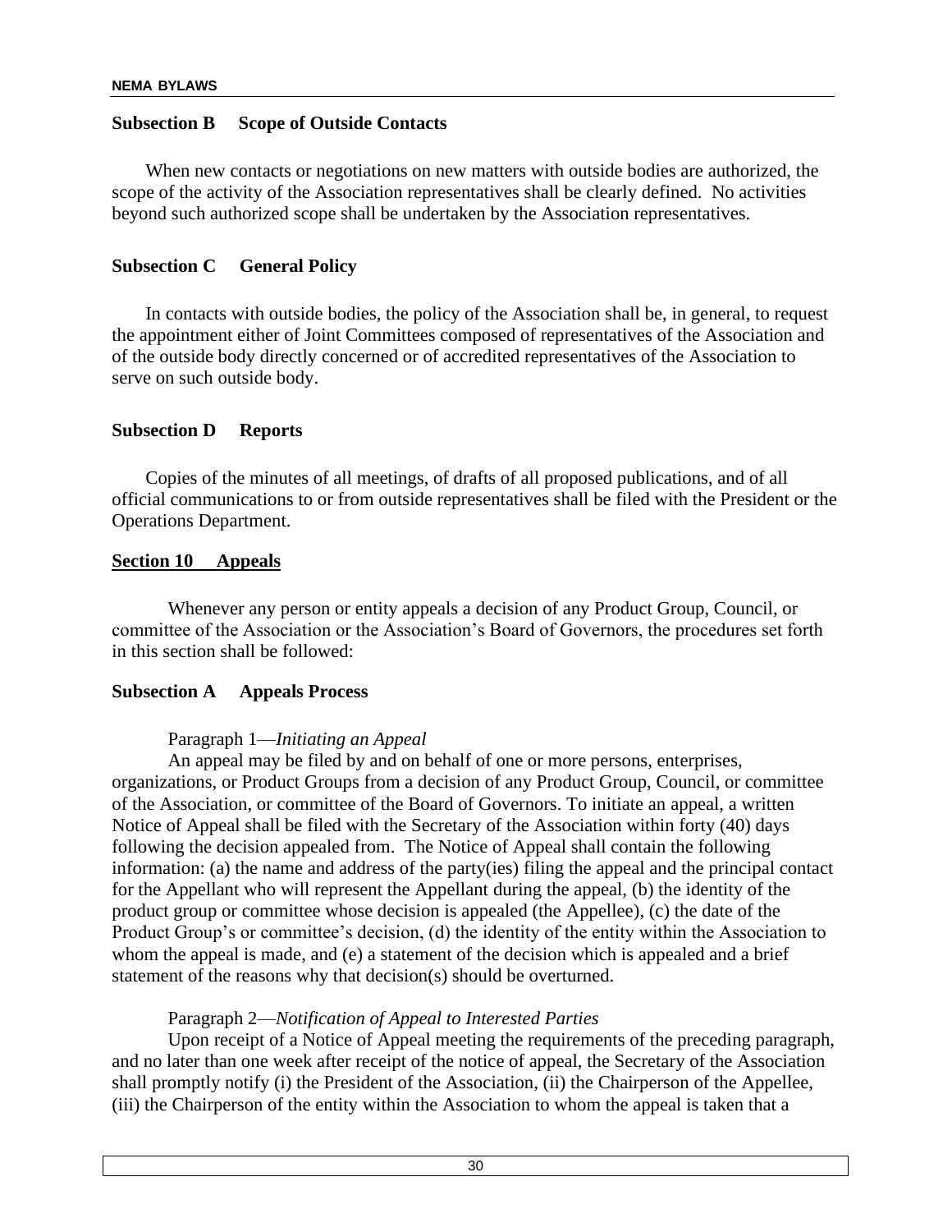### Subsection B Scope of Outside Contacts

When new contacts or negotiations on new matters with outside bodies are authorized, the scope of the activity of the Association representatives shall be clearly defined. No activities beyond such authorized scope shall be undertaken by the Association representatives.

### Subsection C General Policy

In contacts with outside bodies, the policy of the Association shall be, in general, to request the appointment either of Joint Committees composed of representatives of the Association and of the outside body directly concerned or of accredited representatives of the Association to serve on such outside body.

### Subsection D Reports

Copies of the minutes of all meetings, of drafts of all proposed publications, and of all official communications to or from outside representatives shall be filed with the President or the Operations Department.

## Section 10 Appeals

Whenever any person or entity appeals a decision of any Product Group, Council, or committee of the Association or the Association's Board of Governors, the procedures set forth in this section shall be followed:

### Subsection A Appeals Process

Paragraph 1—*Initiating an Appeal*

An appeal may be filed by and on behalf of one or more persons, enterprises, organizations, or Product Groups from a decision of any Product Group, Council, or committee of the Association, or committee of the Board of Governors. To initiate an appeal, a written Notice of Appeal shall be filed with the Secretary of the Association within forty (40) days following the decision appealed from. The Notice of Appeal shall contain the following information: (a) the name and address of the party(ies) filing the appeal and the principal contact for the Appellant who will represent the Appellant during the appeal, (b) the identity of the product group or committee whose decision is appealed (the Appellee), (c) the date of the Product Group's or committee's decision, (d) the identity of the entity within the Association to whom the appeal is made, and (e) a statement of the decision which is appealed and a brief statement of the reasons why that decision(s) should be overturned.

Paragraph 2—*Notification of Appeal to Interested Parties*

Upon receipt of a Notice of Appeal meeting the requirements of the preceding paragraph, and no later than one week after receipt of the notice of appeal, the Secretary of the Association shall promptly notify (i) the President of the Association, (ii) the Chairperson of the Appellee, (iii) the Chairperson of the entity within the Association to whom the appeal is taken that a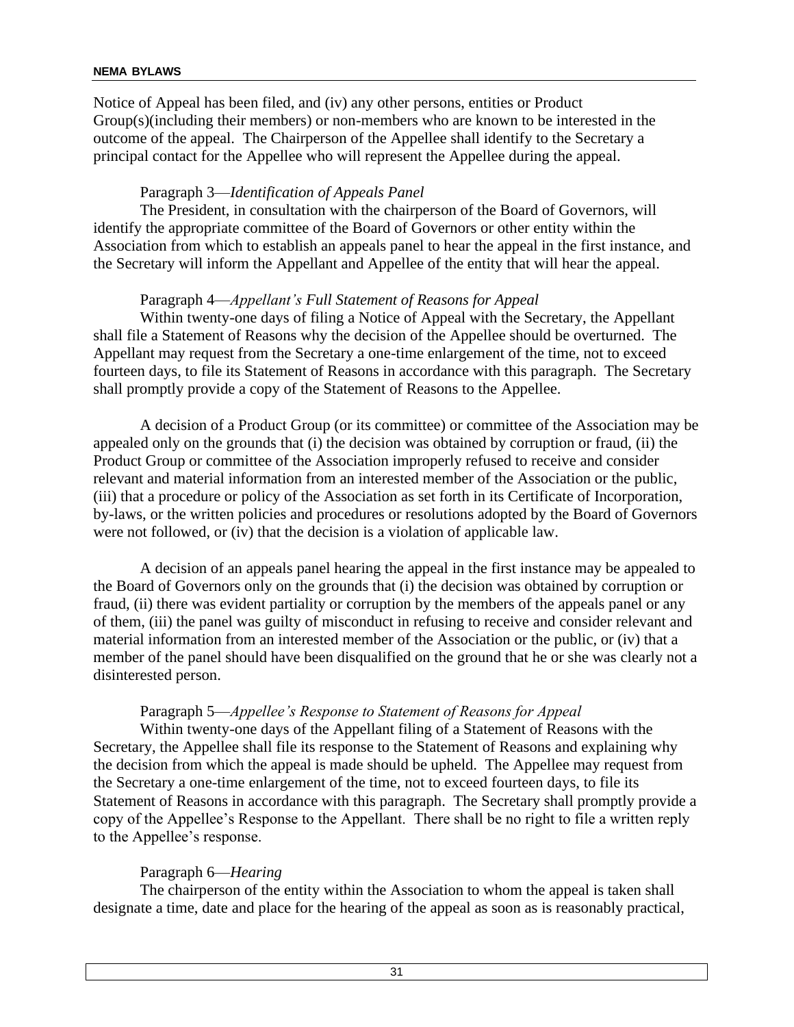Notice of Appeal has been filed, and (iv) any other persons, entities or Product Group(s)(including their members) or non-members who are known to be interested in the outcome of the appeal. The Chairperson of the Appellee shall identify to the Secretary a principal contact for the Appellee who will represent the Appellee during the appeal.

Paragraph 3—*Identification of Appeals Panel*

The President, in consultation with the chairperson of the Board of Governors, will identify the appropriate committee of the Board of Governors or other entity within the Association from which to establish an appeals panel to hear the appeal in the first instance, and the Secretary will inform the Appellant and Appellee of the entity that will hear the appeal.

Paragraph 4—*Appellant's Full Statement of Reasons for Appeal*

Within twenty-one days of filing a Notice of Appeal with the Secretary, the Appellant shall file a Statement of Reasons why the decision of the Appellee should be overturned. The Appellant may request from the Secretary a one-time enlargement of the time, not to exceed fourteen days, to file its Statement of Reasons in accordance with this paragraph. The Secretary shall promptly provide a copy of the Statement of Reasons to the Appellee.

A decision of a Product Group (or its committee) or committee of the Association may be appealed only on the grounds that (i) the decision was obtained by corruption or fraud, (ii) the Product Group or committee of the Association improperly refused to receive and consider relevant and material information from an interested member of the Association or the public, (iii) that a procedure or policy of the Association as set forth in its Certificate of Incorporation, by-laws, or the written policies and procedures or resolutions adopted by the Board of Governors were not followed, or (iv) that the decision is a violation of applicable law.

A decision of an appeals panel hearing the appeal in the first instance may be appealed to the Board of Governors only on the grounds that (i) the decision was obtained by corruption or fraud, (ii) there was evident partiality or corruption by the members of the appeals panel or any of them, (iii) the panel was guilty of misconduct in refusing to receive and consider relevant and material information from an interested member of the Association or the public, or (iv) that a member of the panel should have been disqualified on the ground that he or she was clearly not a disinterested person.

Paragraph 5—*Appellee's Response to Statement of Reasons for Appeal*

Within twenty-one days of the Appellant filing of a Statement of Reasons with the Secretary, the Appellee shall file its response to the Statement of Reasons and explaining why the decision from which the appeal is made should be upheld. The Appellee may request from the Secretary a one-time enlargement of the time, not to exceed fourteen days, to file its Statement of Reasons in accordance with this paragraph. The Secretary shall promptly provide a copy of the Appellee's Response to the Appellant. There shall be no right to file a written reply to the Appellee's response.

Paragraph 6—*Hearing*

The chairperson of the entity within the Association to whom the appeal is taken shall designate a time, date and place for the hearing of the appeal as soon as is reasonably practical,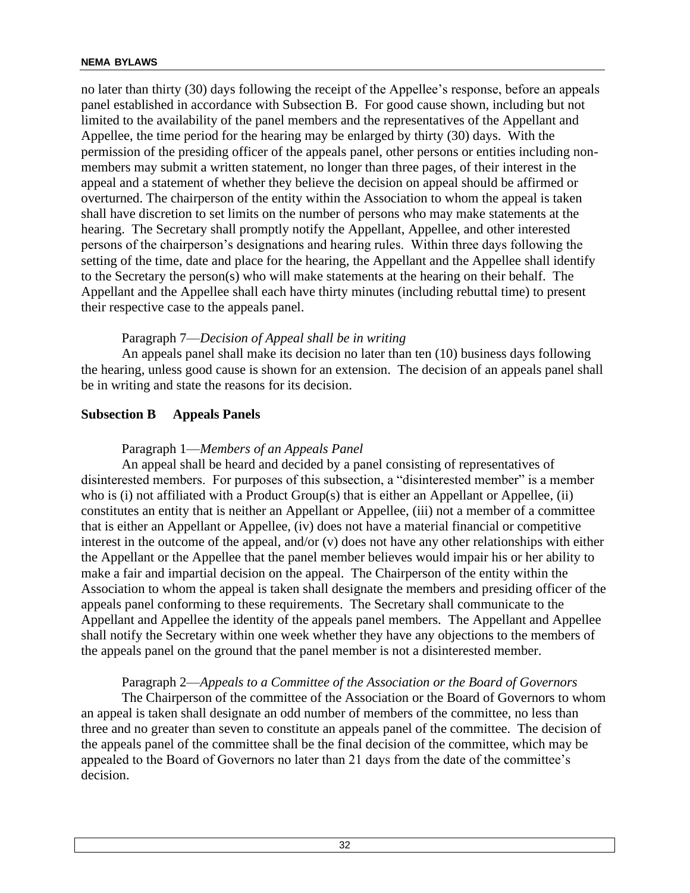no later than thirty (30) days following the receipt of the Appellee's response, before an appeals panel established in accordance with Subsection B. For good cause shown, including but not limited to the availability of the panel members and the representatives of the Appellant and Appellee, the time period for the hearing may be enlarged by thirty (30) days. With the permission of the presiding officer of the appeals panel, other persons or entities including non-members may submit a written statement, no longer than three pages, of their interest in the appeal and a statement of whether they believe the decision on appeal should be affirmed or overturned. The chairperson of the entity within the Association to whom the appeal is taken shall have discretion to set limits on the number of persons who may make statements at the hearing. The Secretary shall promptly notify the Appellant, Appellee, and other interested persons of the chairperson's designations and hearing rules. Within three days following the setting of the time, date and place for the hearing, the Appellant and the Appellee shall identify to the Secretary the person(s) who will make statements at the hearing on their behalf. The Appellant and the Appellee shall each have thirty minutes (including rebuttal time) to present their respective case to the appeals panel.

Paragraph 7—*Decision of Appeal shall be in writing*

An appeals panel shall make its decision no later than ten (10) business days following the hearing, unless good cause is shown for an extension. The decision of an appeals panel shall be in writing and state the reasons for its decision.

**Subsection B Appeals Panels**

Paragraph 1—*Members of an Appeals Panel*

An appeal shall be heard and decided by a panel consisting of representatives of disinterested members. For purposes of this subsection, a "disinterested member" is a member who is (i) not affiliated with a Product Group(s) that is either an Appellant or Appellee, (ii) constitutes an entity that is neither an Appellant or Appellee, (iii) not a member of a committee that is either an Appellant or Appellee, (iv) does not have a material financial or competitive interest in the outcome of the appeal, and/or (v) does not have any other relationships with either the Appellant or the Appellee that the panel member believes would impair his or her ability to make a fair and impartial decision on the appeal. The Chairperson of the entity within the Association to whom the appeal is taken shall designate the members and presiding officer of the appeals panel conforming to these requirements. The Secretary shall communicate to the Appellant and Appellee the identity of the appeals panel members. The Appellant and Appellee shall notify the Secretary within one week whether they have any objections to the members of the appeals panel on the ground that the panel member is not a disinterested member.

Paragraph 2—*Appeals to a Committee of the Association or the Board of Governors*

The Chairperson of the committee of the Association or the Board of Governors to whom an appeal is taken shall designate an odd number of members of the committee, no less than three and no greater than seven to constitute an appeals panel of the committee. The decision of the appeals panel of the committee shall be the final decision of the committee, which may be appealed to the Board of Governors no later than 21 days from the date of the committee's decision.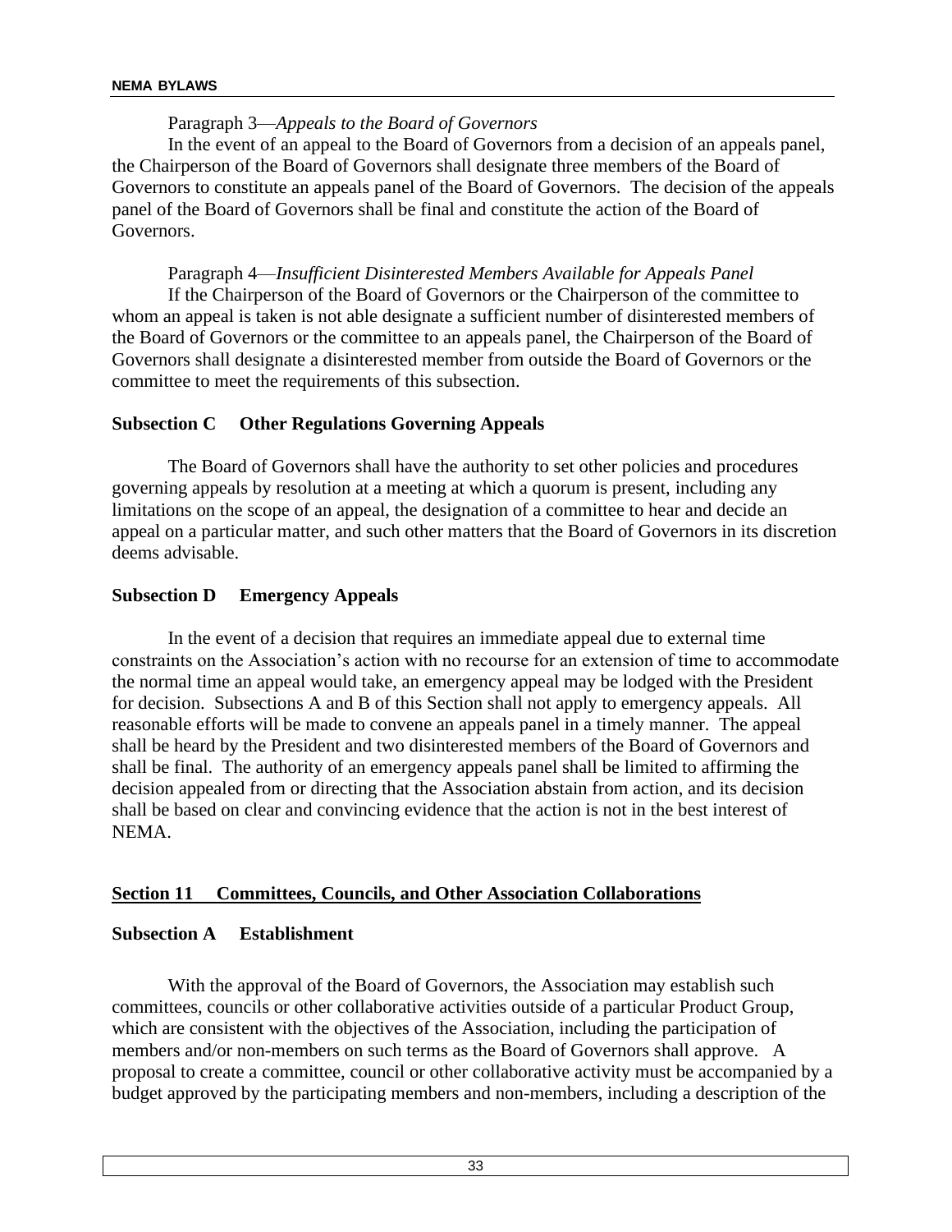Paragraph 3—*Appeals to the Board of Governors*

In the event of an appeal to the Board of Governors from a decision of an appeals panel, the Chairperson of the Board of Governors shall designate three members of the Board of Governors to constitute an appeals panel of the Board of Governors. The decision of the appeals panel of the Board of Governors shall be final and constitute the action of the Board of Governors.

Paragraph 4—*Insufficient Disinterested Members Available for Appeals Panel*

If the Chairperson of the Board of Governors or the Chairperson of the committee to whom an appeal is taken is not able designate a sufficient number of disinterested members of the Board of Governors or the committee to an appeals panel, the Chairperson of the Board of Governors shall designate a disinterested member from outside the Board of Governors or the committee to meet the requirements of this subsection.

**Subsection C Other Regulations Governing Appeals**

The Board of Governors shall have the authority to set other policies and procedures governing appeals by resolution at a meeting at which a quorum is present, including any limitations on the scope of an appeal, the designation of a committee to hear and decide an appeal on a particular matter, and such other matters that the Board of Governors in its discretion deems advisable.

**Subsection D Emergency Appeals**

In the event of a decision that requires an immediate appeal due to external time constraints on the Association's action with no recourse for an extension of time to accommodate the normal time an appeal would take, an emergency appeal may be lodged with the President for decision. Subsections A and B of this Section shall not apply to emergency appeals. All reasonable efforts will be made to convene an appeals panel in a timely manner. The appeal shall be heard by the President and two disinterested members of the Board of Governors and shall be final. The authority of an emergency appeals panel shall be limited to affirming the decision appealed from or directing that the Association abstain from action, and its decision shall be based on clear and convincing evidence that the action is not in the best interest of NEMA.

## Section 11 Committees, Councils, and Other Association Collaborations

**Subsection A Establishment**

With the approval of the Board of Governors, the Association may establish such committees, councils or other collaborative activities outside of a particular Product Group, which are consistent with the objectives of the Association, including the participation of members and/or non-members on such terms as the Board of Governors shall approve. A proposal to create a committee, council or other collaborative activity must be accompanied by a budget approved by the participating members and non-members, including a description of the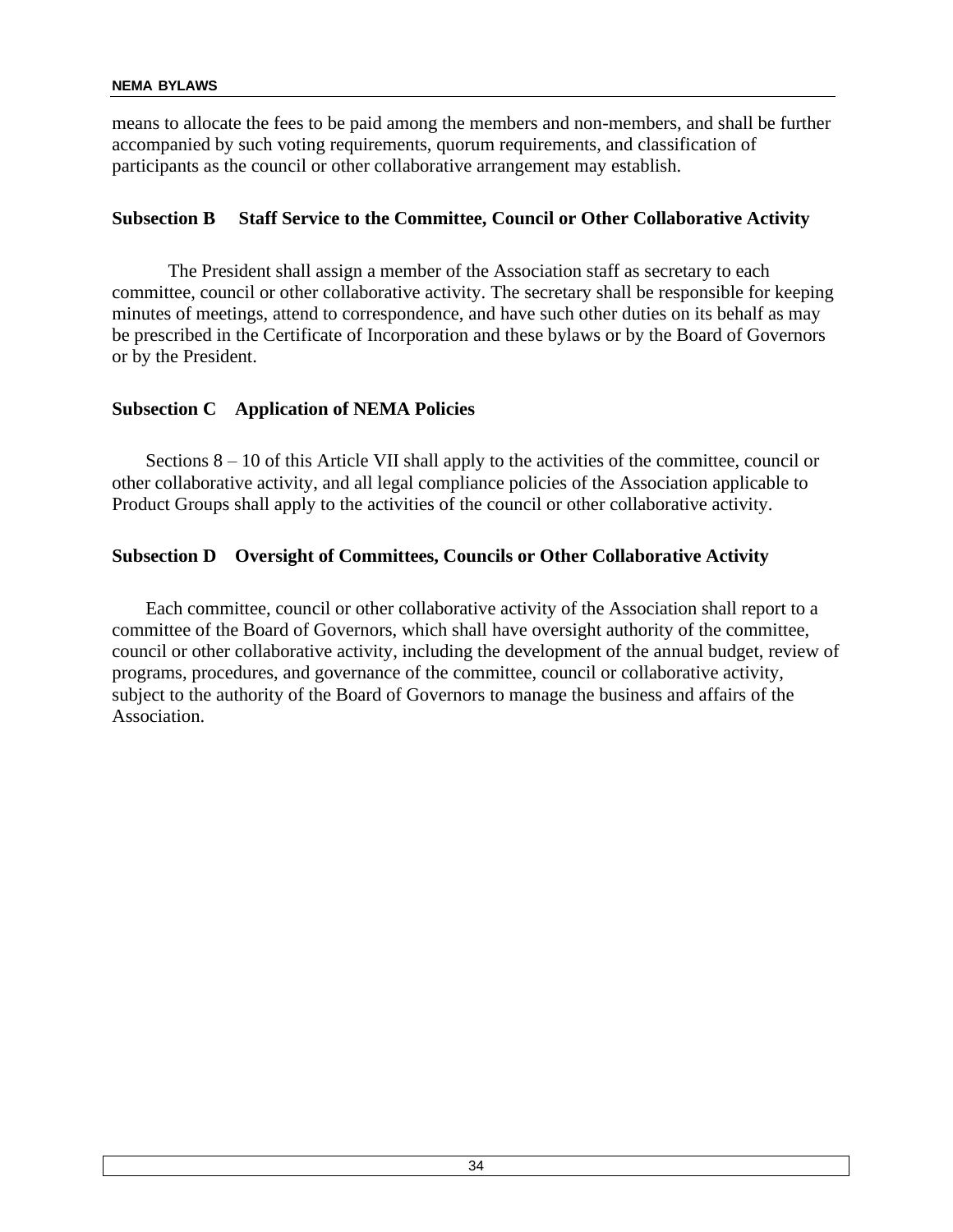means to allocate the fees to be paid among the members and non-members, and shall be further accompanied by such voting requirements, quorum requirements, and classification of participants as the council or other collaborative arrangement may establish.

### Subsection B Staff Service to the Committee, Council or Other Collaborative Activity

The President shall assign a member of the Association staff as secretary to each committee, council or other collaborative activity. The secretary shall be responsible for keeping minutes of meetings, attend to correspondence, and have such other duties on its behalf as may be prescribed in the Certificate of Incorporation and these bylaws or by the Board of Governors or by the President.

### Subsection C Application of NEMA Policies

Sections 8 – 10 of this Article VII shall apply to the activities of the committee, council or other collaborative activity, and all legal compliance policies of the Association applicable to Product Groups shall apply to the activities of the council or other collaborative activity.

### Subsection D Oversight of Committees, Councils or Other Collaborative Activity

Each committee, council or other collaborative activity of the Association shall report to a committee of the Board of Governors, which shall have oversight authority of the committee, council or other collaborative activity, including the development of the annual budget, review of programs, procedures, and governance of the committee, council or collaborative activity, subject to the authority of the Board of Governors to manage the business and affairs of the Association.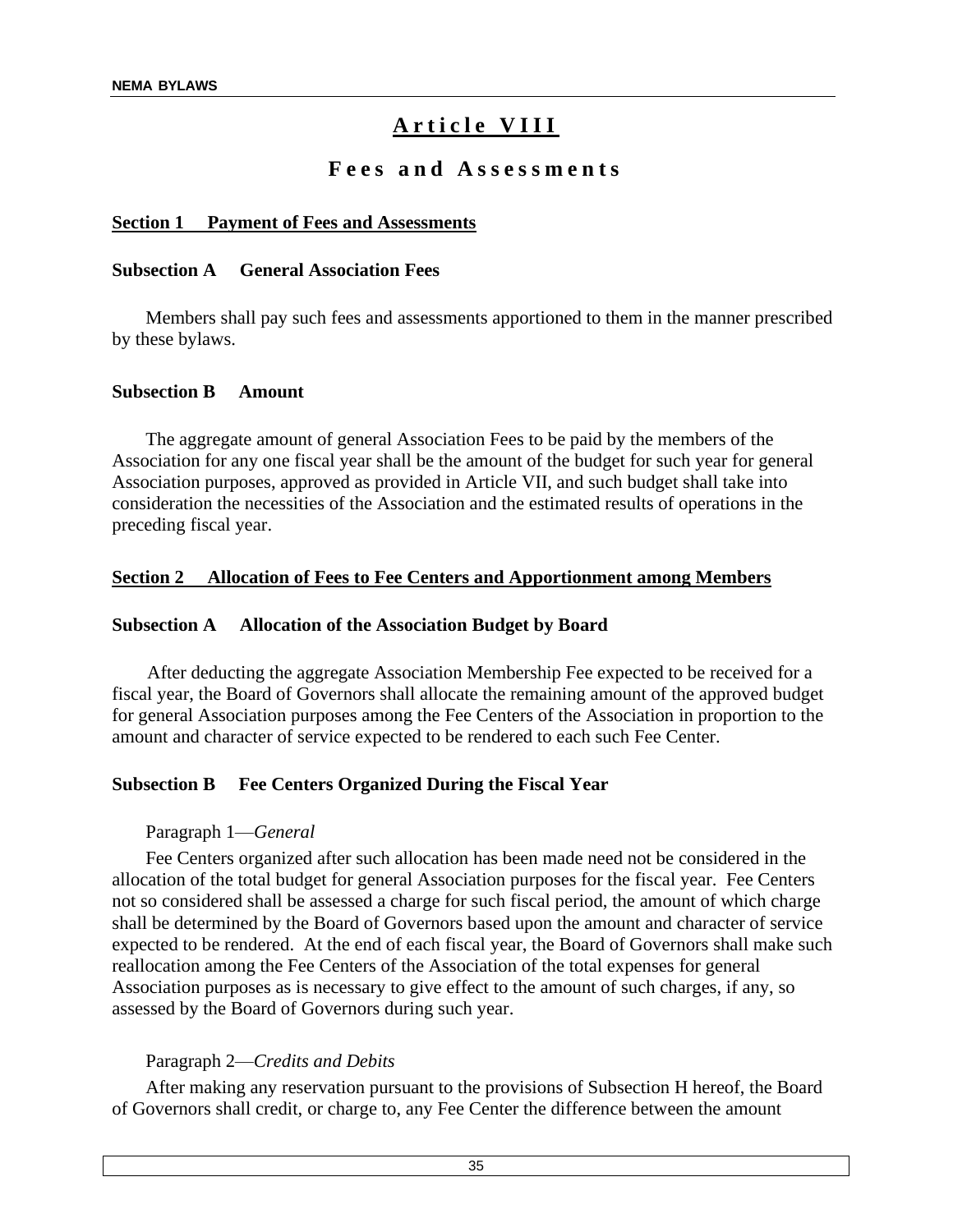# Article VIII

## Fees and Assessments

**Section 1 Payment of Fees and Assessments**

**Subsection A General Association Fees**

Members shall pay such fees and assessments apportioned to them in the manner prescribed by these bylaws.

**Subsection B Amount**

The aggregate amount of general Association Fees to be paid by the members of the Association for any one fiscal year shall be the amount of the budget for such year for general Association purposes, approved as provided in Article VII, and such budget shall take into consideration the necessities of the Association and the estimated results of operations in the preceding fiscal year.

**Section 2 Allocation of Fees to Fee Centers and Apportionment among Members**

**Subsection A Allocation of the Association Budget by Board**

After deducting the aggregate Association Membership Fee expected to be received for a fiscal year, the Board of Governors shall allocate the remaining amount of the approved budget for general Association purposes among the Fee Centers of the Association in proportion to the amount and character of service expected to be rendered to each such Fee Center.

**Subsection B Fee Centers Organized During the Fiscal Year**

Paragraph 1—*General*

Fee Centers organized after such allocation has been made need not be considered in the allocation of the total budget for general Association purposes for the fiscal year. Fee Centers not so considered shall be assessed a charge for such fiscal period, the amount of which charge shall be determined by the Board of Governors based upon the amount and character of service expected to be rendered. At the end of each fiscal year, the Board of Governors shall make such reallocation among the Fee Centers of the Association of the total expenses for general Association purposes as is necessary to give effect to the amount of such charges, if any, so assessed by the Board of Governors during such year.

Paragraph 2—*Credits and Debits*

After making any reservation pursuant to the provisions of Subsection H hereof, the Board of Governors shall credit, or charge to, any Fee Center the difference between the amount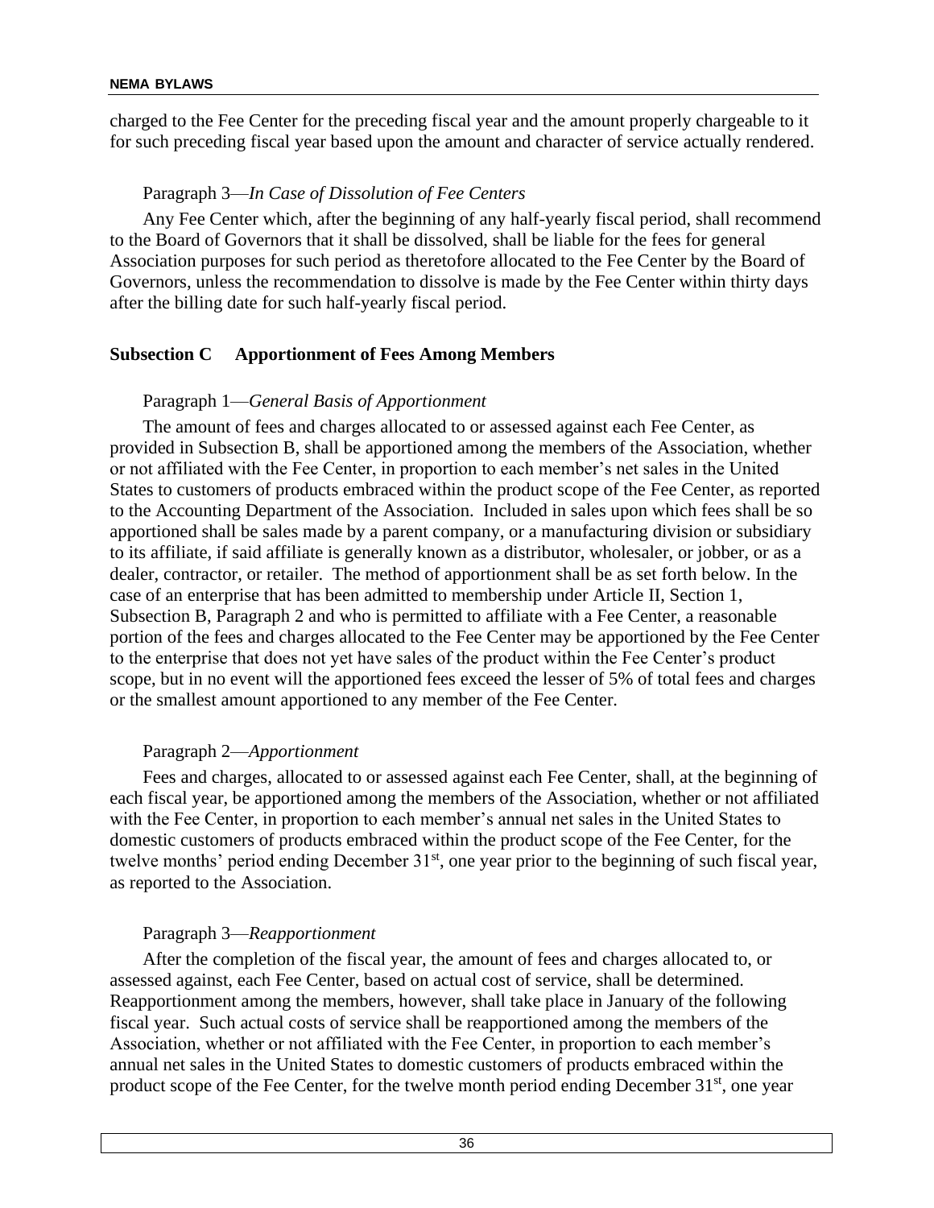charged to the Fee Center for the preceding fiscal year and the amount properly chargeable to it for such preceding fiscal year based upon the amount and character of service actually rendered.

Paragraph 3—*In Case of Dissolution of Fee Centers*

Any Fee Center which, after the beginning of any half-yearly fiscal period, shall recommend to the Board of Governors that it shall be dissolved, shall be liable for the fees for general Association purposes for such period as theretofore allocated to the Fee Center by the Board of Governors, unless the recommendation to dissolve is made by the Fee Center within thirty days after the billing date for such half-yearly fiscal period.

**Subsection C Apportionment of Fees Among Members**

Paragraph 1—*General Basis of Apportionment*

The amount of fees and charges allocated to or assessed against each Fee Center, as provided in Subsection B, shall be apportioned among the members of the Association, whether or not affiliated with the Fee Center, in proportion to each member's net sales in the United States to customers of products embraced within the product scope of the Fee Center, as reported to the Accounting Department of the Association. Included in sales upon which fees shall be so apportioned shall be sales made by a parent company, or a manufacturing division or subsidiary to its affiliate, if said affiliate is generally known as a distributor, wholesaler, or jobber, or as a dealer, contractor, or retailer. The method of apportionment shall be as set forth below. In the case of an enterprise that has been admitted to membership under Article II, Section 1, Subsection B, Paragraph 2 and who is permitted to affiliate with a Fee Center, a reasonable portion of the fees and charges allocated to the Fee Center may be apportioned by the Fee Center to the enterprise that does not yet have sales of the product within the Fee Center's product scope, but in no event will the apportioned fees exceed the lesser of 5% of total fees and charges or the smallest amount apportioned to any member of the Fee Center.

Paragraph 2—*Apportionment*

Fees and charges, allocated to or assessed against each Fee Center, shall, at the beginning of each fiscal year, be apportioned among the members of the Association, whether or not affiliated with the Fee Center, in proportion to each member's annual net sales in the United States to domestic customers of products embraced within the product scope of the Fee Center, for the twelve months' period ending December 31st, one year prior to the beginning of such fiscal year, as reported to the Association.

Paragraph 3—*Reapportionment*

After the completion of the fiscal year, the amount of fees and charges allocated to, or assessed against, each Fee Center, based on actual cost of service, shall be determined. Reapportionment among the members, however, shall take place in January of the following fiscal year. Such actual costs of service shall be reapportioned among the members of the Association, whether or not affiliated with the Fee Center, in proportion to each member's annual net sales in the United States to domestic customers of products embraced within the product scope of the Fee Center, for the twelve month period ending December 31st, one year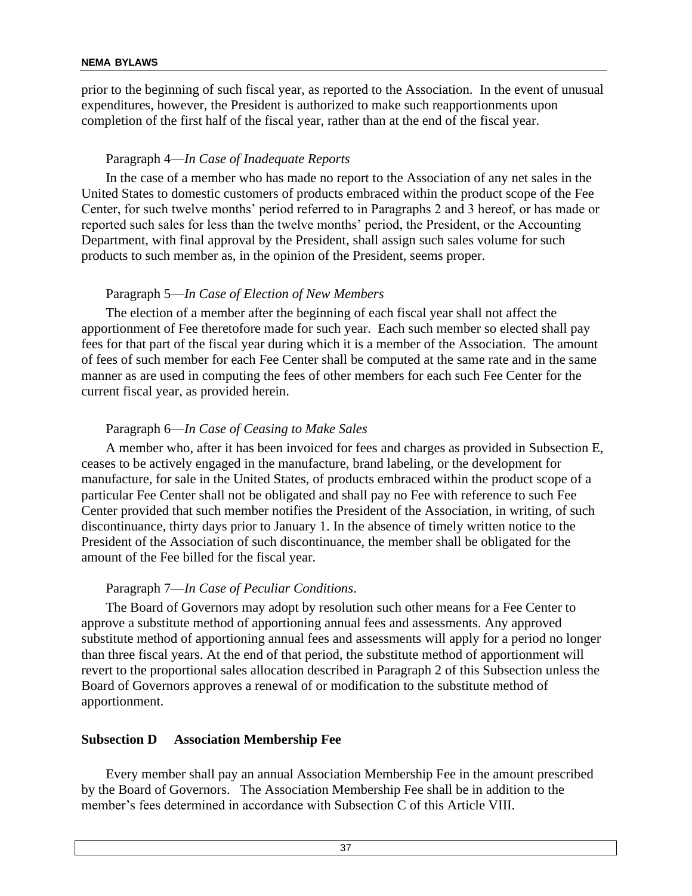prior to the beginning of such fiscal year, as reported to the Association. In the event of unusual expenditures, however, the President is authorized to make such reapportionments upon completion of the first half of the fiscal year, rather than at the end of the fiscal year.

Paragraph 4—*In Case of Inadequate Reports*

In the case of a member who has made no report to the Association of any net sales in the United States to domestic customers of products embraced within the product scope of the Fee Center, for such twelve months' period referred to in Paragraphs 2 and 3 hereof, or has made or reported such sales for less than the twelve months' period, the President, or the Accounting Department, with final approval by the President, shall assign such sales volume for such products to such member as, in the opinion of the President, seems proper.

Paragraph 5—*In Case of Election of New Members*

The election of a member after the beginning of each fiscal year shall not affect the apportionment of Fee theretofore made for such year. Each such member so elected shall pay fees for that part of the fiscal year during which it is a member of the Association. The amount of fees of such member for each Fee Center shall be computed at the same rate and in the same manner as are used in computing the fees of other members for each such Fee Center for the current fiscal year, as provided herein.

Paragraph 6—*In Case of Ceasing to Make Sales*

A member who, after it has been invoiced for fees and charges as provided in Subsection E, ceases to be actively engaged in the manufacture, brand labeling, or the development for manufacture, for sale in the United States, of products embraced within the product scope of a particular Fee Center shall not be obligated and shall pay no Fee with reference to such Fee Center provided that such member notifies the President of the Association, in writing, of such discontinuance, thirty days prior to January 1. In the absence of timely written notice to the President of the Association of such discontinuance, the member shall be obligated for the amount of the Fee billed for the fiscal year.

Paragraph 7—*In Case of Peculiar Conditions*.

The Board of Governors may adopt by resolution such other means for a Fee Center to approve a substitute method of apportioning annual fees and assessments. Any approved substitute method of apportioning annual fees and assessments will apply for a period no longer than three fiscal years. At the end of that period, the substitute method of apportionment will revert to the proportional sales allocation described in Paragraph 2 of this Subsection unless the Board of Governors approves a renewal of or modification to the substitute method of apportionment.

**Subsection D Association Membership Fee**

Every member shall pay an annual Association Membership Fee in the amount prescribed by the Board of Governors. The Association Membership Fee shall be in addition to the member's fees determined in accordance with Subsection C of this Article VIII.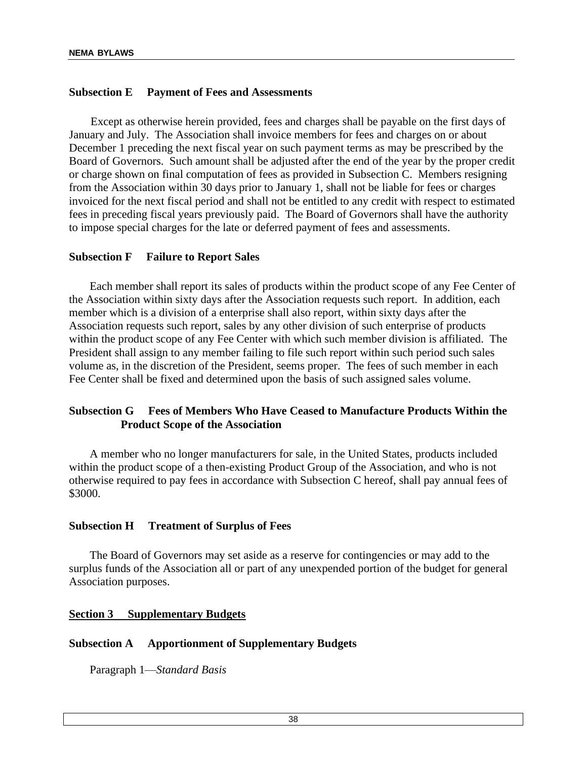### Subsection E Payment of Fees and Assessments

Except as otherwise herein provided, fees and charges shall be payable on the first days of January and July. The Association shall invoice members for fees and charges on or about December 1 preceding the next fiscal year on such payment terms as may be prescribed by the Board of Governors. Such amount shall be adjusted after the end of the year by the proper credit or charge shown on final computation of fees as provided in Subsection C. Members resigning from the Association within 30 days prior to January 1, shall not be liable for fees or charges invoiced for the next fiscal period and shall not be entitled to any credit with respect to estimated fees in preceding fiscal years previously paid. The Board of Governors shall have the authority to impose special charges for the late or deferred payment of fees and assessments.

### Subsection F Failure to Report Sales

Each member shall report its sales of products within the product scope of any Fee Center of the Association within sixty days after the Association requests such report. In addition, each member which is a division of a enterprise shall also report, within sixty days after the Association requests such report, sales by any other division of such enterprise of products within the product scope of any Fee Center with which such member division is affiliated. The President shall assign to any member failing to file such report within such period such sales volume as, in the discretion of the President, seems proper. The fees of such member in each Fee Center shall be fixed and determined upon the basis of such assigned sales volume.

### Subsection G Fees of Members Who Have Ceased to Manufacture Products Within the Product Scope of the Association

A member who no longer manufacturers for sale, in the United States, products included within the product scope of a then-existing Product Group of the Association, and who is not otherwise required to pay fees in accordance with Subsection C hereof, shall pay annual fees of $3000.

### Subsection H Treatment of Surplus of Fees

The Board of Governors may set aside as a reserve for contingencies or may add to the surplus funds of the Association all or part of any unexpended portion of the budget for general Association purposes.

## Section 3 Supplementary Budgets

### Subsection A Apportionment of Supplementary Budgets

Paragraph 1—*Standard Basis*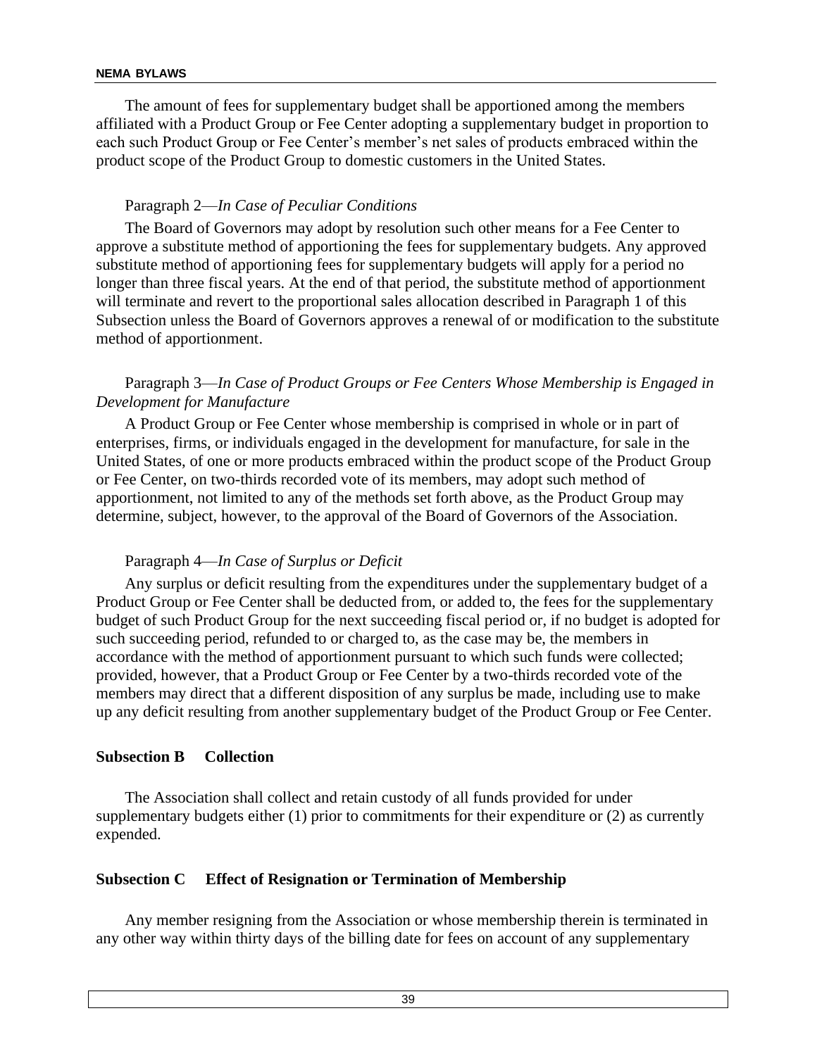The amount of fees for supplementary budget shall be apportioned among the members affiliated with a Product Group or Fee Center adopting a supplementary budget in proportion to each such Product Group or Fee Center's member's net sales of products embraced within the product scope of the Product Group to domestic customers in the United States.

Paragraph 2—*In Case of Peculiar Conditions*

The Board of Governors may adopt by resolution such other means for a Fee Center to approve a substitute method of apportioning the fees for supplementary budgets. Any approved substitute method of apportioning fees for supplementary budgets will apply for a period no longer than three fiscal years. At the end of that period, the substitute method of apportionment will terminate and revert to the proportional sales allocation described in Paragraph 1 of this Subsection unless the Board of Governors approves a renewal of or modification to the substitute method of apportionment.

Paragraph 3—*In Case of Product Groups or Fee Centers Whose Membership is Engaged in Development for Manufacture*

A Product Group or Fee Center whose membership is comprised in whole or in part of enterprises, firms, or individuals engaged in the development for manufacture, for sale in the United States, of one or more products embraced within the product scope of the Product Group or Fee Center, on two-thirds recorded vote of its members, may adopt such method of apportionment, not limited to any of the methods set forth above, as the Product Group may determine, subject, however, to the approval of the Board of Governors of the Association.

Paragraph 4—*In Case of Surplus or Deficit*

Any surplus or deficit resulting from the expenditures under the supplementary budget of a Product Group or Fee Center shall be deducted from, or added to, the fees for the supplementary budget of such Product Group for the next succeeding fiscal period or, if no budget is adopted for such succeeding period, refunded to or charged to, as the case may be, the members in accordance with the method of apportionment pursuant to which such funds were collected; provided, however, that a Product Group or Fee Center by a two-thirds recorded vote of the members may direct that a different disposition of any surplus be made, including use to make up any deficit resulting from another supplementary budget of the Product Group or Fee Center.

**Subsection B Collection**

The Association shall collect and retain custody of all funds provided for under supplementary budgets either (1) prior to commitments for their expenditure or (2) as currently expended.

**Subsection C Effect of Resignation or Termination of Membership**

Any member resigning from the Association or whose membership therein is terminated in any other way within thirty days of the billing date for fees on account of any supplementary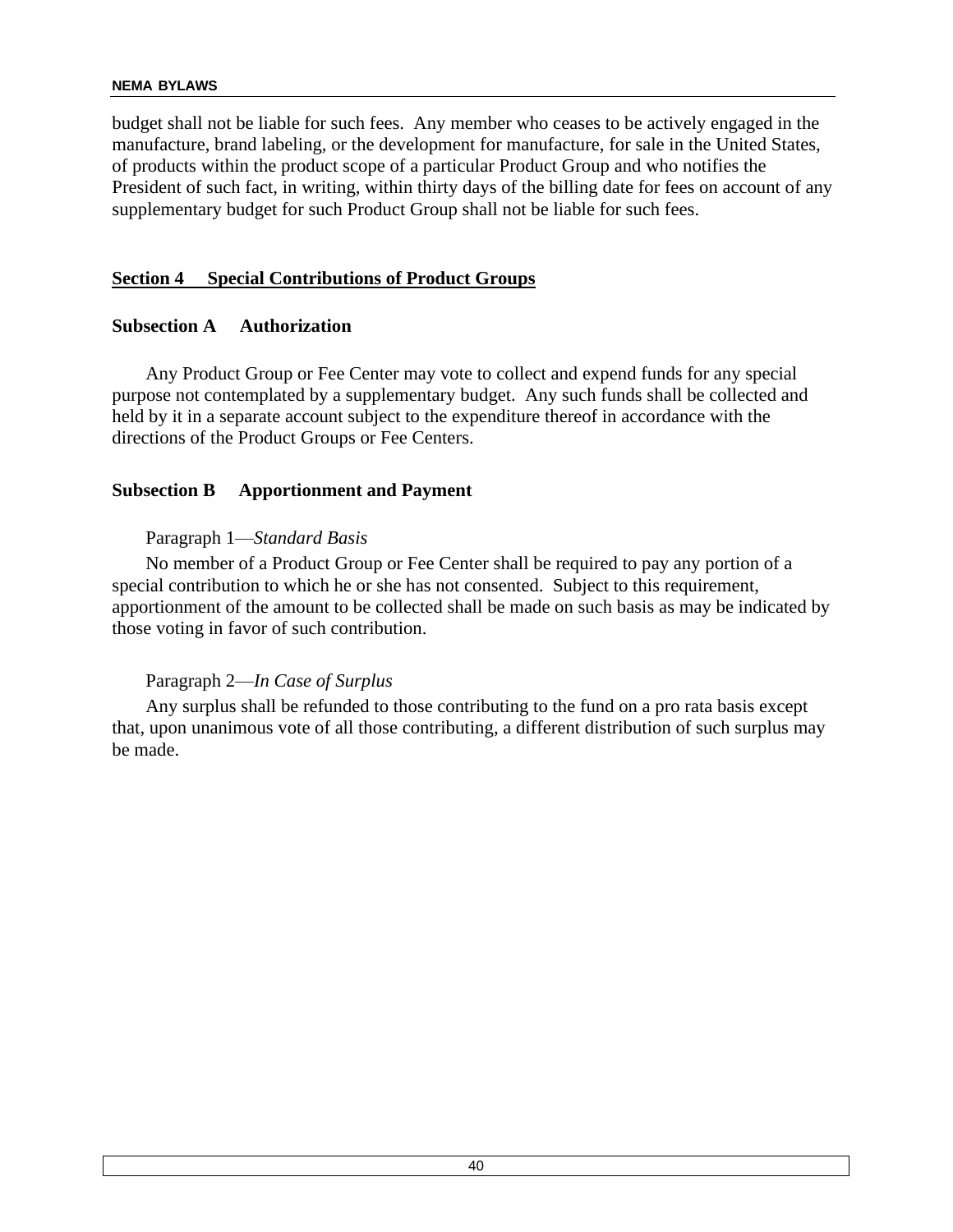budget shall not be liable for such fees. Any member who ceases to be actively engaged in the manufacture, brand labeling, or the development for manufacture, for sale in the United States, of products within the product scope of a particular Product Group and who notifies the President of such fact, in writing, within thirty days of the billing date for fees on account of any supplementary budget for such Product Group shall not be liable for such fees.

## Section 4 Special Contributions of Product Groups

### Subsection A Authorization

Any Product Group or Fee Center may vote to collect and expend funds for any special purpose not contemplated by a supplementary budget. Any such funds shall be collected and held by it in a separate account subject to the expenditure thereof in accordance with the directions of the Product Groups or Fee Centers.

### Subsection B Apportionment and Payment

Paragraph 1—*Standard Basis*

No member of a Product Group or Fee Center shall be required to pay any portion of a special contribution to which he or she has not consented. Subject to this requirement, apportionment of the amount to be collected shall be made on such basis as may be indicated by those voting in favor of such contribution.

Paragraph 2—*In Case of Surplus*

Any surplus shall be refunded to those contributing to the fund on a pro rata basis except that, upon unanimous vote of all those contributing, a different distribution of such surplus may be made.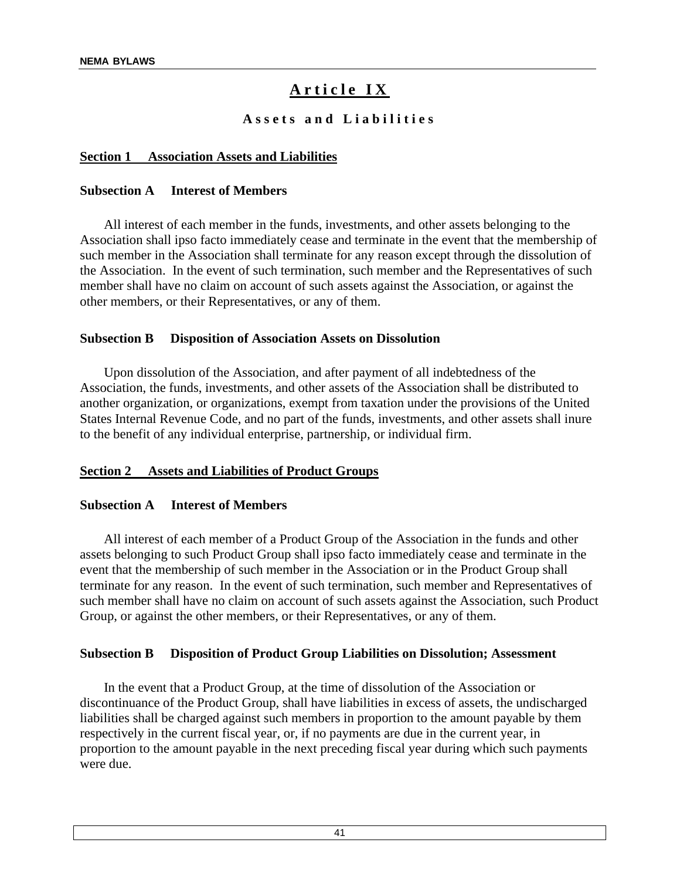# Article IX

## Assets and Liabilities

### Section 1 Association Assets and Liabilities

#### Subsection A Interest of Members

All interest of each member in the funds, investments, and other assets belonging to the Association shall ipso facto immediately cease and terminate in the event that the membership of such member in the Association shall terminate for any reason except through the dissolution of the Association. In the event of such termination, such member and the Representatives of such member shall have no claim on account of such assets against the Association, or against the other members, or their Representatives, or any of them.

#### Subsection B Disposition of Association Assets on Dissolution

Upon dissolution of the Association, and after payment of all indebtedness of the Association, the funds, investments, and other assets of the Association shall be distributed to another organization, or organizations, exempt from taxation under the provisions of the United States Internal Revenue Code, and no part of the funds, investments, and other assets shall inure to the benefit of any individual enterprise, partnership, or individual firm.

### Section 2 Assets and Liabilities of Product Groups

#### Subsection A Interest of Members

All interest of each member of a Product Group of the Association in the funds and other assets belonging to such Product Group shall ipso facto immediately cease and terminate in the event that the membership of such member in the Association or in the Product Group shall terminate for any reason. In the event of such termination, such member and Representatives of such member shall have no claim on account of such assets against the Association, such Product Group, or against the other members, or their Representatives, or any of them.

#### Subsection B Disposition of Product Group Liabilities on Dissolution; Assessment

In the event that a Product Group, at the time of dissolution of the Association or discontinuance of the Product Group, shall have liabilities in excess of assets, the undischarged liabilities shall be charged against such members in proportion to the amount payable by them respectively in the current fiscal year, or, if no payments are due in the current year, in proportion to the amount payable in the next preceding fiscal year during which such payments were due.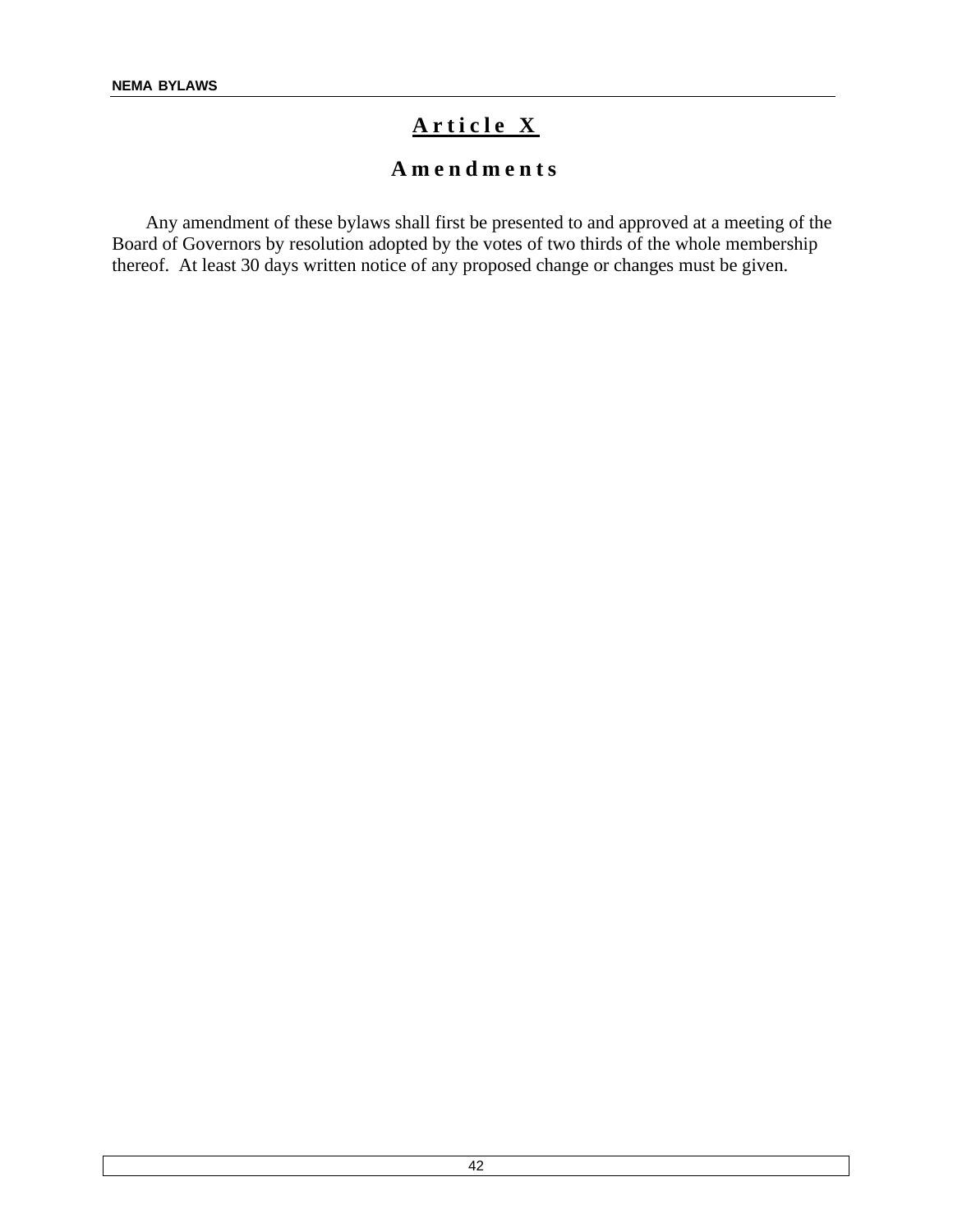# Article X

## Amendments

Any amendment of these bylaws shall first be presented to and approved at a meeting of the Board of Governors by resolution adopted by the votes of two thirds of the whole membership thereof. At least 30 days written notice of any proposed change or changes must be given.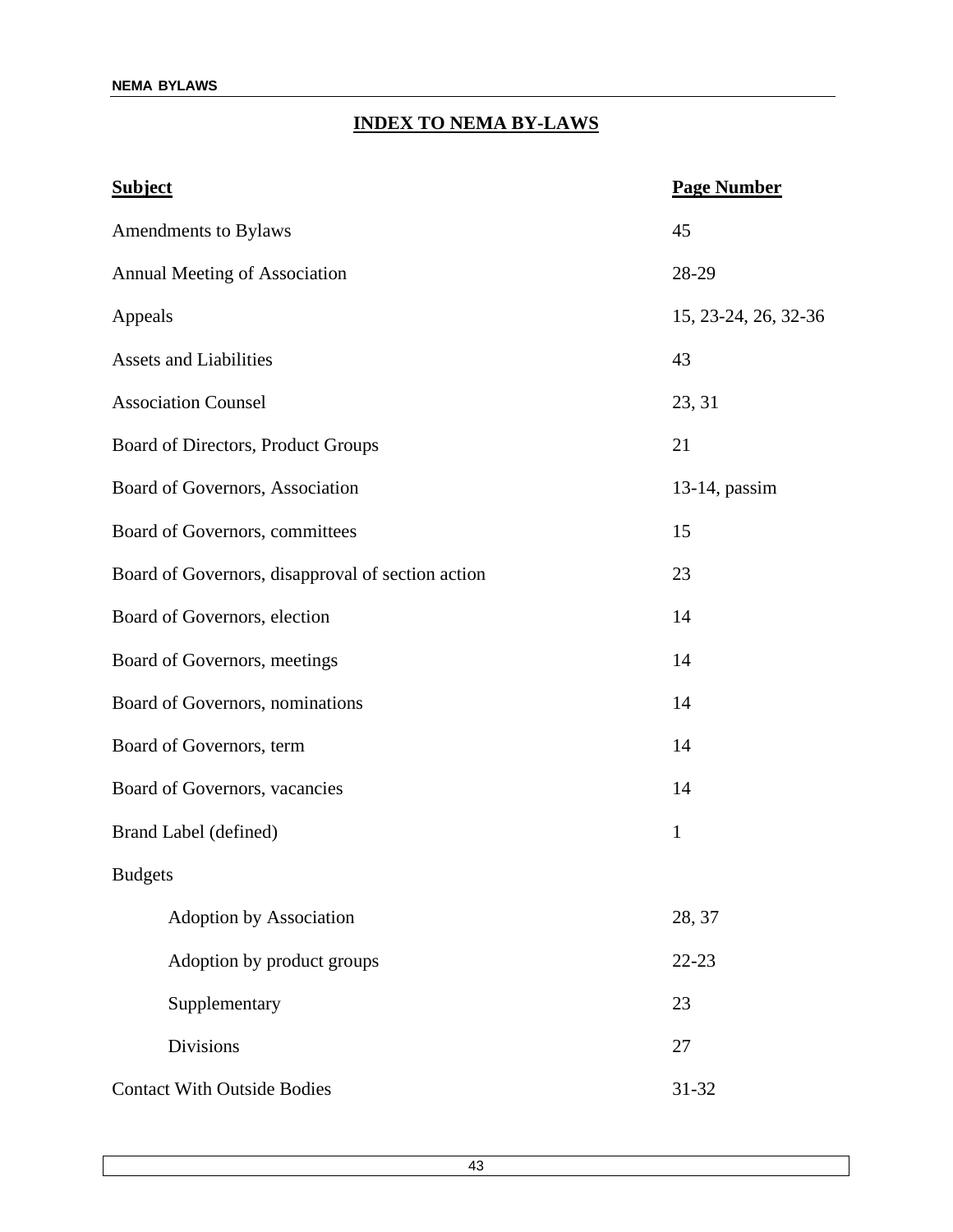# INDEX TO NEMA BY-LAWS

| Subject | Page Number |
|---|---|
| Amendments to Bylaws | 45 |
| Annual Meeting of Association | 28-29 |
| Appeals | 15, 23-24, 26, 32-36 |
| Assets and Liabilities | 43 |
| Association Counsel | 23, 31 |
| Board of Directors, Product Groups | 21 |
| Board of Governors, Association | 13-14, passim |
| Board of Governors, committees | 15 |
| Board of Governors, disapproval of section action | 23 |
| Board of Governors, election | 14 |
| Board of Governors, meetings | 14 |
| Board of Governors, nominations | 14 |
| Board of Governors, term | 14 |
| Board of Governors, vacancies | 14 |
| Brand Label (defined) | 1 |
| Budgets | |
| Adoption by Association | 28, 37 |
| Adoption by product groups | 22-23 |
| Supplementary | 23 |
| Divisions | 27 |
| Contact With Outside Bodies | 31-32 |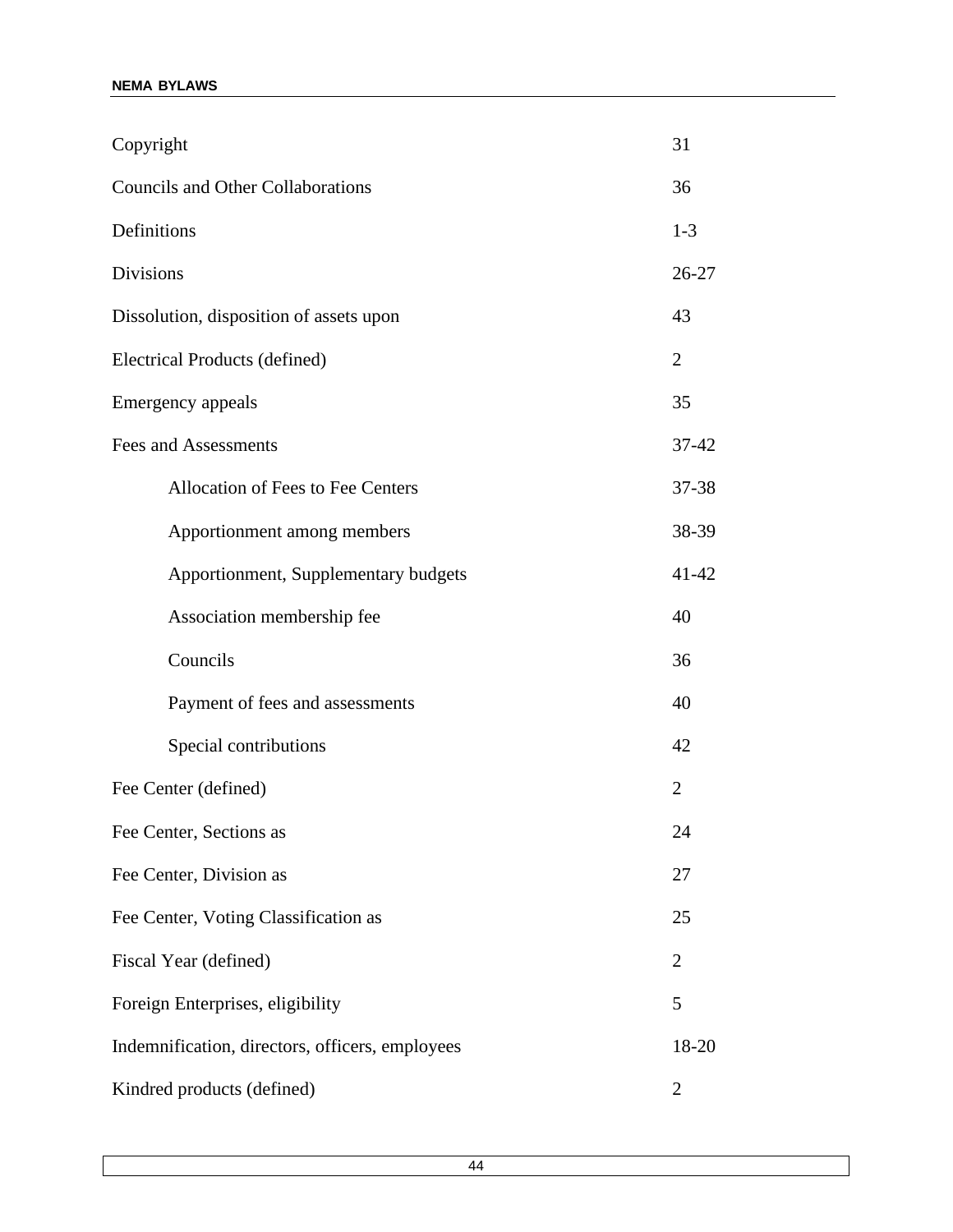| | |
|---|---|
| Copyright | 31 |
| Councils and Other Collaborations | 36 |
| Definitions | 1-3 |
| Divisions | 26-27 |
| Dissolution, disposition of assets upon | 43 |
| Electrical Products (defined) | 2 |
| Emergency appeals | 35 |
| Fees and Assessments | 37-42 |
| &nbsp;&nbsp;&nbsp;&nbsp;Allocation of Fees to Fee Centers | 37-38 |
| &nbsp;&nbsp;&nbsp;&nbsp;Apportionment among members | 38-39 |
| &nbsp;&nbsp;&nbsp;&nbsp;Apportionment, Supplementary budgets | 41-42 |
| &nbsp;&nbsp;&nbsp;&nbsp;Association membership fee | 40 |
| &nbsp;&nbsp;&nbsp;&nbsp;Councils | 36 |
| &nbsp;&nbsp;&nbsp;&nbsp;Payment of fees and assessments | 40 |
| &nbsp;&nbsp;&nbsp;&nbsp;Special contributions | 42 |
| Fee Center (defined) | 2 |
| Fee Center, Sections as | 24 |
| Fee Center, Division as | 27 |
| Fee Center, Voting Classification as | 25 |
| Fiscal Year (defined) | 2 |
| Foreign Enterprises, eligibility | 5 |
| Indemnification, directors, officers, employees | 18-20 |
| Kindred products (defined) | 2 |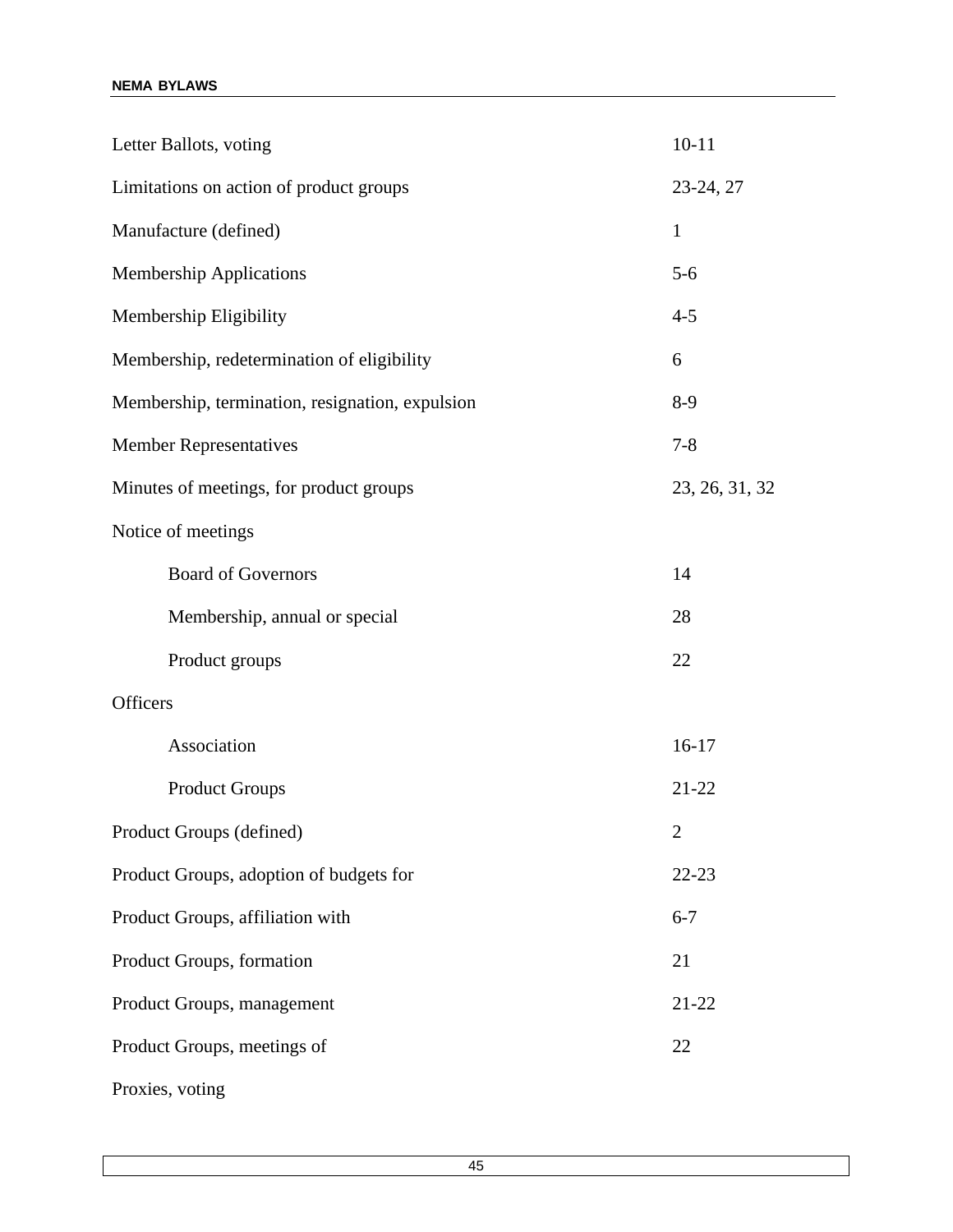| | |
|---|---|
| Letter Ballots, voting | 10-11 |
| Limitations on action of product groups | 23-24, 27 |
| Manufacture (defined) | 1 |
| Membership Applications | 5-6 |
| Membership Eligibility | 4-5 |
| Membership, redetermination of eligibility | 6 |
| Membership, termination, resignation, expulsion | 8-9 |
| Member Representatives | 7-8 |
| Minutes of meetings, for product groups | 23, 26, 31, 32 |
| Notice of meetings | |
| Board of Governors | 14 |
| Membership, annual or special | 28 |
| Product groups | 22 |
| Officers | |
| Association | 16-17 |
| Product Groups | 21-22 |
| Product Groups (defined) | 2 |
| Product Groups, adoption of budgets for | 22-23 |
| Product Groups, affiliation with | 6-7 |
| Product Groups, formation | 21 |
| Product Groups, management | 21-22 |
| Product Groups, meetings of | 22 |
| Proxies, voting | |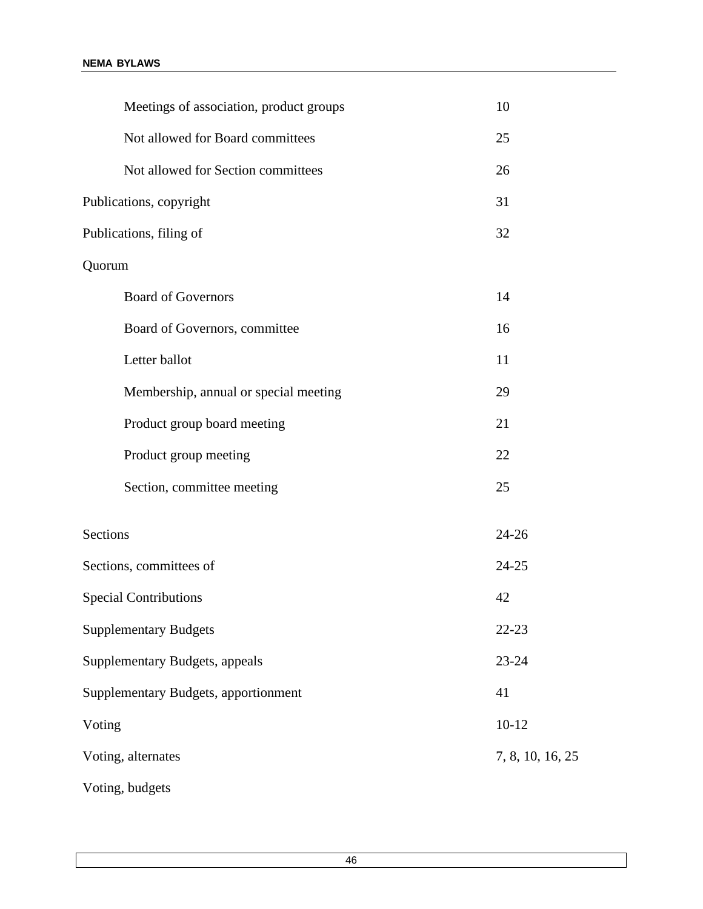| | |
|---|---|
| Meetings of association, product groups | 10 |
| Not allowed for Board committees | 25 |
| Not allowed for Section committees | 26 |
| Publications, copyright | 31 |
| Publications, filing of | 32 |
| Quorum | |
| Board of Governors | 14 |
| Board of Governors, committee | 16 |
| Letter ballot | 11 |
| Membership, annual or special meeting | 29 |
| Product group board meeting | 21 |
| Product group meeting | 22 |
| Section, committee meeting | 25 |
| Sections | 24-26 |
| Sections, committees of | 24-25 |
| Special Contributions | 42 |
| Supplementary Budgets | 22-23 |
| Supplementary Budgets, appeals | 23-24 |
| Supplementary Budgets, apportionment | 41 |
| Voting | 10-12 |
| Voting, alternates | 7, 8, 10, 16, 25 |
| Voting, budgets | |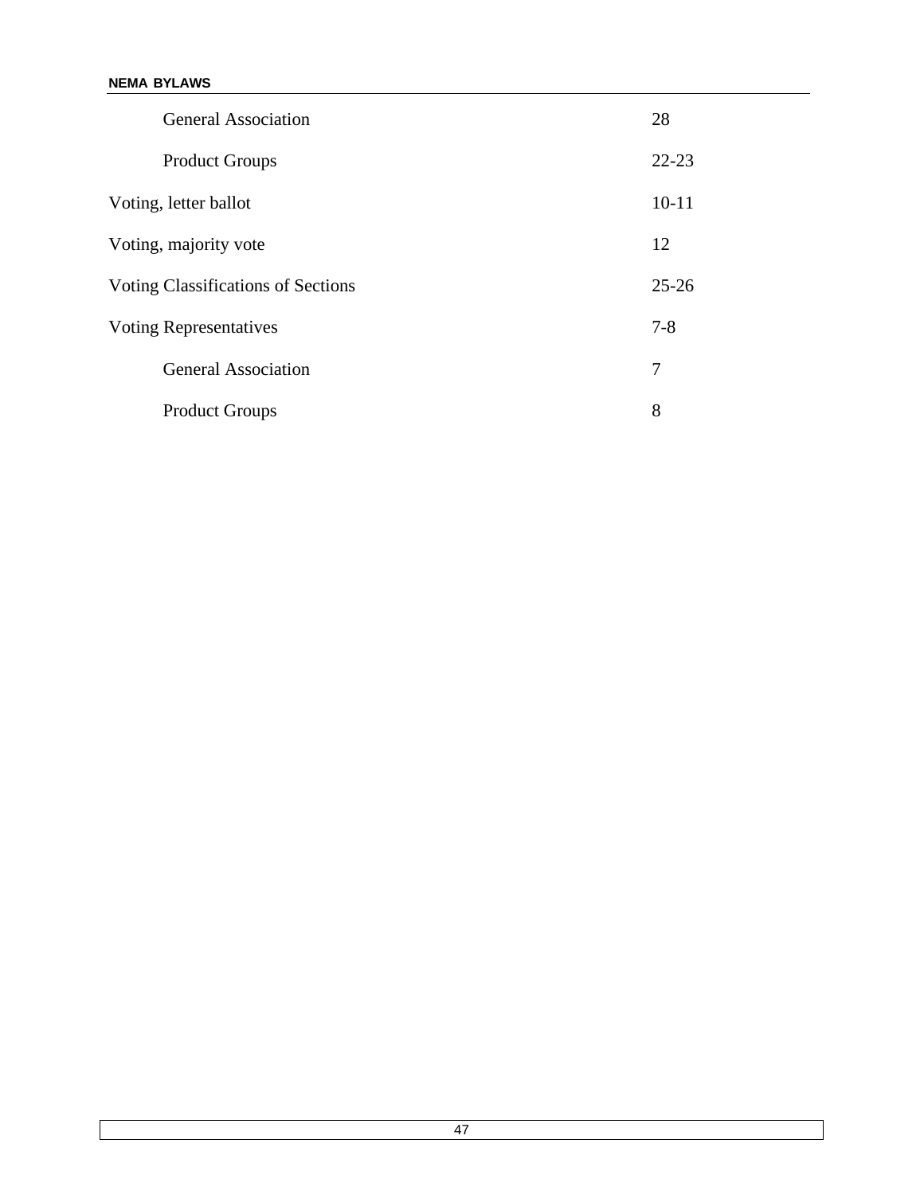| | |
|---|---|
| General Association | 28 |
| Product Groups | 22-23 |
| Voting, letter ballot | 10-11 |
| Voting, majority vote | 12 |
| Voting Classifications of Sections | 25-26 |
| Voting Representatives | 7-8 |
| General Association | 7 |
| Product Groups | 8 |